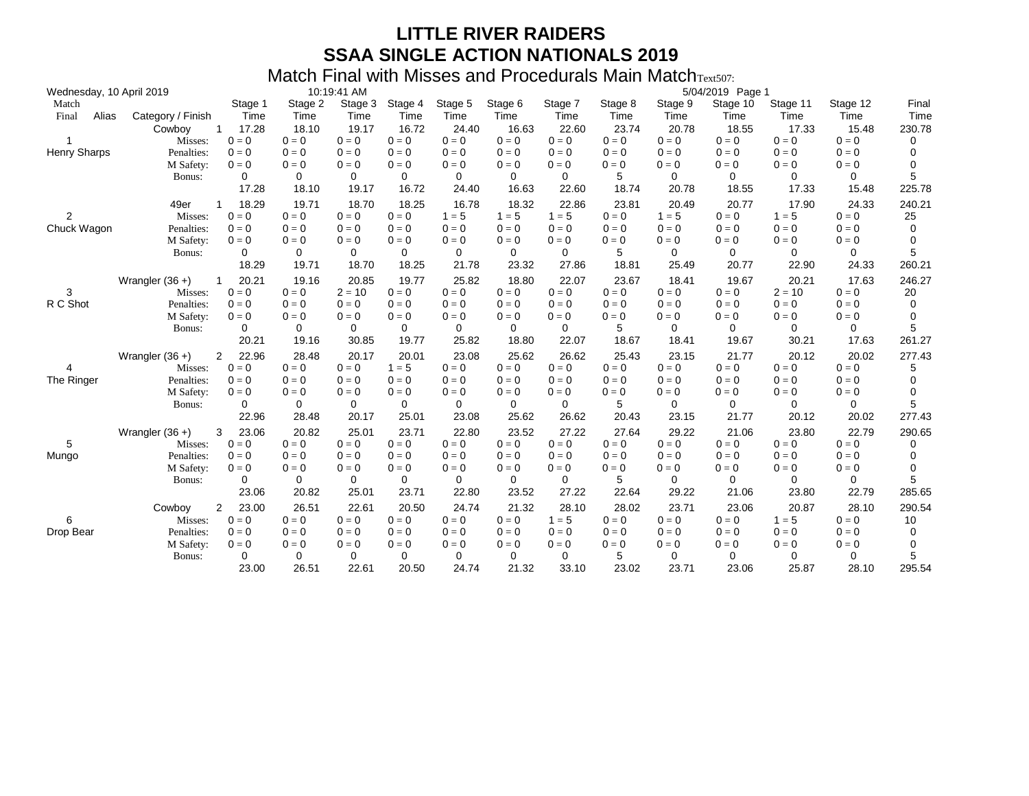# LITTLE RIVER RAIDERS

# SSAA SINGLE ACTION NATIONALS 2019

## Match Final with Misses and Procedurals Main Match Text507:

Wednesday, 10 April 2019 &nbsp;&nbsp;&nbsp; 10:19:41 AM &nbsp;&nbsp;&nbsp; 5/04/2019 Page 1

| Match Final | Alias | Category / Finish | | Stage 1 Time | Stage 2 Time | Stage 3 Time | Stage 4 Time | Stage 5 Time | Stage 6 Time | Stage 7 Time | Stage 8 Time | Stage 9 Time | Stage 10 Time | Stage 11 Time | Stage 12 Time | Final Time |
|---|---|---|---|---|---|---|---|---|---|---|---|---|---|---|---|---|
| | | Cowboy | 1 | 17.28 | 18.10 | 19.17 | 16.72 | 24.40 | 16.63 | 22.60 | 23.74 | 20.78 | 18.55 | 17.33 | 15.48 | 230.78 |
| 1 | | Misses: | | 0 = 0 | 0 = 0 | 0 = 0 | 0 = 0 | 0 = 0 | 0 = 0 | 0 = 0 | 0 = 0 | 0 = 0 | 0 = 0 | 0 = 0 | 0 = 0 | 0 |
| Henry Sharps | | Penalties: | | 0 = 0 | 0 = 0 | 0 = 0 | 0 = 0 | 0 = 0 | 0 = 0 | 0 = 0 | 0 = 0 | 0 = 0 | 0 = 0 | 0 = 0 | 0 = 0 | 0 |
| | | M Safety: | | 0 = 0 | 0 = 0 | 0 = 0 | 0 = 0 | 0 = 0 | 0 = 0 | 0 = 0 | 0 = 0 | 0 = 0 | 0 = 0 | 0 = 0 | 0 = 0 | 0 |
| | | Bonus: | | 0 | 0 | 0 | 0 | 0 | 0 | 0 | 5 | 0 | 0 | 0 | 0 | 5 |
| | | | | 17.28 | 18.10 | 19.17 | 16.72 | 24.40 | 16.63 | 22.60 | 18.74 | 20.78 | 18.55 | 17.33 | 15.48 | 225.78 |
| | | 49er | 1 | 18.29 | 19.71 | 18.70 | 18.25 | 16.78 | 18.32 | 22.86 | 23.81 | 20.49 | 20.77 | 17.90 | 24.33 | 240.21 |
| 2 | | Misses: | | 0 = 0 | 0 = 0 | 0 = 0 | 0 = 0 | 1 = 5 | 1 = 5 | 1 = 5 | 0 = 0 | 1 = 5 | 0 = 0 | 1 = 5 | 0 = 0 | 25 |
| Chuck Wagon | | Penalties: | | 0 = 0 | 0 = 0 | 0 = 0 | 0 = 0 | 0 = 0 | 0 = 0 | 0 = 0 | 0 = 0 | 0 = 0 | 0 = 0 | 0 = 0 | 0 = 0 | 0 |
| | | M Safety: | | 0 = 0 | 0 = 0 | 0 = 0 | 0 = 0 | 0 = 0 | 0 = 0 | 0 = 0 | 0 = 0 | 0 = 0 | 0 = 0 | 0 = 0 | 0 = 0 | 0 |
| | | Bonus: | | 0 | 0 | 0 | 0 | 0 | 0 | 0 | 5 | 0 | 0 | 0 | 0 | 5 |
| | | | | 18.29 | 19.71 | 18.70 | 18.25 | 21.78 | 23.32 | 27.86 | 18.81 | 25.49 | 20.77 | 22.90 | 24.33 | 260.21 |
| | | Wrangler (36 +) | 1 | 20.21 | 19.16 | 20.85 | 19.77 | 25.82 | 18.80 | 22.07 | 23.67 | 18.41 | 19.67 | 20.21 | 17.63 | 246.27 |
| 3 | | Misses: | | 0 = 0 | 0 = 0 | 2 = 10 | 0 = 0 | 0 = 0 | 0 = 0 | 0 = 0 | 0 = 0 | 0 = 0 | 0 = 0 | 2 = 10 | 0 = 0 | 20 |
| R C Shot | | Penalties: | | 0 = 0 | 0 = 0 | 0 = 0 | 0 = 0 | 0 = 0 | 0 = 0 | 0 = 0 | 0 = 0 | 0 = 0 | 0 = 0 | 0 = 0 | 0 = 0 | 0 |
| | | M Safety: | | 0 = 0 | 0 = 0 | 0 = 0 | 0 = 0 | 0 = 0 | 0 = 0 | 0 = 0 | 0 = 0 | 0 = 0 | 0 = 0 | 0 = 0 | 0 = 0 | 0 |
| | | Bonus: | | 0 | 0 | 0 | 0 | 0 | 0 | 0 | 5 | 0 | 0 | 0 | 0 | 5 |
| | | | | 20.21 | 19.16 | 30.85 | 19.77 | 25.82 | 18.80 | 22.07 | 18.67 | 18.41 | 19.67 | 30.21 | 17.63 | 261.27 |
| | | Wrangler (36 +) | 2 | 22.96 | 28.48 | 20.17 | 20.01 | 23.08 | 25.62 | 26.62 | 25.43 | 23.15 | 21.77 | 20.12 | 20.02 | 277.43 |
| 4 | | Misses: | | 0 = 0 | 0 = 0 | 0 = 0 | 1 = 5 | 0 = 0 | 0 = 0 | 0 = 0 | 0 = 0 | 0 = 0 | 0 = 0 | 0 = 0 | 0 = 0 | 5 |
| The Ringer | | Penalties: | | 0 = 0 | 0 = 0 | 0 = 0 | 0 = 0 | 0 = 0 | 0 = 0 | 0 = 0 | 0 = 0 | 0 = 0 | 0 = 0 | 0 = 0 | 0 = 0 | 0 |
| | | M Safety: | | 0 = 0 | 0 = 0 | 0 = 0 | 0 = 0 | 0 = 0 | 0 = 0 | 0 = 0 | 0 = 0 | 0 = 0 | 0 = 0 | 0 = 0 | 0 = 0 | 0 |
| | | Bonus: | | 0 | 0 | 0 | 0 | 0 | 0 | 0 | 5 | 0 | 0 | 0 | 0 | 5 |
| | | | | 22.96 | 28.48 | 20.17 | 25.01 | 23.08 | 25.62 | 26.62 | 20.43 | 23.15 | 21.77 | 20.12 | 20.02 | 277.43 |
| | | Wrangler (36 +) | 3 | 23.06 | 20.82 | 25.01 | 23.71 | 22.80 | 23.52 | 27.22 | 27.64 | 29.22 | 21.06 | 23.80 | 22.79 | 290.65 |
| 5 | | Misses: | | 0 = 0 | 0 = 0 | 0 = 0 | 0 = 0 | 0 = 0 | 0 = 0 | 0 = 0 | 0 = 0 | 0 = 0 | 0 = 0 | 0 = 0 | 0 = 0 | 0 |
| Mungo | | Penalties: | | 0 = 0 | 0 = 0 | 0 = 0 | 0 = 0 | 0 = 0 | 0 = 0 | 0 = 0 | 0 = 0 | 0 = 0 | 0 = 0 | 0 = 0 | 0 = 0 | 0 |
| | | M Safety: | | 0 = 0 | 0 = 0 | 0 = 0 | 0 = 0 | 0 = 0 | 0 = 0 | 0 = 0 | 0 = 0 | 0 = 0 | 0 = 0 | 0 = 0 | 0 = 0 | 0 |
| | | Bonus: | | 0 | 0 | 0 | 0 | 0 | 0 | 0 | 5 | 0 | 0 | 0 | 0 | 5 |
| | | | | 23.06 | 20.82 | 25.01 | 23.71 | 22.80 | 23.52 | 27.22 | 22.64 | 29.22 | 21.06 | 23.80 | 22.79 | 285.65 |
| | | Cowboy | 2 | 23.00 | 26.51 | 22.61 | 20.50 | 24.74 | 21.32 | 28.10 | 28.02 | 23.71 | 23.06 | 20.87 | 28.10 | 290.54 |
| 6 | | Misses: | | 0 = 0 | 0 = 0 | 0 = 0 | 0 = 0 | 0 = 0 | 0 = 0 | 1 = 5 | 0 = 0 | 0 = 0 | 0 = 0 | 1 = 5 | 0 = 0 | 10 |
| Drop Bear | | Penalties: | | 0 = 0 | 0 = 0 | 0 = 0 | 0 = 0 | 0 = 0 | 0 = 0 | 0 = 0 | 0 = 0 | 0 = 0 | 0 = 0 | 0 = 0 | 0 = 0 | 0 |
| | | M Safety: | | 0 = 0 | 0 = 0 | 0 = 0 | 0 = 0 | 0 = 0 | 0 = 0 | 0 = 0 | 0 = 0 | 0 = 0 | 0 = 0 | 0 = 0 | 0 = 0 | 0 |
| | | Bonus: | | 0 | 0 | 0 | 0 | 0 | 0 | 0 | 5 | 0 | 0 | 0 | 0 | 5 |
| | | | | 23.00 | 26.51 | 22.61 | 20.50 | 24.74 | 21.32 | 33.10 | 23.02 | 23.71 | 23.06 | 25.87 | 28.10 | 295.54 |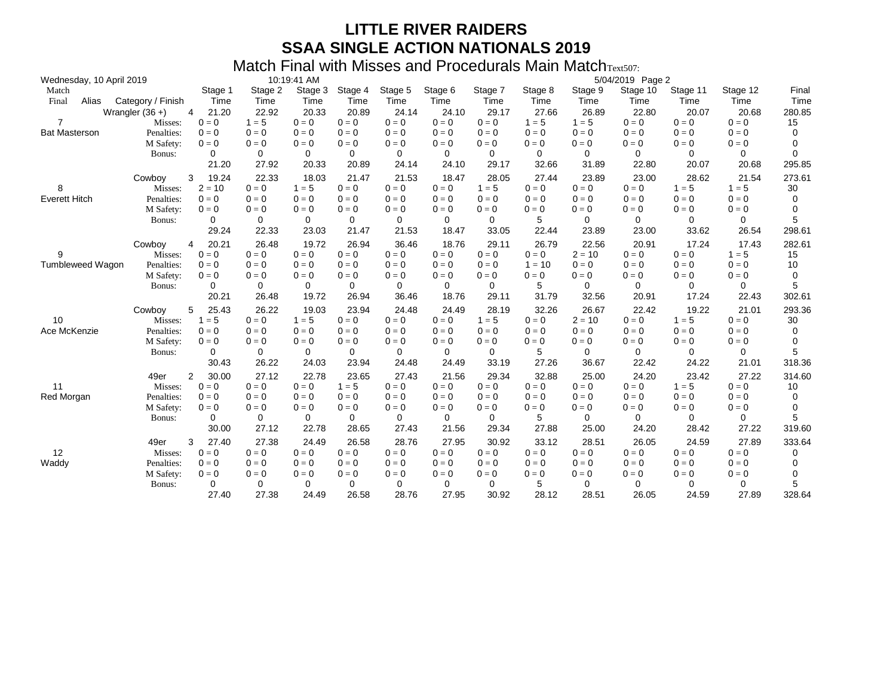# LITTLE RIVER RAIDERS
# SSAA SINGLE ACTION NATIONALS 2019
## Match Final with Misses and Procedurals Main Match

Wednesday, 10 April 2019 10:19:41 AM 5/04/2019

| Match Final | Alias | Category / Finish | | Stage 1 Time | Stage 2 Time | Stage 3 Time | Stage 4 Time | Stage 5 Time | Stage 6 Time | Stage 7 Time | Stage 8 Time | Stage 9 Time | Stage 10 Time | Stage 11 Time | Stage 12 Time | Final Time |
|---|---|---|---|---|---|---|---|---|---|---|---|---|---|---|---|---|
| | | Wrangler (36 +) | 4 | 21.20 | 22.92 | 20.33 | 20.89 | 24.14 | 24.10 | 29.17 | 27.66 | 26.89 | 22.80 | 20.07 | 20.68 | 280.85 |
| 7 | | Misses: | | 0 = 0 | 1 = 5 | 0 = 0 | 0 = 0 | 0 = 0 | 0 = 0 | 0 = 0 | 1 = 5 | 1 = 5 | 0 = 0 | 0 = 0 | 0 = 0 | 15 |
| Bat Masterson | | Penalties: | | 0 = 0 | 0 = 0 | 0 = 0 | 0 = 0 | 0 = 0 | 0 = 0 | 0 = 0 | 0 = 0 | 0 = 0 | 0 = 0 | 0 = 0 | 0 = 0 | 0 |
| | | M Safety: | | 0 = 0 | 0 = 0 | 0 = 0 | 0 = 0 | 0 = 0 | 0 = 0 | 0 = 0 | 0 = 0 | 0 = 0 | 0 = 0 | 0 = 0 | 0 = 0 | 0 |
| | | Bonus: | | 0 | 0 | 0 | 0 | 0 | 0 | 0 | 0 | 0 | 0 | 0 | 0 | 0 |
| | | | | 21.20 | 27.92 | 20.33 | 20.89 | 24.14 | 24.10 | 29.17 | 32.66 | 31.89 | 22.80 | 20.07 | 20.68 | 295.85 |
| | | Cowboy | 3 | 19.24 | 22.33 | 18.03 | 21.47 | 21.53 | 18.47 | 28.05 | 27.44 | 23.89 | 23.00 | 28.62 | 21.54 | 273.61 |
| 8 | | Misses: | | 2 = 10 | 0 = 0 | 1 = 5 | 0 = 0 | 0 = 0 | 0 = 0 | 1 = 5 | 0 = 0 | 0 = 0 | 0 = 0 | 1 = 5 | 1 = 5 | 30 |
| Everett Hitch | | Penalties: | | 0 = 0 | 0 = 0 | 0 = 0 | 0 = 0 | 0 = 0 | 0 = 0 | 0 = 0 | 0 = 0 | 0 = 0 | 0 = 0 | 0 = 0 | 0 = 0 | 0 |
| | | M Safety: | | 0 = 0 | 0 = 0 | 0 = 0 | 0 = 0 | 0 = 0 | 0 = 0 | 0 = 0 | 0 = 0 | 0 = 0 | 0 = 0 | 0 = 0 | 0 = 0 | 0 |
| | | Bonus: | | 0 | 0 | 0 | 0 | 0 | 0 | 0 | 5 | 0 | 0 | 0 | 0 | 5 |
| | | | | 29.24 | 22.33 | 23.03 | 21.47 | 21.53 | 18.47 | 33.05 | 22.44 | 23.89 | 23.00 | 33.62 | 26.54 | 298.61 |
| | | Cowboy | 4 | 20.21 | 26.48 | 19.72 | 26.94 | 36.46 | 18.76 | 29.11 | 26.79 | 22.56 | 20.91 | 17.24 | 17.43 | 282.61 |
| 9 | | Misses: | | 0 = 0 | 0 = 0 | 0 = 0 | 0 = 0 | 0 = 0 | 0 = 0 | 0 = 0 | 0 = 0 | 2 = 10 | 0 = 0 | 0 = 0 | 1 = 5 | 15 |
| Tumbleweed Wagon | | Penalties: | | 0 = 0 | 0 = 0 | 0 = 0 | 0 = 0 | 0 = 0 | 0 = 0 | 0 = 0 | 1 = 10 | 0 = 0 | 0 = 0 | 0 = 0 | 0 = 0 | 10 |
| | | M Safety: | | 0 = 0 | 0 = 0 | 0 = 0 | 0 = 0 | 0 = 0 | 0 = 0 | 0 = 0 | 0 = 0 | 0 = 0 | 0 = 0 | 0 = 0 | 0 = 0 | 0 |
| | | Bonus: | | 0 | 0 | 0 | 0 | 0 | 0 | 0 | 5 | 0 | 0 | 0 | 0 | 5 |
| | | | | 20.21 | 26.48 | 19.72 | 26.94 | 36.46 | 18.76 | 29.11 | 31.79 | 32.56 | 20.91 | 17.24 | 22.43 | 302.61 |
| | | Cowboy | 5 | 25.43 | 26.22 | 19.03 | 23.94 | 24.48 | 24.49 | 28.19 | 32.26 | 26.67 | 22.42 | 19.22 | 21.01 | 293.36 |
| 10 | | Misses: | | 1 = 5 | 0 = 0 | 1 = 5 | 0 = 0 | 0 = 0 | 0 = 0 | 1 = 5 | 0 = 0 | 2 = 10 | 0 = 0 | 1 = 5 | 0 = 0 | 30 |
| Ace McKenzie | | Penalties: | | 0 = 0 | 0 = 0 | 0 = 0 | 0 = 0 | 0 = 0 | 0 = 0 | 0 = 0 | 0 = 0 | 0 = 0 | 0 = 0 | 0 = 0 | 0 = 0 | 0 |
| | | M Safety: | | 0 = 0 | 0 = 0 | 0 = 0 | 0 = 0 | 0 = 0 | 0 = 0 | 0 = 0 | 0 = 0 | 0 = 0 | 0 = 0 | 0 = 0 | 0 = 0 | 0 |
| | | Bonus: | | 0 | 0 | 0 | 0 | 0 | 0 | 0 | 5 | 0 | 0 | 0 | 0 | 5 |
| | | | | 30.43 | 26.22 | 24.03 | 23.94 | 24.48 | 24.49 | 33.19 | 27.26 | 36.67 | 22.42 | 24.22 | 21.01 | 318.36 |
| | | 49er | 2 | 30.00 | 27.12 | 22.78 | 23.65 | 27.43 | 21.56 | 29.34 | 32.88 | 25.00 | 24.20 | 23.42 | 27.22 | 314.60 |
| 11 | | Misses: | | 0 = 0 | 0 = 0 | 0 = 0 | 1 = 5 | 0 = 0 | 0 = 0 | 0 = 0 | 0 = 0 | 0 = 0 | 0 = 0 | 1 = 5 | 0 = 0 | 10 |
| Red Morgan | | Penalties: | | 0 = 0 | 0 = 0 | 0 = 0 | 0 = 0 | 0 = 0 | 0 = 0 | 0 = 0 | 0 = 0 | 0 = 0 | 0 = 0 | 0 = 0 | 0 = 0 | 0 |
| | | M Safety: | | 0 = 0 | 0 = 0 | 0 = 0 | 0 = 0 | 0 = 0 | 0 = 0 | 0 = 0 | 0 = 0 | 0 = 0 | 0 = 0 | 0 = 0 | 0 = 0 | 0 |
| | | Bonus: | | 0 | 0 | 0 | 0 | 0 | 0 | 0 | 5 | 0 | 0 | 0 | 0 | 5 |
| | | | | 30.00 | 27.12 | 22.78 | 28.65 | 27.43 | 21.56 | 29.34 | 27.88 | 25.00 | 24.20 | 28.42 | 27.22 | 319.60 |
| | | 49er | 3 | 27.40 | 27.38 | 24.49 | 26.58 | 28.76 | 27.95 | 30.92 | 33.12 | 28.51 | 26.05 | 24.59 | 27.89 | 333.64 |
| 12 | | Misses: | | 0 = 0 | 0 = 0 | 0 = 0 | 0 = 0 | 0 = 0 | 0 = 0 | 0 = 0 | 0 = 0 | 0 = 0 | 0 = 0 | 0 = 0 | 0 = 0 | 0 |
| Waddy | | Penalties: | | 0 = 0 | 0 = 0 | 0 = 0 | 0 = 0 | 0 = 0 | 0 = 0 | 0 = 0 | 0 = 0 | 0 = 0 | 0 = 0 | 0 = 0 | 0 = 0 | 0 |
| | | M Safety: | | 0 = 0 | 0 = 0 | 0 = 0 | 0 = 0 | 0 = 0 | 0 = 0 | 0 = 0 | 0 = 0 | 0 = 0 | 0 = 0 | 0 = 0 | 0 = 0 | 0 |
| | | Bonus: | | 0 | 0 | 0 | 0 | 0 | 0 | 0 | 5 | 0 | 0 | 0 | 0 | 5 |
| | | | | 27.40 | 27.38 | 24.49 | 26.58 | 28.76 | 27.95 | 30.92 | 28.12 | 28.51 | 26.05 | 24.59 | 27.89 | 328.64 |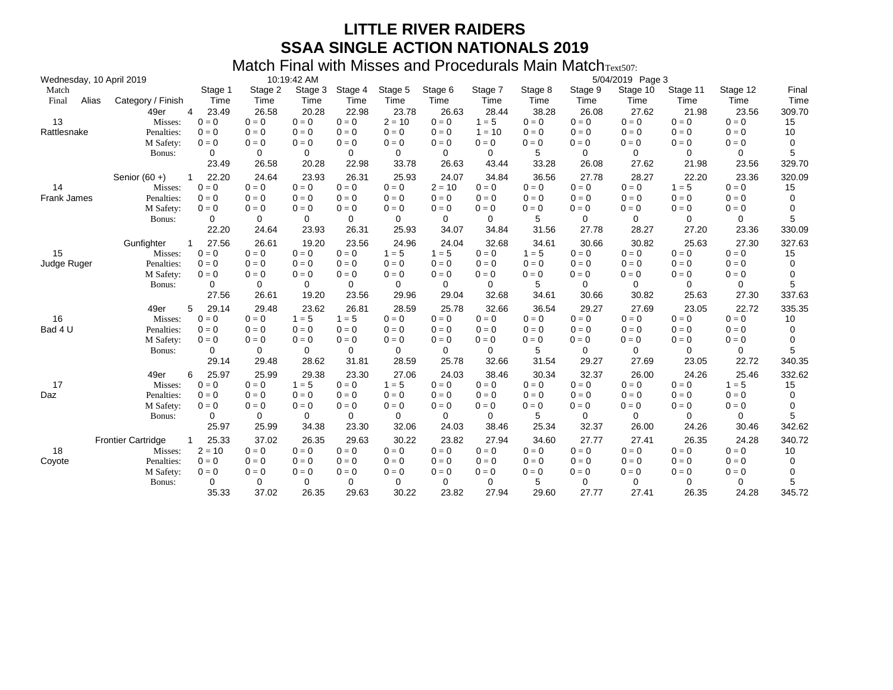# LITTLE RIVER RAIDERS

# SSAA SINGLE ACTION NATIONALS 2019

## Match Final with Misses and Procedurals Main Match

Wednesday, 10 April 2019 10:19:42 AM 5/04/2019

| Match Final | Alias | Category / Finish | | Stage 1 Time | Stage 2 Time | Stage 3 Time | Stage 4 Time | Stage 5 Time | Stage 6 Time | Stage 7 Time | Stage 8 Time | Stage 9 Time | Stage 10 Time | Stage 11 Time | Stage 12 Time | Final Time |
|---|---|---|---|---|---|---|---|---|---|---|---|---|---|---|---|---|
| | | 49er | 4 | 23.49 | 26.58 | 20.28 | 22.98 | 23.78 | 26.63 | 28.44 | 38.28 | 26.08 | 27.62 | 21.98 | 23.56 | 309.70 |
| 13 | | Misses: | | 0 = 0 | 0 = 0 | 0 = 0 | 0 = 0 | 2 = 10 | 0 = 0 | 1 = 5 | 0 = 0 | 0 = 0 | 0 = 0 | 0 = 0 | 0 = 0 | 15 |
| Rattlesnake | | Penalties: | | 0 = 0 | 0 = 0 | 0 = 0 | 0 = 0 | 0 = 0 | 0 = 0 | 1 = 10 | 0 = 0 | 0 = 0 | 0 = 0 | 0 = 0 | 0 = 0 | 10 |
| | | M Safety: | | 0 = 0 | 0 = 0 | 0 = 0 | 0 = 0 | 0 = 0 | 0 = 0 | 0 = 0 | 0 = 0 | 0 = 0 | 0 = 0 | 0 = 0 | 0 = 0 | 0 |
| | | Bonus: | | 0 | 0 | 0 | 0 | 0 | 0 | 0 | 5 | 0 | 0 | 0 | 0 | 5 |
| | | | | 23.49 | 26.58 | 20.28 | 22.98 | 33.78 | 26.63 | 43.44 | 33.28 | 26.08 | 27.62 | 21.98 | 23.56 | 329.70 |
| | | Senior (60 +) | 1 | 22.20 | 24.64 | 23.93 | 26.31 | 25.93 | 24.07 | 34.84 | 36.56 | 27.78 | 28.27 | 22.20 | 23.36 | 320.09 |
| 14 | | Misses: | | 0 = 0 | 0 = 0 | 0 = 0 | 0 = 0 | 0 = 0 | 2 = 10 | 0 = 0 | 0 = 0 | 0 = 0 | 0 = 0 | 1 = 5 | 0 = 0 | 15 |
| Frank James | | Penalties: | | 0 = 0 | 0 = 0 | 0 = 0 | 0 = 0 | 0 = 0 | 0 = 0 | 0 = 0 | 0 = 0 | 0 = 0 | 0 = 0 | 0 = 0 | 0 = 0 | 0 |
| | | M Safety: | | 0 = 0 | 0 = 0 | 0 = 0 | 0 = 0 | 0 = 0 | 0 = 0 | 0 = 0 | 0 = 0 | 0 = 0 | 0 = 0 | 0 = 0 | 0 = 0 | 0 |
| | | Bonus: | | 0 | 0 | 0 | 0 | 0 | 0 | 0 | 5 | 0 | 0 | 0 | 0 | 5 |
| | | | | 22.20 | 24.64 | 23.93 | 26.31 | 25.93 | 34.07 | 34.84 | 31.56 | 27.78 | 28.27 | 27.20 | 23.36 | 330.09 |
| | | Gunfighter | 1 | 27.56 | 26.61 | 19.20 | 23.56 | 24.96 | 24.04 | 32.68 | 34.61 | 30.66 | 30.82 | 25.63 | 27.30 | 327.63 |
| 15 | | Misses: | | 0 = 0 | 0 = 0 | 0 = 0 | 0 = 0 | 1 = 5 | 1 = 5 | 0 = 0 | 1 = 5 | 0 = 0 | 0 = 0 | 0 = 0 | 0 = 0 | 15 |
| Judge Ruger | | Penalties: | | 0 = 0 | 0 = 0 | 0 = 0 | 0 = 0 | 0 = 0 | 0 = 0 | 0 = 0 | 0 = 0 | 0 = 0 | 0 = 0 | 0 = 0 | 0 = 0 | 0 |
| | | M Safety: | | 0 = 0 | 0 = 0 | 0 = 0 | 0 = 0 | 0 = 0 | 0 = 0 | 0 = 0 | 0 = 0 | 0 = 0 | 0 = 0 | 0 = 0 | 0 = 0 | 0 |
| | | Bonus: | | 0 | 0 | 0 | 0 | 0 | 0 | 0 | 5 | 0 | 0 | 0 | 0 | 5 |
| | | | | 27.56 | 26.61 | 19.20 | 23.56 | 29.96 | 29.04 | 32.68 | 34.61 | 30.66 | 30.82 | 25.63 | 27.30 | 337.63 |
| | | 49er | 5 | 29.14 | 29.48 | 23.62 | 26.81 | 28.59 | 25.78 | 32.66 | 36.54 | 29.27 | 27.69 | 23.05 | 22.72 | 335.35 |
| 16 | | Misses: | | 0 = 0 | 0 = 0 | 1 = 5 | 1 = 5 | 0 = 0 | 0 = 0 | 0 = 0 | 0 = 0 | 0 = 0 | 0 = 0 | 0 = 0 | 0 = 0 | 10 |
| Bad 4 U | | Penalties: | | 0 = 0 | 0 = 0 | 0 = 0 | 0 = 0 | 0 = 0 | 0 = 0 | 0 = 0 | 0 = 0 | 0 = 0 | 0 = 0 | 0 = 0 | 0 = 0 | 0 |
| | | M Safety: | | 0 = 0 | 0 = 0 | 0 = 0 | 0 = 0 | 0 = 0 | 0 = 0 | 0 = 0 | 0 = 0 | 0 = 0 | 0 = 0 | 0 = 0 | 0 = 0 | 0 |
| | | Bonus: | | 0 | 0 | 0 | 0 | 0 | 0 | 0 | 5 | 0 | 0 | 0 | 0 | 5 |
| | | | | 29.14 | 29.48 | 28.62 | 31.81 | 28.59 | 25.78 | 32.66 | 31.54 | 29.27 | 27.69 | 23.05 | 22.72 | 340.35 |
| | | 49er | 6 | 25.97 | 25.99 | 29.38 | 23.30 | 27.06 | 24.03 | 38.46 | 30.34 | 32.37 | 26.00 | 24.26 | 25.46 | 332.62 |
| 17 | | Misses: | | 0 = 0 | 0 = 0 | 1 = 5 | 0 = 0 | 1 = 5 | 0 = 0 | 0 = 0 | 0 = 0 | 0 = 0 | 0 = 0 | 0 = 0 | 1 = 5 | 15 |
| Daz | | Penalties: | | 0 = 0 | 0 = 0 | 0 = 0 | 0 = 0 | 0 = 0 | 0 = 0 | 0 = 0 | 0 = 0 | 0 = 0 | 0 = 0 | 0 = 0 | 0 = 0 | 0 |
| | | M Safety: | | 0 = 0 | 0 = 0 | 0 = 0 | 0 = 0 | 0 = 0 | 0 = 0 | 0 = 0 | 0 = 0 | 0 = 0 | 0 = 0 | 0 = 0 | 0 = 0 | 0 |
| | | Bonus: | | 0 | 0 | 0 | 0 | 0 | 0 | 0 | 5 | 0 | 0 | 0 | 0 | 5 |
| | | | | 25.97 | 25.99 | 34.38 | 23.30 | 32.06 | 24.03 | 38.46 | 25.34 | 32.37 | 26.00 | 24.26 | 30.46 | 342.62 |
| | | Frontier Cartridge | 1 | 25.33 | 37.02 | 26.35 | 29.63 | 30.22 | 23.82 | 27.94 | 34.60 | 27.77 | 27.41 | 26.35 | 24.28 | 340.72 |
| 18 | | Misses: | | 2 = 10 | 0 = 0 | 0 = 0 | 0 = 0 | 0 = 0 | 0 = 0 | 0 = 0 | 0 = 0 | 0 = 0 | 0 = 0 | 0 = 0 | 0 = 0 | 10 |
| Coyote | | Penalties: | | 0 = 0 | 0 = 0 | 0 = 0 | 0 = 0 | 0 = 0 | 0 = 0 | 0 = 0 | 0 = 0 | 0 = 0 | 0 = 0 | 0 = 0 | 0 = 0 | 0 |
| | | M Safety: | | 0 = 0 | 0 = 0 | 0 = 0 | 0 = 0 | 0 = 0 | 0 = 0 | 0 = 0 | 0 = 0 | 0 = 0 | 0 = 0 | 0 = 0 | 0 = 0 | 0 |
| | | Bonus: | | 0 | 0 | 0 | 0 | 0 | 0 | 0 | 5 | 0 | 0 | 0 | 0 | 5 |
| | | | | 35.33 | 37.02 | 26.35 | 29.63 | 30.22 | 23.82 | 27.94 | 29.60 | 27.77 | 27.41 | 26.35 | 24.28 | 345.72 |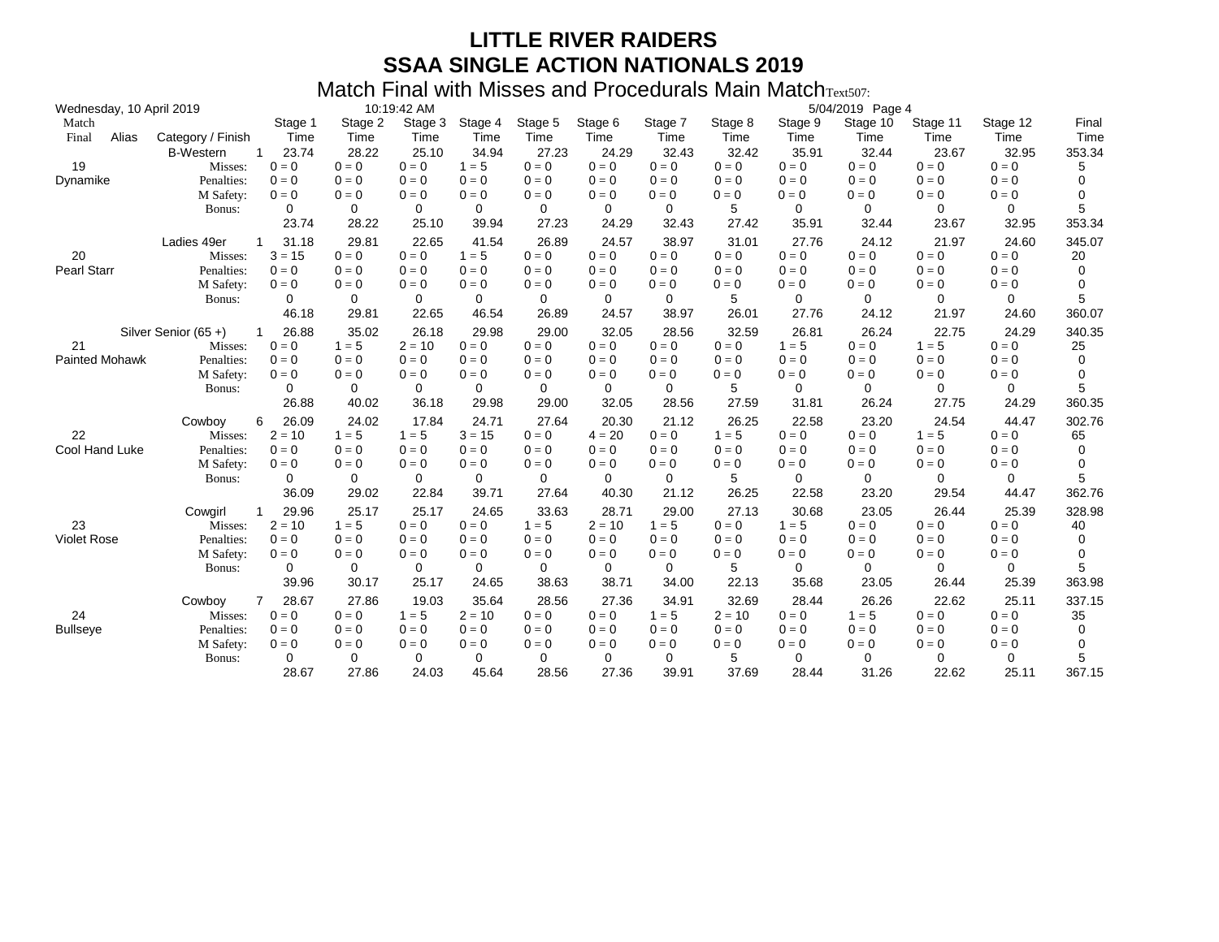# LITTLE RIVER RAIDERS
# SSAA SINGLE ACTION NATIONALS 2019
## Match Final with Misses and Procedurals Main Match

Wednesday, 10 April 2019    10:19:42 AM    5/04/2019

| Match Final | Alias | Category / Finish | | Stage 1 Time | Stage 2 Time | Stage 3 Time | Stage 4 Time | Stage 5 Time | Stage 6 Time | Stage 7 Time | Stage 8 Time | Stage 9 Time | Stage 10 Time | Stage 11 Time | Stage 12 Time | Final Time |
|---|---|---|---|---|---|---|---|---|---|---|---|---|---|---|---|---|
| | | B-Western | 1 | 23.74 | 28.22 | 25.10 | 34.94 | 27.23 | 24.29 | 32.43 | 32.42 | 35.91 | 32.44 | 23.67 | 32.95 | 353.34 |
| 19 | | Misses: | | 0 = 0 | 0 = 0 | 0 = 0 | 1 = 5 | 0 = 0 | 0 = 0 | 0 = 0 | 0 = 0 | 0 = 0 | 0 = 0 | 0 = 0 | 0 = 0 | 5 |
| Dynamike | | Penalties: | | 0 = 0 | 0 = 0 | 0 = 0 | 0 = 0 | 0 = 0 | 0 = 0 | 0 = 0 | 0 = 0 | 0 = 0 | 0 = 0 | 0 = 0 | 0 = 0 | 0 |
| | | M Safety: | | 0 = 0 | 0 = 0 | 0 = 0 | 0 = 0 | 0 = 0 | 0 = 0 | 0 = 0 | 0 = 0 | 0 = 0 | 0 = 0 | 0 = 0 | 0 = 0 | 0 |
| | | Bonus: | | 0 | 0 | 0 | 0 | 0 | 0 | 0 | 5 | 0 | 0 | 0 | 0 | 5 |
| | | | | 23.74 | 28.22 | 25.10 | 39.94 | 27.23 | 24.29 | 32.43 | 27.42 | 35.91 | 32.44 | 23.67 | 32.95 | 353.34 |
| | | Ladies 49er | 1 | 31.18 | 29.81 | 22.65 | 41.54 | 26.89 | 24.57 | 38.97 | 31.01 | 27.76 | 24.12 | 21.97 | 24.60 | 345.07 |
| 20 | | Misses: | | 3 = 15 | 0 = 0 | 0 = 0 | 1 = 5 | 0 = 0 | 0 = 0 | 0 = 0 | 0 = 0 | 0 = 0 | 0 = 0 | 0 = 0 | 0 = 0 | 20 |
| Pearl Starr | | Penalties: | | 0 = 0 | 0 = 0 | 0 = 0 | 0 = 0 | 0 = 0 | 0 = 0 | 0 = 0 | 0 = 0 | 0 = 0 | 0 = 0 | 0 = 0 | 0 = 0 | 0 |
| | | M Safety: | | 0 = 0 | 0 = 0 | 0 = 0 | 0 = 0 | 0 = 0 | 0 = 0 | 0 = 0 | 0 = 0 | 0 = 0 | 0 = 0 | 0 = 0 | 0 = 0 | 0 |
| | | Bonus: | | 0 | 0 | 0 | 0 | 0 | 0 | 0 | 5 | 0 | 0 | 0 | 0 | 5 |
| | | | | 46.18 | 29.81 | 22.65 | 46.54 | 26.89 | 24.57 | 38.97 | 26.01 | 27.76 | 24.12 | 21.97 | 24.60 | 360.07 |
| | | Silver Senior (65 +) | 1 | 26.88 | 35.02 | 26.18 | 29.98 | 29.00 | 32.05 | 28.56 | 32.59 | 26.81 | 26.24 | 22.75 | 24.29 | 340.35 |
| 21 | | Misses: | | 0 = 0 | 1 = 5 | 2 = 10 | 0 = 0 | 0 = 0 | 0 = 0 | 0 = 0 | 0 = 0 | 1 = 5 | 0 = 0 | 1 = 5 | 0 = 0 | 25 |
| Painted Mohawk | | Penalties: | | 0 = 0 | 0 = 0 | 0 = 0 | 0 = 0 | 0 = 0 | 0 = 0 | 0 = 0 | 0 = 0 | 0 = 0 | 0 = 0 | 0 = 0 | 0 = 0 | 0 |
| | | M Safety: | | 0 = 0 | 0 = 0 | 0 = 0 | 0 = 0 | 0 = 0 | 0 = 0 | 0 = 0 | 0 = 0 | 0 = 0 | 0 = 0 | 0 = 0 | 0 = 0 | 0 |
| | | Bonus: | | 0 | 0 | 0 | 0 | 0 | 0 | 0 | 5 | 0 | 0 | 0 | 0 | 5 |
| | | | | 26.88 | 40.02 | 36.18 | 29.98 | 29.00 | 32.05 | 28.56 | 27.59 | 31.81 | 26.24 | 27.75 | 24.29 | 360.35 |
| | | Cowboy | 6 | 26.09 | 24.02 | 17.84 | 24.71 | 27.64 | 20.30 | 21.12 | 26.25 | 22.58 | 23.20 | 24.54 | 44.47 | 302.76 |
| 22 | | Misses: | | 2 = 10 | 1 = 5 | 1 = 5 | 3 = 15 | 0 = 0 | 4 = 20 | 0 = 0 | 1 = 5 | 0 = 0 | 0 = 0 | 1 = 5 | 0 = 0 | 65 |
| Cool Hand Luke | | Penalties: | | 0 = 0 | 0 = 0 | 0 = 0 | 0 = 0 | 0 = 0 | 0 = 0 | 0 = 0 | 0 = 0 | 0 = 0 | 0 = 0 | 0 = 0 | 0 = 0 | 0 |
| | | M Safety: | | 0 = 0 | 0 = 0 | 0 = 0 | 0 = 0 | 0 = 0 | 0 = 0 | 0 = 0 | 0 = 0 | 0 = 0 | 0 = 0 | 0 = 0 | 0 = 0 | 0 |
| | | Bonus: | | 0 | 0 | 0 | 0 | 0 | 0 | 0 | 5 | 0 | 0 | 0 | 0 | 5 |
| | | | | 36.09 | 29.02 | 22.84 | 39.71 | 27.64 | 40.30 | 21.12 | 26.25 | 22.58 | 23.20 | 29.54 | 44.47 | 362.76 |
| | | Cowgirl | 1 | 29.96 | 25.17 | 25.17 | 24.65 | 33.63 | 28.71 | 29.00 | 27.13 | 30.68 | 23.05 | 26.44 | 25.39 | 328.98 |
| 23 | | Misses: | | 2 = 10 | 1 = 5 | 0 = 0 | 0 = 0 | 1 = 5 | 2 = 10 | 1 = 5 | 0 = 0 | 1 = 5 | 0 = 0 | 0 = 0 | 0 = 0 | 40 |
| Violet Rose | | Penalties: | | 0 = 0 | 0 = 0 | 0 = 0 | 0 = 0 | 0 = 0 | 0 = 0 | 0 = 0 | 0 = 0 | 0 = 0 | 0 = 0 | 0 = 0 | 0 = 0 | 0 |
| | | M Safety: | | 0 = 0 | 0 = 0 | 0 = 0 | 0 = 0 | 0 = 0 | 0 = 0 | 0 = 0 | 0 = 0 | 0 = 0 | 0 = 0 | 0 = 0 | 0 = 0 | 0 |
| | | Bonus: | | 0 | 0 | 0 | 0 | 0 | 0 | 0 | 5 | 0 | 0 | 0 | 0 | 5 |
| | | | | 39.96 | 30.17 | 25.17 | 24.65 | 38.63 | 38.71 | 34.00 | 22.13 | 35.68 | 23.05 | 26.44 | 25.39 | 363.98 |
| | | Cowboy | 7 | 28.67 | 27.86 | 19.03 | 35.64 | 28.56 | 27.36 | 34.91 | 32.69 | 28.44 | 26.26 | 22.62 | 25.11 | 337.15 |
| 24 | | Misses: | | 0 = 0 | 0 = 0 | 1 = 5 | 2 = 10 | 0 = 0 | 0 = 0 | 1 = 5 | 2 = 10 | 0 = 0 | 1 = 5 | 0 = 0 | 0 = 0 | 35 |
| Bullseye | | Penalties: | | 0 = 0 | 0 = 0 | 0 = 0 | 0 = 0 | 0 = 0 | 0 = 0 | 0 = 0 | 0 = 0 | 0 = 0 | 0 = 0 | 0 = 0 | 0 = 0 | 0 |
| | | M Safety: | | 0 = 0 | 0 = 0 | 0 = 0 | 0 = 0 | 0 = 0 | 0 = 0 | 0 = 0 | 0 = 0 | 0 = 0 | 0 = 0 | 0 = 0 | 0 = 0 | 0 |
| | | Bonus: | | 0 | 0 | 0 | 0 | 0 | 0 | 0 | 5 | 0 | 0 | 0 | 0 | 5 |
| | | | | 28.67 | 27.86 | 24.03 | 45.64 | 28.56 | 27.36 | 39.91 | 37.69 | 28.44 | 31.26 | 22.62 | 25.11 | 367.15 |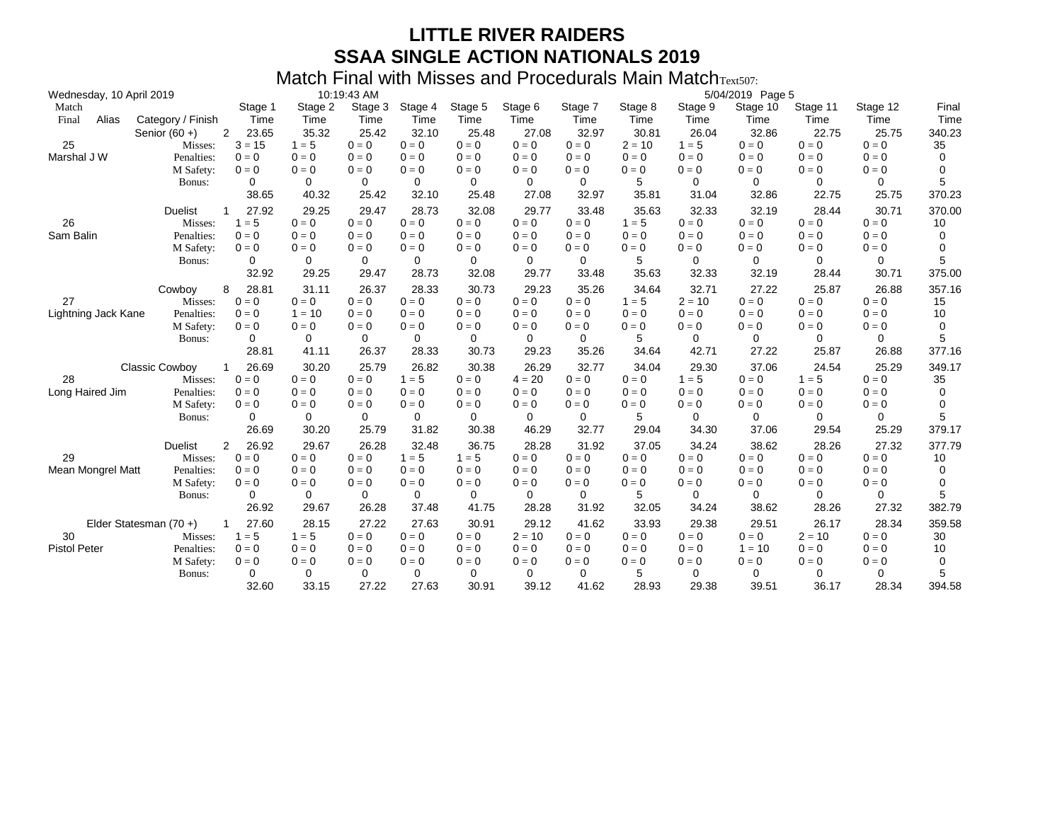# LITTLE RIVER RAIDERS

# SSAA SINGLE ACTION NATIONALS 2019

## Match Final with Misses and Procedurals Main Match

Wednesday, 10 April 2019 10:19:43 AM 5/04/2019

| Match Final | Alias | Category / Finish | | Stage 1 Time | Stage 2 Time | Stage 3 Time | Stage 4 Time | Stage 5 Time | Stage 6 Time | Stage 7 Time | Stage 8 Time | Stage 9 Time | Stage 10 Time | Stage 11 Time | Stage 12 Time | Final Time |
|---|---|---|---|---|---|---|---|---|---|---|---|---|---|---|---|---|
| | | Senior (60 +) | 2 | 23.65 | 35.32 | 25.42 | 32.10 | 25.48 | 27.08 | 32.97 | 30.81 | 26.04 | 32.86 | 22.75 | 25.75 | 340.23 |
| 25 | | Misses: | | 3 = 15 | 1 = 5 | 0 = 0 | 0 = 0 | 0 = 0 | 0 = 0 | 0 = 0 | 2 = 10 | 1 = 5 | 0 = 0 | 0 = 0 | 0 = 0 | 35 |
| Marshal J W | | Penalties: | | 0 = 0 | 0 = 0 | 0 = 0 | 0 = 0 | 0 = 0 | 0 = 0 | 0 = 0 | 0 = 0 | 0 = 0 | 0 = 0 | 0 = 0 | 0 = 0 | 0 |
| | | M Safety: | | 0 = 0 | 0 = 0 | 0 = 0 | 0 = 0 | 0 = 0 | 0 = 0 | 0 = 0 | 0 = 0 | 0 = 0 | 0 = 0 | 0 = 0 | 0 = 0 | 0 |
| | | Bonus: | | 0 | 0 | 0 | 0 | 0 | 0 | 0 | 5 | 0 | 0 | 0 | 0 | 5 |
| | | | | 38.65 | 40.32 | 25.42 | 32.10 | 25.48 | 27.08 | 32.97 | 35.81 | 31.04 | 32.86 | 22.75 | 25.75 | 370.23 |
| | | Duelist | 1 | 27.92 | 29.25 | 29.47 | 28.73 | 32.08 | 29.77 | 33.48 | 35.63 | 32.33 | 32.19 | 28.44 | 30.71 | 370.00 |
| 26 | | Misses: | | 1 = 5 | 0 = 0 | 0 = 0 | 0 = 0 | 0 = 0 | 0 = 0 | 0 = 0 | 1 = 5 | 0 = 0 | 0 = 0 | 0 = 0 | 0 = 0 | 10 |
| Sam Balin | | Penalties: | | 0 = 0 | 0 = 0 | 0 = 0 | 0 = 0 | 0 = 0 | 0 = 0 | 0 = 0 | 0 = 0 | 0 = 0 | 0 = 0 | 0 = 0 | 0 = 0 | 0 |
| | | M Safety: | | 0 = 0 | 0 = 0 | 0 = 0 | 0 = 0 | 0 = 0 | 0 = 0 | 0 = 0 | 0 = 0 | 0 = 0 | 0 = 0 | 0 = 0 | 0 = 0 | 0 |
| | | Bonus: | | 0 | 0 | 0 | 0 | 0 | 0 | 0 | 5 | 0 | 0 | 0 | 0 | 5 |
| | | | | 32.92 | 29.25 | 29.47 | 28.73 | 32.08 | 29.77 | 33.48 | 35.63 | 32.33 | 32.19 | 28.44 | 30.71 | 375.00 |
| | | Cowboy | 8 | 28.81 | 31.11 | 26.37 | 28.33 | 30.73 | 29.23 | 35.26 | 34.64 | 32.71 | 27.22 | 25.87 | 26.88 | 357.16 |
| 27 | | Misses: | | 0 = 0 | 0 = 0 | 0 = 0 | 0 = 0 | 0 = 0 | 0 = 0 | 0 = 0 | 1 = 5 | 2 = 10 | 0 = 0 | 0 = 0 | 0 = 0 | 15 |
| Lightning Jack Kane | | Penalties: | | 0 = 0 | 1 = 10 | 0 = 0 | 0 = 0 | 0 = 0 | 0 = 0 | 0 = 0 | 0 = 0 | 0 = 0 | 0 = 0 | 0 = 0 | 0 = 0 | 10 |
| | | M Safety: | | 0 = 0 | 0 = 0 | 0 = 0 | 0 = 0 | 0 = 0 | 0 = 0 | 0 = 0 | 0 = 0 | 0 = 0 | 0 = 0 | 0 = 0 | 0 = 0 | 0 |
| | | Bonus: | | 0 | 0 | 0 | 0 | 0 | 0 | 0 | 5 | 0 | 0 | 0 | 0 | 5 |
| | | | | 28.81 | 41.11 | 26.37 | 28.33 | 30.73 | 29.23 | 35.26 | 34.64 | 42.71 | 27.22 | 25.87 | 26.88 | 377.16 |
| | | Classic Cowboy | 1 | 26.69 | 30.20 | 25.79 | 26.82 | 30.38 | 26.29 | 32.77 | 34.04 | 29.30 | 37.06 | 24.54 | 25.29 | 349.17 |
| 28 | | Misses: | | 0 = 0 | 0 = 0 | 0 = 0 | 1 = 5 | 0 = 0 | 4 = 20 | 0 = 0 | 0 = 0 | 1 = 5 | 0 = 0 | 1 = 5 | 0 = 0 | 35 |
| Long Haired Jim | | Penalties: | | 0 = 0 | 0 = 0 | 0 = 0 | 0 = 0 | 0 = 0 | 0 = 0 | 0 = 0 | 0 = 0 | 0 = 0 | 0 = 0 | 0 = 0 | 0 = 0 | 0 |
| | | M Safety: | | 0 = 0 | 0 = 0 | 0 = 0 | 0 = 0 | 0 = 0 | 0 = 0 | 0 = 0 | 0 = 0 | 0 = 0 | 0 = 0 | 0 = 0 | 0 = 0 | 0 |
| | | Bonus: | | 0 | 0 | 0 | 0 | 0 | 0 | 0 | 5 | 0 | 0 | 0 | 0 | 5 |
| | | | | 26.69 | 30.20 | 25.79 | 31.82 | 30.38 | 46.29 | 32.77 | 29.04 | 34.30 | 37.06 | 29.54 | 25.29 | 379.17 |
| | | Duelist | 2 | 26.92 | 29.67 | 26.28 | 32.48 | 36.75 | 28.28 | 31.92 | 37.05 | 34.24 | 38.62 | 28.26 | 27.32 | 377.79 |
| 29 | | Misses: | | 0 = 0 | 0 = 0 | 0 = 0 | 1 = 5 | 1 = 5 | 0 = 0 | 0 = 0 | 0 = 0 | 0 = 0 | 0 = 0 | 0 = 0 | 0 = 0 | 10 |
| Mean Mongrel Matt | | Penalties: | | 0 = 0 | 0 = 0 | 0 = 0 | 0 = 0 | 0 = 0 | 0 = 0 | 0 = 0 | 0 = 0 | 0 = 0 | 0 = 0 | 0 = 0 | 0 = 0 | 0 |
| | | M Safety: | | 0 = 0 | 0 = 0 | 0 = 0 | 0 = 0 | 0 = 0 | 0 = 0 | 0 = 0 | 0 = 0 | 0 = 0 | 0 = 0 | 0 = 0 | 0 = 0 | 0 |
| | | Bonus: | | 0 | 0 | 0 | 0 | 0 | 0 | 0 | 5 | 0 | 0 | 0 | 0 | 5 |
| | | | | 26.92 | 29.67 | 26.28 | 37.48 | 41.75 | 28.28 | 31.92 | 32.05 | 34.24 | 38.62 | 28.26 | 27.32 | 382.79 |
| | | Elder Statesman (70 +) | 1 | 27.60 | 28.15 | 27.22 | 27.63 | 30.91 | 29.12 | 41.62 | 33.93 | 29.38 | 29.51 | 26.17 | 28.34 | 359.58 |
| 30 | | Misses: | | 1 = 5 | 1 = 5 | 0 = 0 | 0 = 0 | 0 = 0 | 2 = 10 | 0 = 0 | 0 = 0 | 0 = 0 | 0 = 0 | 2 = 10 | 0 = 0 | 30 |
| Pistol Peter | | Penalties: | | 0 = 0 | 0 = 0 | 0 = 0 | 0 = 0 | 0 = 0 | 0 = 0 | 0 = 0 | 0 = 0 | 0 = 0 | 1 = 10 | 0 = 0 | 0 = 0 | 10 |
| | | M Safety: | | 0 = 0 | 0 = 0 | 0 = 0 | 0 = 0 | 0 = 0 | 0 = 0 | 0 = 0 | 0 = 0 | 0 = 0 | 0 = 0 | 0 = 0 | 0 = 0 | 0 |
| | | Bonus: | | 0 | 0 | 0 | 0 | 0 | 0 | 0 | 5 | 0 | 0 | 0 | 0 | 5 |
| | | | | 32.60 | 33.15 | 27.22 | 27.63 | 30.91 | 39.12 | 41.62 | 28.93 | 29.38 | 39.51 | 36.17 | 28.34 | 394.58 |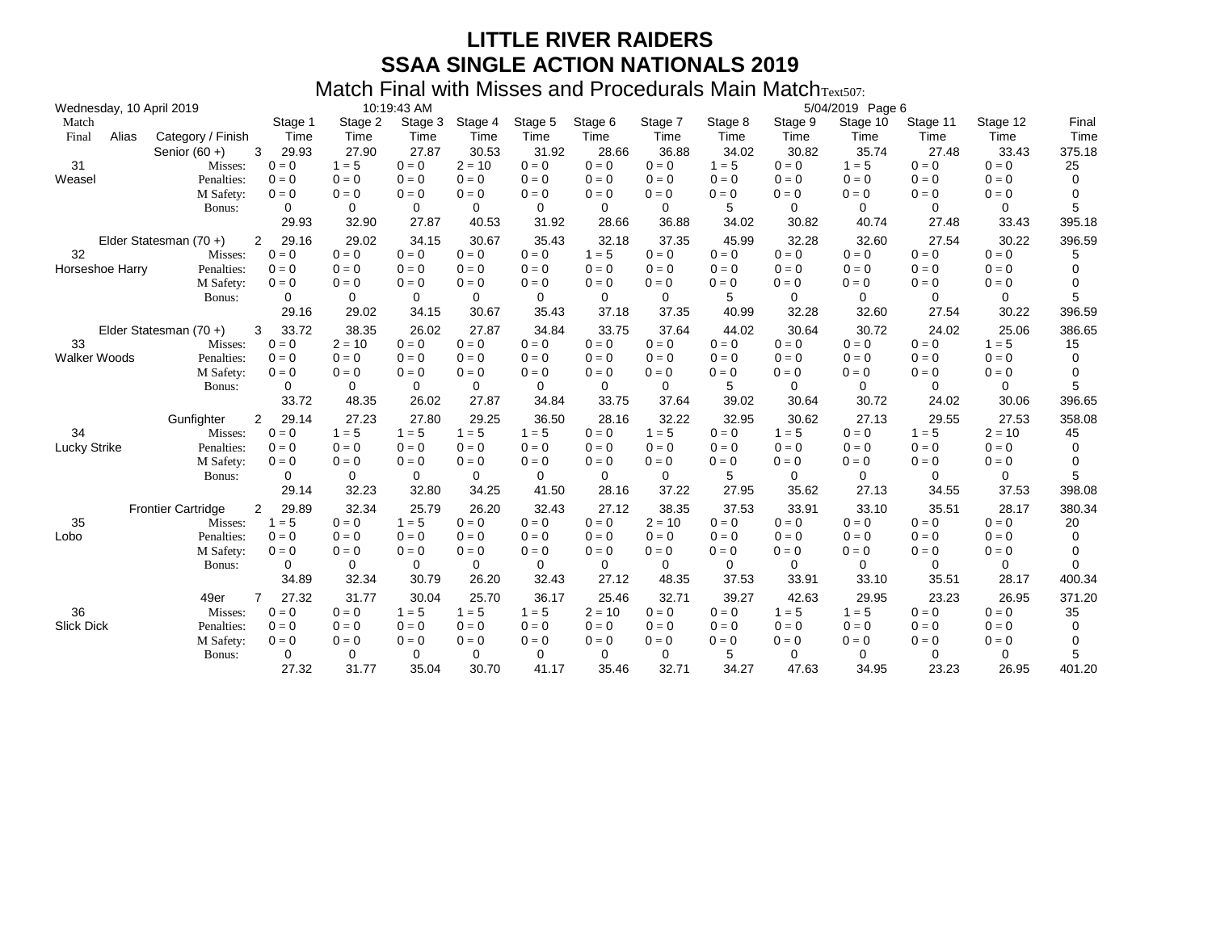# LITTLE RIVER RAIDERS
# SSAA SINGLE ACTION NATIONALS 2019
## Match Final with Misses and Procedurals Main Match

Wednesday, 10 April 2019 10:19:43 AM 5/04/2019

| Match Final | Alias | Category / Finish | | Stage 1 Time | Stage 2 Time | Stage 3 Time | Stage 4 Time | Stage 5 Time | Stage 6 Time | Stage 7 Time | Stage 8 Time | Stage 9 Time | Stage 10 Time | Stage 11 Time | Stage 12 Time | Final Time |
|---|---|---|---|---|---|---|---|---|---|---|---|---|---|---|---|---|
| | | Senior (60 +) | 3 | 29.93 | 27.90 | 27.87 | 30.53 | 31.92 | 28.66 | 36.88 | 34.02 | 30.82 | 35.74 | 27.48 | 33.43 | 375.18 |
| 31 | | Misses: | | 0 = 0 | 1 = 5 | 0 = 0 | 2 = 10 | 0 = 0 | 0 = 0 | 0 = 0 | 1 = 5 | 0 = 0 | 1 = 5 | 0 = 0 | 0 = 0 | 25 |
| Weasel | | Penalties: | | 0 = 0 | 0 = 0 | 0 = 0 | 0 = 0 | 0 = 0 | 0 = 0 | 0 = 0 | 0 = 0 | 0 = 0 | 0 = 0 | 0 = 0 | 0 = 0 | 0 |
| | | M Safety: | | 0 = 0 | 0 = 0 | 0 = 0 | 0 = 0 | 0 = 0 | 0 = 0 | 0 = 0 | 0 = 0 | 0 = 0 | 0 = 0 | 0 = 0 | 0 = 0 | 0 |
| | | Bonus: | | 0 | 0 | 0 | 0 | 0 | 0 | 0 | 5 | 0 | 0 | 0 | 0 | 5 |
| | | | | 29.93 | 32.90 | 27.87 | 40.53 | 31.92 | 28.66 | 36.88 | 34.02 | 30.82 | 40.74 | 27.48 | 33.43 | 395.18 |
| | | Elder Statesman (70 +) | 2 | 29.16 | 29.02 | 34.15 | 30.67 | 35.43 | 32.18 | 37.35 | 45.99 | 32.28 | 32.60 | 27.54 | 30.22 | 396.59 |
| 32 | | Misses: | | 0 = 0 | 0 = 0 | 0 = 0 | 0 = 0 | 0 = 0 | 1 = 5 | 0 = 0 | 0 = 0 | 0 = 0 | 0 = 0 | 0 = 0 | 0 = 0 | 5 |
| Horseshoe Harry | | Penalties: | | 0 = 0 | 0 = 0 | 0 = 0 | 0 = 0 | 0 = 0 | 0 = 0 | 0 = 0 | 0 = 0 | 0 = 0 | 0 = 0 | 0 = 0 | 0 = 0 | 0 |
| | | M Safety: | | 0 = 0 | 0 = 0 | 0 = 0 | 0 = 0 | 0 = 0 | 0 = 0 | 0 = 0 | 0 = 0 | 0 = 0 | 0 = 0 | 0 = 0 | 0 = 0 | 0 |
| | | Bonus: | | 0 | 0 | 0 | 0 | 0 | 0 | 0 | 5 | 0 | 0 | 0 | 0 | 5 |
| | | | | 29.16 | 29.02 | 34.15 | 30.67 | 35.43 | 37.18 | 37.35 | 40.99 | 32.28 | 32.60 | 27.54 | 30.22 | 396.59 |
| | | Elder Statesman (70 +) | 3 | 33.72 | 38.35 | 26.02 | 27.87 | 34.84 | 33.75 | 37.64 | 44.02 | 30.64 | 30.72 | 24.02 | 25.06 | 386.65 |
| 33 | | Misses: | | 0 = 0 | 2 = 10 | 0 = 0 | 0 = 0 | 0 = 0 | 0 = 0 | 0 = 0 | 0 = 0 | 0 = 0 | 0 = 0 | 0 = 0 | 1 = 5 | 15 |
| Walker Woods | | Penalties: | | 0 = 0 | 0 = 0 | 0 = 0 | 0 = 0 | 0 = 0 | 0 = 0 | 0 = 0 | 0 = 0 | 0 = 0 | 0 = 0 | 0 = 0 | 0 = 0 | 0 |
| | | M Safety: | | 0 = 0 | 0 = 0 | 0 = 0 | 0 = 0 | 0 = 0 | 0 = 0 | 0 = 0 | 0 = 0 | 0 = 0 | 0 = 0 | 0 = 0 | 0 = 0 | 0 |
| | | Bonus: | | 0 | 0 | 0 | 0 | 0 | 0 | 0 | 5 | 0 | 0 | 0 | 0 | 5 |
| | | | | 33.72 | 48.35 | 26.02 | 27.87 | 34.84 | 33.75 | 37.64 | 39.02 | 30.64 | 30.72 | 24.02 | 30.06 | 396.65 |
| | | Gunfighter | 2 | 29.14 | 27.23 | 27.80 | 29.25 | 36.50 | 28.16 | 32.22 | 32.95 | 30.62 | 27.13 | 29.55 | 27.53 | 358.08 |
| 34 | | Misses: | | 0 = 0 | 1 = 5 | 1 = 5 | 1 = 5 | 1 = 5 | 0 = 0 | 1 = 5 | 0 = 0 | 1 = 5 | 0 = 0 | 1 = 5 | 2 = 10 | 45 |
| Lucky Strike | | Penalties: | | 0 = 0 | 0 = 0 | 0 = 0 | 0 = 0 | 0 = 0 | 0 = 0 | 0 = 0 | 0 = 0 | 0 = 0 | 0 = 0 | 0 = 0 | 0 = 0 | 0 |
| | | M Safety: | | 0 = 0 | 0 = 0 | 0 = 0 | 0 = 0 | 0 = 0 | 0 = 0 | 0 = 0 | 0 = 0 | 0 = 0 | 0 = 0 | 0 = 0 | 0 = 0 | 0 |
| | | Bonus: | | 0 | 0 | 0 | 0 | 0 | 0 | 0 | 5 | 0 | 0 | 0 | 0 | 5 |
| | | | | 29.14 | 32.23 | 32.80 | 34.25 | 41.50 | 28.16 | 37.22 | 27.95 | 35.62 | 27.13 | 34.55 | 37.53 | 398.08 |
| | | Frontier Cartridge | 2 | 29.89 | 32.34 | 25.79 | 26.20 | 32.43 | 27.12 | 38.35 | 37.53 | 33.91 | 33.10 | 35.51 | 28.17 | 380.34 |
| 35 | | Misses: | | 1 = 5 | 0 = 0 | 1 = 5 | 0 = 0 | 0 = 0 | 0 = 0 | 2 = 10 | 0 = 0 | 0 = 0 | 0 = 0 | 0 = 0 | 0 = 0 | 20 |
| Lobo | | Penalties: | | 0 = 0 | 0 = 0 | 0 = 0 | 0 = 0 | 0 = 0 | 0 = 0 | 0 = 0 | 0 = 0 | 0 = 0 | 0 = 0 | 0 = 0 | 0 = 0 | 0 |
| | | M Safety: | | 0 = 0 | 0 = 0 | 0 = 0 | 0 = 0 | 0 = 0 | 0 = 0 | 0 = 0 | 0 = 0 | 0 = 0 | 0 = 0 | 0 = 0 | 0 = 0 | 0 |
| | | Bonus: | | 0 | 0 | 0 | 0 | 0 | 0 | 0 | 0 | 0 | 0 | 0 | 0 | 0 |
| | | | | 34.89 | 32.34 | 30.79 | 26.20 | 32.43 | 27.12 | 48.35 | 37.53 | 33.91 | 33.10 | 35.51 | 28.17 | 400.34 |
| | | 49er | 7 | 27.32 | 31.77 | 30.04 | 25.70 | 36.17 | 25.46 | 32.71 | 39.27 | 42.63 | 29.95 | 23.23 | 26.95 | 371.20 |
| 36 | | Misses: | | 0 = 0 | 0 = 0 | 1 = 5 | 1 = 5 | 1 = 5 | 2 = 10 | 0 = 0 | 0 = 0 | 1 = 5 | 1 = 5 | 0 = 0 | 0 = 0 | 35 |
| Slick Dick | | Penalties: | | 0 = 0 | 0 = 0 | 0 = 0 | 0 = 0 | 0 = 0 | 0 = 0 | 0 = 0 | 0 = 0 | 0 = 0 | 0 = 0 | 0 = 0 | 0 = 0 | 0 |
| | | M Safety: | | 0 = 0 | 0 = 0 | 0 = 0 | 0 = 0 | 0 = 0 | 0 = 0 | 0 = 0 | 0 = 0 | 0 = 0 | 0 = 0 | 0 = 0 | 0 = 0 | 0 |
| | | Bonus: | | 0 | 0 | 0 | 0 | 0 | 0 | 0 | 5 | 0 | 0 | 0 | 0 | 5 |
| | | | | 27.32 | 31.77 | 35.04 | 30.70 | 41.17 | 35.46 | 32.71 | 34.27 | 47.63 | 34.95 | 23.23 | 26.95 | 401.20 |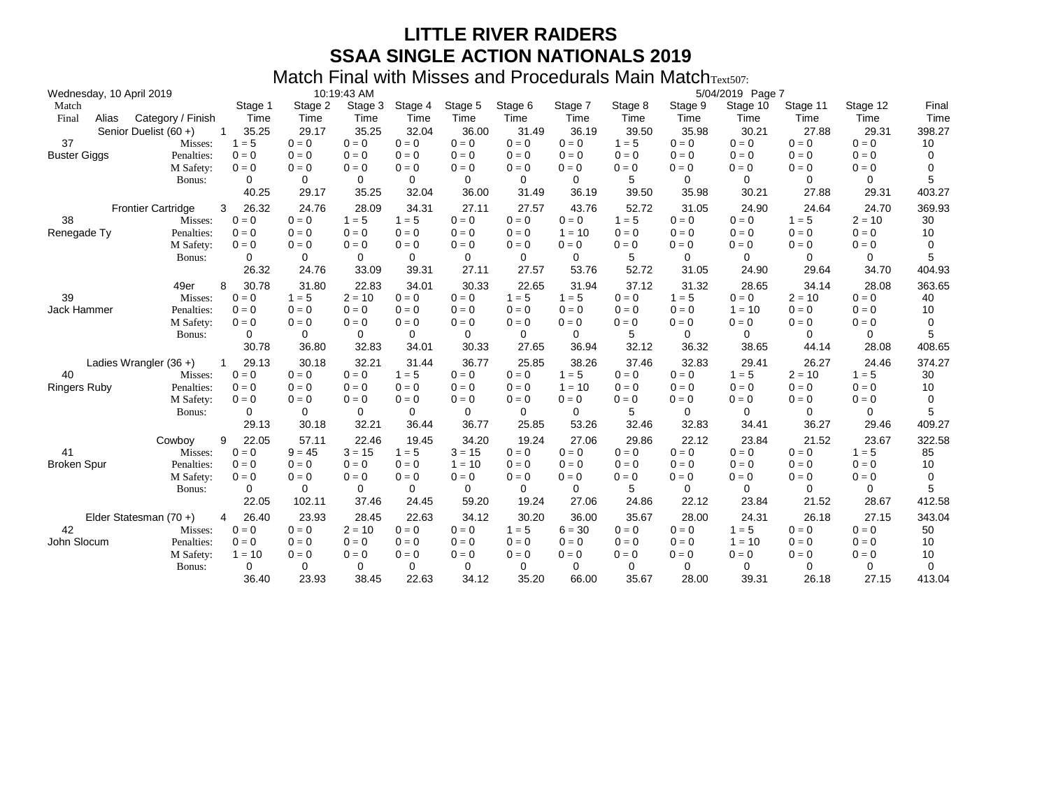# LITTLE RIVER RAIDERS
# SSAA SINGLE ACTION NATIONALS 2019
## Match Final with Misses and Procedurals Main Match

Wednesday, 10 April 2019 10:19:43 AM 5/04/2019

| Match Final | Alias | Category / Finish | | Stage 1 Time | Stage 2 Time | Stage 3 Time | Stage 4 Time | Stage 5 Time | Stage 6 Time | Stage 7 Time | Stage 8 Time | Stage 9 Time | Stage 10 Time | Stage 11 Time | Stage 12 Time | Final Time |
|---|---|---|---|---|---|---|---|---|---|---|---|---|---|---|---|---|
| | | Senior Duelist (60 +) | 1 | 35.25 | 29.17 | 35.25 | 32.04 | 36.00 | 31.49 | 36.19 | 39.50 | 35.98 | 30.21 | 27.88 | 29.31 | 398.27 |
| 37 | | Misses: | | 1 = 5 | 0 = 0 | 0 = 0 | 0 = 0 | 0 = 0 | 0 = 0 | 0 = 0 | 1 = 5 | 0 = 0 | 0 = 0 | 0 = 0 | 0 = 0 | 10 |
| Buster Giggs | | Penalties: | | 0 = 0 | 0 = 0 | 0 = 0 | 0 = 0 | 0 = 0 | 0 = 0 | 0 = 0 | 0 = 0 | 0 = 0 | 0 = 0 | 0 = 0 | 0 = 0 | 0 |
| | | M Safety: | | 0 = 0 | 0 = 0 | 0 = 0 | 0 = 0 | 0 = 0 | 0 = 0 | 0 = 0 | 0 = 0 | 0 = 0 | 0 = 0 | 0 = 0 | 0 = 0 | 0 |
| | | Bonus: | | 0 | 0 | 0 | 0 | 0 | 0 | 0 | 5 | 0 | 0 | 0 | 0 | 5 |
| | | | | 40.25 | 29.17 | 35.25 | 32.04 | 36.00 | 31.49 | 36.19 | 39.50 | 35.98 | 30.21 | 27.88 | 29.31 | 403.27 |
| | | Frontier Cartridge | 3 | 26.32 | 24.76 | 28.09 | 34.31 | 27.11 | 27.57 | 43.76 | 52.72 | 31.05 | 24.90 | 24.64 | 24.70 | 369.93 |
| 38 | | Misses: | | 0 = 0 | 0 = 0 | 1 = 5 | 1 = 5 | 0 = 0 | 0 = 0 | 0 = 0 | 1 = 5 | 0 = 0 | 0 = 0 | 1 = 5 | 2 = 10 | 30 |
| Renegade Ty | | Penalties: | | 0 = 0 | 0 = 0 | 0 = 0 | 0 = 0 | 0 = 0 | 0 = 0 | 1 = 10 | 0 = 0 | 0 = 0 | 0 = 0 | 0 = 0 | 0 = 0 | 10 |
| | | M Safety: | | 0 = 0 | 0 = 0 | 0 = 0 | 0 = 0 | 0 = 0 | 0 = 0 | 0 = 0 | 0 = 0 | 0 = 0 | 0 = 0 | 0 = 0 | 0 = 0 | 0 |
| | | Bonus: | | 0 | 0 | 0 | 0 | 0 | 0 | 0 | 5 | 0 | 0 | 0 | 0 | 5 |
| | | | | 26.32 | 24.76 | 33.09 | 39.31 | 27.11 | 27.57 | 53.76 | 52.72 | 31.05 | 24.90 | 29.64 | 34.70 | 404.93 |
| | | 49er | 8 | 30.78 | 31.80 | 22.83 | 34.01 | 30.33 | 22.65 | 31.94 | 37.12 | 31.32 | 28.65 | 34.14 | 28.08 | 363.65 |
| 39 | | Misses: | | 0 = 0 | 1 = 5 | 2 = 10 | 0 = 0 | 0 = 0 | 1 = 5 | 1 = 5 | 0 = 0 | 1 = 5 | 0 = 0 | 2 = 10 | 0 = 0 | 40 |
| Jack Hammer | | Penalties: | | 0 = 0 | 0 = 0 | 0 = 0 | 0 = 0 | 0 = 0 | 0 = 0 | 0 = 0 | 0 = 0 | 0 = 0 | 1 = 10 | 0 = 0 | 0 = 0 | 10 |
| | | M Safety: | | 0 = 0 | 0 = 0 | 0 = 0 | 0 = 0 | 0 = 0 | 0 = 0 | 0 = 0 | 0 = 0 | 0 = 0 | 0 = 0 | 0 = 0 | 0 = 0 | 0 |
| | | Bonus: | | 0 | 0 | 0 | 0 | 0 | 0 | 0 | 5 | 0 | 0 | 0 | 0 | 5 |
| | | | | 30.78 | 36.80 | 32.83 | 34.01 | 30.33 | 27.65 | 36.94 | 32.12 | 36.32 | 38.65 | 44.14 | 28.08 | 408.65 |
| | | Ladies Wrangler (36 +) | 1 | 29.13 | 30.18 | 32.21 | 31.44 | 36.77 | 25.85 | 38.26 | 37.46 | 32.83 | 29.41 | 26.27 | 24.46 | 374.27 |
| 40 | | Misses: | | 0 = 0 | 0 = 0 | 0 = 0 | 1 = 5 | 0 = 0 | 0 = 0 | 1 = 5 | 0 = 0 | 0 = 0 | 1 = 5 | 2 = 10 | 1 = 5 | 30 |
| Ringers Ruby | | Penalties: | | 0 = 0 | 0 = 0 | 0 = 0 | 0 = 0 | 0 = 0 | 0 = 0 | 1 = 10 | 0 = 0 | 0 = 0 | 0 = 0 | 0 = 0 | 0 = 0 | 10 |
| | | M Safety: | | 0 = 0 | 0 = 0 | 0 = 0 | 0 = 0 | 0 = 0 | 0 = 0 | 0 = 0 | 0 = 0 | 0 = 0 | 0 = 0 | 0 = 0 | 0 = 0 | 0 |
| | | Bonus: | | 0 | 0 | 0 | 0 | 0 | 0 | 0 | 5 | 0 | 0 | 0 | 0 | 5 |
| | | | | 29.13 | 30.18 | 32.21 | 36.44 | 36.77 | 25.85 | 53.26 | 32.46 | 32.83 | 34.41 | 36.27 | 29.46 | 409.27 |
| | | Cowboy | 9 | 22.05 | 57.11 | 22.46 | 19.45 | 34.20 | 19.24 | 27.06 | 29.86 | 22.12 | 23.84 | 21.52 | 23.67 | 322.58 |
| 41 | | Misses: | | 0 = 0 | 9 = 45 | 3 = 15 | 1 = 5 | 3 = 15 | 0 = 0 | 0 = 0 | 0 = 0 | 0 = 0 | 0 = 0 | 0 = 0 | 1 = 5 | 85 |
| Broken Spur | | Penalties: | | 0 = 0 | 0 = 0 | 0 = 0 | 0 = 0 | 1 = 10 | 0 = 0 | 0 = 0 | 0 = 0 | 0 = 0 | 0 = 0 | 0 = 0 | 0 = 0 | 10 |
| | | M Safety: | | 0 = 0 | 0 = 0 | 0 = 0 | 0 = 0 | 0 = 0 | 0 = 0 | 0 = 0 | 0 = 0 | 0 = 0 | 0 = 0 | 0 = 0 | 0 = 0 | 0 |
| | | Bonus: | | 0 | 0 | 0 | 0 | 0 | 0 | 0 | 5 | 0 | 0 | 0 | 0 | 5 |
| | | | | 22.05 | 102.11 | 37.46 | 24.45 | 59.20 | 19.24 | 27.06 | 24.86 | 22.12 | 23.84 | 21.52 | 28.67 | 412.58 |
| | | Elder Statesman (70 +) | 4 | 26.40 | 23.93 | 28.45 | 22.63 | 34.12 | 30.20 | 36.00 | 35.67 | 28.00 | 24.31 | 26.18 | 27.15 | 343.04 |
| 42 | | Misses: | | 0 = 0 | 0 = 0 | 2 = 10 | 0 = 0 | 0 = 0 | 1 = 5 | 6 = 30 | 0 = 0 | 0 = 0 | 1 = 5 | 0 = 0 | 0 = 0 | 50 |
| John Slocum | | Penalties: | | 0 = 0 | 0 = 0 | 0 = 0 | 0 = 0 | 0 = 0 | 0 = 0 | 0 = 0 | 0 = 0 | 0 = 0 | 1 = 10 | 0 = 0 | 0 = 0 | 10 |
| | | M Safety: | | 1 = 10 | 0 = 0 | 0 = 0 | 0 = 0 | 0 = 0 | 0 = 0 | 0 = 0 | 0 = 0 | 0 = 0 | 0 = 0 | 0 = 0 | 0 = 0 | 10 |
| | | Bonus: | | 0 | 0 | 0 | 0 | 0 | 0 | 0 | 0 | 0 | 0 | 0 | 0 | 0 |
| | | | | 36.40 | 23.93 | 38.45 | 22.63 | 34.12 | 35.20 | 66.00 | 35.67 | 28.00 | 39.31 | 26.18 | 27.15 | 413.04 |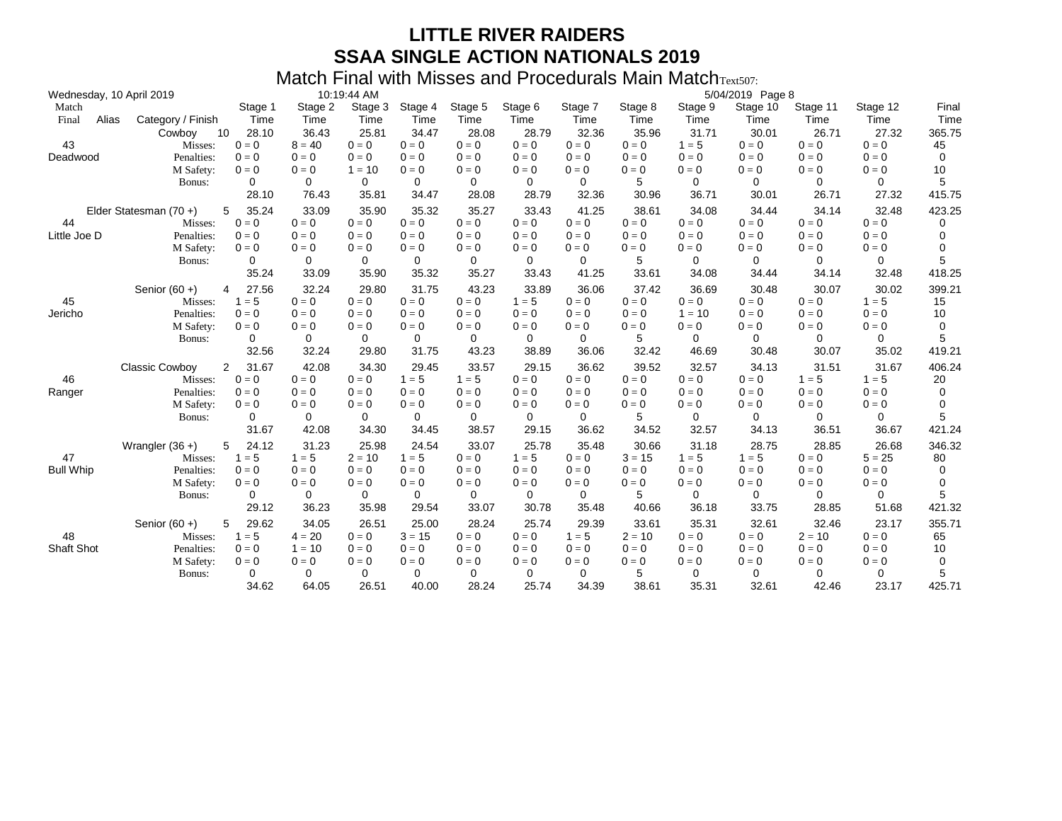# LITTLE RIVER RAIDERS
# SSAA SINGLE ACTION NATIONALS 2019
## Match Final with Misses and Procedurals Main Match

Wednesday, 10 April 2019 10:19:44 AM 5/04/2019

| Match Final | Alias | Category / Finish | | Stage 1 Time | Stage 2 Time | Stage 3 Time | Stage 4 Time | Stage 5 Time | Stage 6 Time | Stage 7 Time | Stage 8 Time | Stage 9 Time | Stage 10 Time | Stage 11 Time | Stage 12 Time | Final Time |
|---|---|---|---|---|---|---|---|---|---|---|---|---|---|---|---|---|
| | | Cowboy | 10 | 28.10 | 36.43 | 25.81 | 34.47 | 28.08 | 28.79 | 32.36 | 35.96 | 31.71 | 30.01 | 26.71 | 27.32 | 365.75 |
| 43 | Deadwood | Misses: | | 0 = 0 | 8 = 40 | 0 = 0 | 0 = 0 | 0 = 0 | 0 = 0 | 0 = 0 | 0 = 0 | 1 = 5 | 0 = 0 | 0 = 0 | 0 = 0 | 45 |
| | | Penalties: | | 0 = 0 | 0 = 0 | 0 = 0 | 0 = 0 | 0 = 0 | 0 = 0 | 0 = 0 | 0 = 0 | 0 = 0 | 0 = 0 | 0 = 0 | 0 = 0 | 0 |
| | | M Safety: | | 0 = 0 | 0 = 0 | 1 = 10 | 0 = 0 | 0 = 0 | 0 = 0 | 0 = 0 | 0 = 0 | 0 = 0 | 0 = 0 | 0 = 0 | 0 = 0 | 10 |
| | | Bonus: | | 0 | 0 | 0 | 0 | 0 | 0 | 0 | 5 | 0 | 0 | 0 | 0 | 5 |
| | | | | 28.10 | 76.43 | 35.81 | 34.47 | 28.08 | 28.79 | 32.36 | 30.96 | 36.71 | 30.01 | 26.71 | 27.32 | 415.75 |
| | | Elder Statesman (70 +) | 5 | 35.24 | 33.09 | 35.90 | 35.32 | 35.27 | 33.43 | 41.25 | 38.61 | 34.08 | 34.44 | 34.14 | 32.48 | 423.25 |
| 44 | Little Joe D | Misses: | | 0 = 0 | 0 = 0 | 0 = 0 | 0 = 0 | 0 = 0 | 0 = 0 | 0 = 0 | 0 = 0 | 0 = 0 | 0 = 0 | 0 = 0 | 0 = 0 | 0 |
| | | Penalties: | | 0 = 0 | 0 = 0 | 0 = 0 | 0 = 0 | 0 = 0 | 0 = 0 | 0 = 0 | 0 = 0 | 0 = 0 | 0 = 0 | 0 = 0 | 0 = 0 | 0 |
| | | M Safety: | | 0 = 0 | 0 = 0 | 0 = 0 | 0 = 0 | 0 = 0 | 0 = 0 | 0 = 0 | 0 = 0 | 0 = 0 | 0 = 0 | 0 = 0 | 0 = 0 | 0 |
| | | Bonus: | | 0 | 0 | 0 | 0 | 0 | 0 | 0 | 5 | 0 | 0 | 0 | 0 | 5 |
| | | | | 35.24 | 33.09 | 35.90 | 35.32 | 35.27 | 33.43 | 41.25 | 33.61 | 34.08 | 34.44 | 34.14 | 32.48 | 418.25 |
| | | Senior (60 +) | 4 | 27.56 | 32.24 | 29.80 | 31.75 | 43.23 | 33.89 | 36.06 | 37.42 | 36.69 | 30.48 | 30.07 | 30.02 | 399.21 |
| 45 | Jericho | Misses: | | 1 = 5 | 0 = 0 | 0 = 0 | 0 = 0 | 0 = 0 | 1 = 5 | 0 = 0 | 0 = 0 | 0 = 0 | 0 = 0 | 0 = 0 | 1 = 5 | 15 |
| | | Penalties: | | 0 = 0 | 0 = 0 | 0 = 0 | 0 = 0 | 0 = 0 | 0 = 0 | 0 = 0 | 0 = 0 | 1 = 10 | 0 = 0 | 0 = 0 | 0 = 0 | 10 |
| | | M Safety: | | 0 = 0 | 0 = 0 | 0 = 0 | 0 = 0 | 0 = 0 | 0 = 0 | 0 = 0 | 0 = 0 | 0 = 0 | 0 = 0 | 0 = 0 | 0 = 0 | 0 |
| | | Bonus: | | 0 | 0 | 0 | 0 | 0 | 0 | 0 | 5 | 0 | 0 | 0 | 0 | 5 |
| | | | | 32.56 | 32.24 | 29.80 | 31.75 | 43.23 | 38.89 | 36.06 | 32.42 | 46.69 | 30.48 | 30.07 | 35.02 | 419.21 |
| | | Classic Cowboy | 2 | 31.67 | 42.08 | 34.30 | 29.45 | 33.57 | 29.15 | 36.62 | 39.52 | 32.57 | 34.13 | 31.51 | 31.67 | 406.24 |
| 46 | Ranger | Misses: | | 0 = 0 | 0 = 0 | 0 = 0 | 1 = 5 | 1 = 5 | 0 = 0 | 0 = 0 | 0 = 0 | 0 = 0 | 0 = 0 | 1 = 5 | 1 = 5 | 20 |
| | | Penalties: | | 0 = 0 | 0 = 0 | 0 = 0 | 0 = 0 | 0 = 0 | 0 = 0 | 0 = 0 | 0 = 0 | 0 = 0 | 0 = 0 | 0 = 0 | 0 = 0 | 0 |
| | | M Safety: | | 0 = 0 | 0 = 0 | 0 = 0 | 0 = 0 | 0 = 0 | 0 = 0 | 0 = 0 | 0 = 0 | 0 = 0 | 0 = 0 | 0 = 0 | 0 = 0 | 0 |
| | | Bonus: | | 0 | 0 | 0 | 0 | 0 | 0 | 0 | 5 | 0 | 0 | 0 | 0 | 5 |
| | | | | 31.67 | 42.08 | 34.30 | 34.45 | 38.57 | 29.15 | 36.62 | 34.52 | 32.57 | 34.13 | 36.51 | 36.67 | 421.24 |
| | | Wrangler (36 +) | 5 | 24.12 | 31.23 | 25.98 | 24.54 | 33.07 | 25.78 | 35.48 | 30.66 | 31.18 | 28.75 | 28.85 | 26.68 | 346.32 |
| 47 | Bull Whip | Misses: | | 1 = 5 | 1 = 5 | 2 = 10 | 1 = 5 | 0 = 0 | 1 = 5 | 0 = 0 | 3 = 15 | 1 = 5 | 1 = 5 | 0 = 0 | 5 = 25 | 80 |
| | | Penalties: | | 0 = 0 | 0 = 0 | 0 = 0 | 0 = 0 | 0 = 0 | 0 = 0 | 0 = 0 | 0 = 0 | 0 = 0 | 0 = 0 | 0 = 0 | 0 = 0 | 0 |
| | | M Safety: | | 0 = 0 | 0 = 0 | 0 = 0 | 0 = 0 | 0 = 0 | 0 = 0 | 0 = 0 | 0 = 0 | 0 = 0 | 0 = 0 | 0 = 0 | 0 = 0 | 0 |
| | | Bonus: | | 0 | 0 | 0 | 0 | 0 | 0 | 0 | 5 | 0 | 0 | 0 | 0 | 5 |
| | | | | 29.12 | 36.23 | 35.98 | 29.54 | 33.07 | 30.78 | 35.48 | 40.66 | 36.18 | 33.75 | 28.85 | 51.68 | 421.32 |
| | | Senior (60 +) | 5 | 29.62 | 34.05 | 26.51 | 25.00 | 28.24 | 25.74 | 29.39 | 33.61 | 35.31 | 32.61 | 32.46 | 23.17 | 355.71 |
| 48 | Shaft Shot | Misses: | | 1 = 5 | 4 = 20 | 0 = 0 | 3 = 15 | 0 = 0 | 0 = 0 | 1 = 5 | 2 = 10 | 0 = 0 | 0 = 0 | 2 = 10 | 0 = 0 | 65 |
| | | Penalties: | | 0 = 0 | 1 = 10 | 0 = 0 | 0 = 0 | 0 = 0 | 0 = 0 | 0 = 0 | 0 = 0 | 0 = 0 | 0 = 0 | 0 = 0 | 0 = 0 | 10 |
| | | M Safety: | | 0 = 0 | 0 = 0 | 0 = 0 | 0 = 0 | 0 = 0 | 0 = 0 | 0 = 0 | 0 = 0 | 0 = 0 | 0 = 0 | 0 = 0 | 0 = 0 | 0 |
| | | Bonus: | | 0 | 0 | 0 | 0 | 0 | 0 | 0 | 5 | 0 | 0 | 0 | 0 | 5 |
| | | | | 34.62 | 64.05 | 26.51 | 40.00 | 28.24 | 25.74 | 34.39 | 38.61 | 35.31 | 32.61 | 42.46 | 23.17 | 425.71 |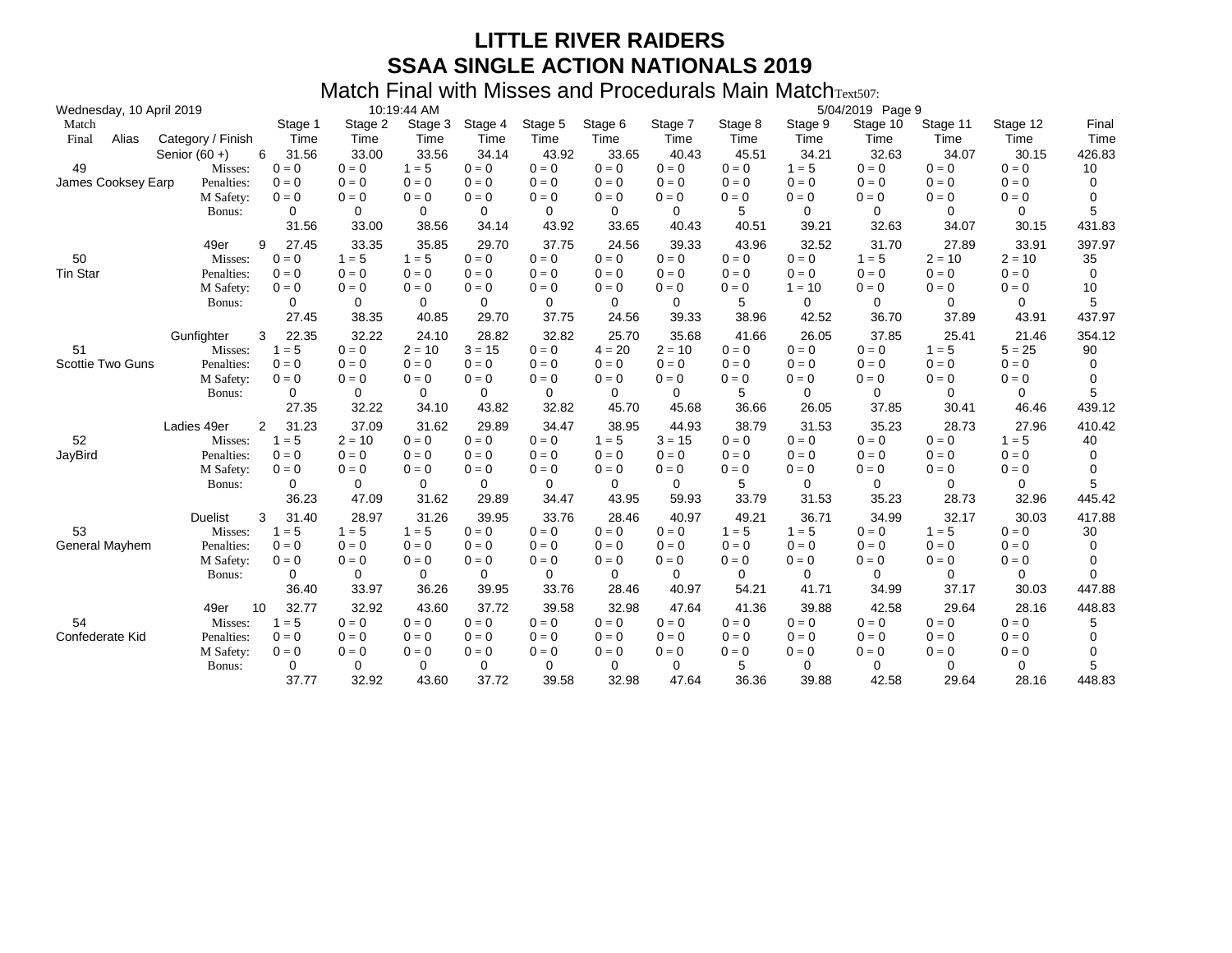# LITTLE RIVER RAIDERS

# SSAA SINGLE ACTION NATIONALS 2019

## Match Final with Misses and Procedurals Main Match

Wednesday, 10 April 2019 10:19:44 AM

| Match Final | Alias | Category / Finish | | Stage 1 Time | Stage 2 Time | Stage 3 Time | Stage 4 Time | Stage 5 Time | Stage 6 Time | Stage 7 Time | Stage 8 Time | Stage 9 Time | Stage 10 Time | Stage 11 Time | Stage 12 Time | Final Time |
|---|---|---|---|---|---|---|---|---|---|---|---|---|---|---|---|---|
| | | Senior (60 +) | 6 | 31.56 | 33.00 | 33.56 | 34.14 | 43.92 | 33.65 | 40.43 | 45.51 | 34.21 | 32.63 | 34.07 | 30.15 | 426.83 |
| 49 | | Misses: | | 0 = 0 | 0 = 0 | 1 = 5 | 0 = 0 | 0 = 0 | 0 = 0 | 0 = 0 | 0 = 0 | 1 = 5 | 0 = 0 | 0 = 0 | 0 = 0 | 10 |
| James Cooksey Earp | | Penalties: | | 0 = 0 | 0 = 0 | 0 = 0 | 0 = 0 | 0 = 0 | 0 = 0 | 0 = 0 | 0 = 0 | 0 = 0 | 0 = 0 | 0 = 0 | 0 = 0 | 0 |
| | | M Safety: | | 0 = 0 | 0 = 0 | 0 = 0 | 0 = 0 | 0 = 0 | 0 = 0 | 0 = 0 | 0 = 0 | 0 = 0 | 0 = 0 | 0 = 0 | 0 = 0 | 0 |
| | | Bonus: | | 0 | 0 | 0 | 0 | 0 | 0 | 0 | 5 | 0 | 0 | 0 | 0 | 5 |
| | | | | 31.56 | 33.00 | 38.56 | 34.14 | 43.92 | 33.65 | 40.43 | 40.51 | 39.21 | 32.63 | 34.07 | 30.15 | 431.83 |
| | | 49er | 9 | 27.45 | 33.35 | 35.85 | 29.70 | 37.75 | 24.56 | 39.33 | 43.96 | 32.52 | 31.70 | 27.89 | 33.91 | 397.97 |
| 50 | | Misses: | | 0 = 0 | 1 = 5 | 1 = 5 | 0 = 0 | 0 = 0 | 0 = 0 | 0 = 0 | 0 = 0 | 0 = 0 | 1 = 5 | 2 = 10 | 2 = 10 | 35 |
| Tin Star | | Penalties: | | 0 = 0 | 0 = 0 | 0 = 0 | 0 = 0 | 0 = 0 | 0 = 0 | 0 = 0 | 0 = 0 | 0 = 0 | 0 = 0 | 0 = 0 | 0 = 0 | 0 |
| | | M Safety: | | 0 = 0 | 0 = 0 | 0 = 0 | 0 = 0 | 0 = 0 | 0 = 0 | 0 = 0 | 0 = 0 | 1 = 10 | 0 = 0 | 0 = 0 | 0 = 0 | 10 |
| | | Bonus: | | 0 | 0 | 0 | 0 | 0 | 0 | 0 | 5 | 0 | 0 | 0 | 0 | 5 |
| | | | | 27.45 | 38.35 | 40.85 | 29.70 | 37.75 | 24.56 | 39.33 | 38.96 | 42.52 | 36.70 | 37.89 | 43.91 | 437.97 |
| | | Gunfighter | 3 | 22.35 | 32.22 | 24.10 | 28.82 | 32.82 | 25.70 | 35.68 | 41.66 | 26.05 | 37.85 | 25.41 | 21.46 | 354.12 |
| 51 | | Misses: | | 1 = 5 | 0 = 0 | 2 = 10 | 3 = 15 | 0 = 0 | 4 = 20 | 2 = 10 | 0 = 0 | 0 = 0 | 0 = 0 | 1 = 5 | 5 = 25 | 90 |
| Scottie Two Guns | | Penalties: | | 0 = 0 | 0 = 0 | 0 = 0 | 0 = 0 | 0 = 0 | 0 = 0 | 0 = 0 | 0 = 0 | 0 = 0 | 0 = 0 | 0 = 0 | 0 = 0 | 0 |
| | | M Safety: | | 0 = 0 | 0 = 0 | 0 = 0 | 0 = 0 | 0 = 0 | 0 = 0 | 0 = 0 | 0 = 0 | 0 = 0 | 0 = 0 | 0 = 0 | 0 = 0 | 0 |
| | | Bonus: | | 0 | 0 | 0 | 0 | 0 | 0 | 0 | 5 | 0 | 0 | 0 | 0 | 5 |
| | | | | 27.35 | 32.22 | 34.10 | 43.82 | 32.82 | 45.70 | 45.68 | 36.66 | 26.05 | 37.85 | 30.41 | 46.46 | 439.12 |
| | | Ladies 49er | 2 | 31.23 | 37.09 | 31.62 | 29.89 | 34.47 | 38.95 | 44.93 | 38.79 | 31.53 | 35.23 | 28.73 | 27.96 | 410.42 |
| 52 | | Misses: | | 1 = 5 | 2 = 10 | 0 = 0 | 0 = 0 | 0 = 0 | 1 = 5 | 3 = 15 | 0 = 0 | 0 = 0 | 0 = 0 | 0 = 0 | 1 = 5 | 40 |
| JayBird | | Penalties: | | 0 = 0 | 0 = 0 | 0 = 0 | 0 = 0 | 0 = 0 | 0 = 0 | 0 = 0 | 0 = 0 | 0 = 0 | 0 = 0 | 0 = 0 | 0 = 0 | 0 |
| | | M Safety: | | 0 = 0 | 0 = 0 | 0 = 0 | 0 = 0 | 0 = 0 | 0 = 0 | 0 = 0 | 0 = 0 | 0 = 0 | 0 = 0 | 0 = 0 | 0 = 0 | 0 |
| | | Bonus: | | 0 | 0 | 0 | 0 | 0 | 0 | 0 | 5 | 0 | 0 | 0 | 0 | 5 |
| | | | | 36.23 | 47.09 | 31.62 | 29.89 | 34.47 | 43.95 | 59.93 | 33.79 | 31.53 | 35.23 | 28.73 | 32.96 | 445.42 |
| | | Duelist | 3 | 31.40 | 28.97 | 31.26 | 39.95 | 33.76 | 28.46 | 40.97 | 49.21 | 36.71 | 34.99 | 32.17 | 30.03 | 417.88 |
| 53 | | Misses: | | 1 = 5 | 1 = 5 | 1 = 5 | 0 = 0 | 0 = 0 | 0 = 0 | 0 = 0 | 1 = 5 | 1 = 5 | 0 = 0 | 1 = 5 | 0 = 0 | 30 |
| General Mayhem | | Penalties: | | 0 = 0 | 0 = 0 | 0 = 0 | 0 = 0 | 0 = 0 | 0 = 0 | 0 = 0 | 0 = 0 | 0 = 0 | 0 = 0 | 0 = 0 | 0 = 0 | 0 |
| | | M Safety: | | 0 = 0 | 0 = 0 | 0 = 0 | 0 = 0 | 0 = 0 | 0 = 0 | 0 = 0 | 0 = 0 | 0 = 0 | 0 = 0 | 0 = 0 | 0 = 0 | 0 |
| | | Bonus: | | 0 | 0 | 0 | 0 | 0 | 0 | 0 | 0 | 0 | 0 | 0 | 0 | 0 |
| | | | | 36.40 | 33.97 | 36.26 | 39.95 | 33.76 | 28.46 | 40.97 | 54.21 | 41.71 | 34.99 | 37.17 | 30.03 | 447.88 |
| | | 49er | 10 | 32.77 | 32.92 | 43.60 | 37.72 | 39.58 | 32.98 | 47.64 | 41.36 | 39.88 | 42.58 | 29.64 | 28.16 | 448.83 |
| 54 | | Misses: | | 1 = 5 | 0 = 0 | 0 = 0 | 0 = 0 | 0 = 0 | 0 = 0 | 0 = 0 | 0 = 0 | 0 = 0 | 0 = 0 | 0 = 0 | 0 = 0 | 5 |
| Confederate Kid | | Penalties: | | 0 = 0 | 0 = 0 | 0 = 0 | 0 = 0 | 0 = 0 | 0 = 0 | 0 = 0 | 0 = 0 | 0 = 0 | 0 = 0 | 0 = 0 | 0 = 0 | 0 |
| | | M Safety: | | 0 = 0 | 0 = 0 | 0 = 0 | 0 = 0 | 0 = 0 | 0 = 0 | 0 = 0 | 0 = 0 | 0 = 0 | 0 = 0 | 0 = 0 | 0 = 0 | 0 |
| | | Bonus: | | 0 | 0 | 0 | 0 | 0 | 0 | 0 | 5 | 0 | 0 | 0 | 0 | 5 |
| | | | | 37.77 | 32.92 | 43.60 | 37.72 | 39.58 | 32.98 | 47.64 | 36.36 | 39.88 | 42.58 | 29.64 | 28.16 | 448.83 |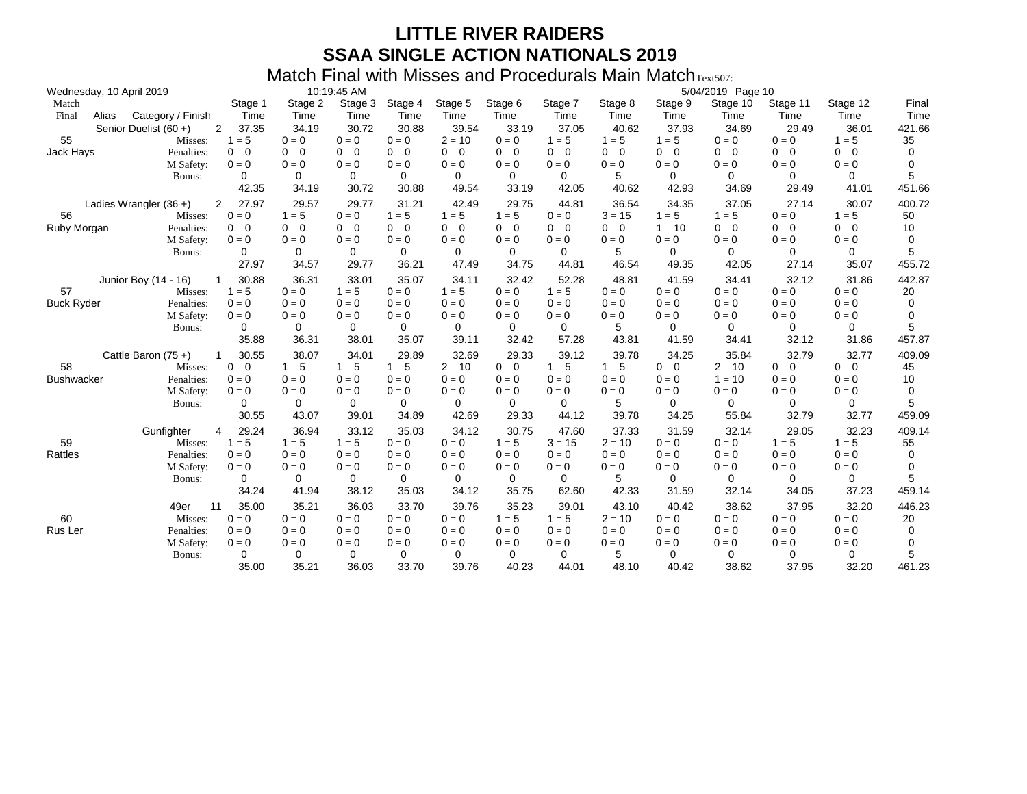# LITTLE RIVER RAIDERS

# SSAA SINGLE ACTION NATIONALS 2019

## Match Final with Misses and Procedurals Main Match

Wednesday, 10 April 2019 10:19:45 AM 5/04/2019

| Match Final | Alias | Category / Finish | | Stage 1 Time | Stage 2 Time | Stage 3 Time | Stage 4 Time | Stage 5 Time | Stage 6 Time | Stage 7 Time | Stage 8 Time | Stage 9 Time | Stage 10 Time | Stage 11 Time | Stage 12 Time | Final Time |
|---|---|---|---|---|---|---|---|---|---|---|---|---|---|---|---|---|
| | | Senior Duelist (60 +) | 2 | 37.35 | 34.19 | 30.72 | 30.88 | 39.54 | 33.19 | 37.05 | 40.62 | 37.93 | 34.69 | 29.49 | 36.01 | 421.66 |
| 55 | | Misses: | | 1 = 5 | 0 = 0 | 0 = 0 | 0 = 0 | 2 = 10 | 0 = 0 | 1 = 5 | 1 = 5 | 1 = 5 | 0 = 0 | 0 = 0 | 1 = 5 | 35 |
| Jack Hays | | Penalties: | | 0 = 0 | 0 = 0 | 0 = 0 | 0 = 0 | 0 = 0 | 0 = 0 | 0 = 0 | 0 = 0 | 0 = 0 | 0 = 0 | 0 = 0 | 0 = 0 | 0 |
| | | M Safety: | | 0 = 0 | 0 = 0 | 0 = 0 | 0 = 0 | 0 = 0 | 0 = 0 | 0 = 0 | 0 = 0 | 0 = 0 | 0 = 0 | 0 = 0 | 0 = 0 | 0 |
| | | Bonus: | | 0 | 0 | 0 | 0 | 0 | 0 | 0 | 5 | 0 | 0 | 0 | 0 | 5 |
| | | | | 42.35 | 34.19 | 30.72 | 30.88 | 49.54 | 33.19 | 42.05 | 40.62 | 42.93 | 34.69 | 29.49 | 41.01 | 451.66 |
| | | Ladies Wrangler (36 +) | 2 | 27.97 | 29.57 | 29.77 | 31.21 | 42.49 | 29.75 | 44.81 | 36.54 | 34.35 | 37.05 | 27.14 | 30.07 | 400.72 |
| 56 | | Misses: | | 0 = 0 | 1 = 5 | 0 = 0 | 1 = 5 | 1 = 5 | 1 = 5 | 0 = 0 | 3 = 15 | 1 = 5 | 1 = 5 | 0 = 0 | 1 = 5 | 50 |
| Ruby Morgan | | Penalties: | | 0 = 0 | 0 = 0 | 0 = 0 | 0 = 0 | 0 = 0 | 0 = 0 | 0 = 0 | 0 = 0 | 1 = 10 | 0 = 0 | 0 = 0 | 0 = 0 | 10 |
| | | M Safety: | | 0 = 0 | 0 = 0 | 0 = 0 | 0 = 0 | 0 = 0 | 0 = 0 | 0 = 0 | 0 = 0 | 0 = 0 | 0 = 0 | 0 = 0 | 0 = 0 | 0 |
| | | Bonus: | | 0 | 0 | 0 | 0 | 0 | 0 | 0 | 5 | 0 | 0 | 0 | 0 | 5 |
| | | | | 27.97 | 34.57 | 29.77 | 36.21 | 47.49 | 34.75 | 44.81 | 46.54 | 49.35 | 42.05 | 27.14 | 35.07 | 455.72 |
| | | Junior Boy (14 - 16) | 1 | 30.88 | 36.31 | 33.01 | 35.07 | 34.11 | 32.42 | 52.28 | 48.81 | 41.59 | 34.41 | 32.12 | 31.86 | 442.87 |
| 57 | | Misses: | | 1 = 5 | 0 = 0 | 1 = 5 | 0 = 0 | 1 = 5 | 0 = 0 | 1 = 5 | 0 = 0 | 0 = 0 | 0 = 0 | 0 = 0 | 0 = 0 | 20 |
| Buck Ryder | | Penalties: | | 0 = 0 | 0 = 0 | 0 = 0 | 0 = 0 | 0 = 0 | 0 = 0 | 0 = 0 | 0 = 0 | 0 = 0 | 0 = 0 | 0 = 0 | 0 = 0 | 0 |
| | | M Safety: | | 0 = 0 | 0 = 0 | 0 = 0 | 0 = 0 | 0 = 0 | 0 = 0 | 0 = 0 | 0 = 0 | 0 = 0 | 0 = 0 | 0 = 0 | 0 = 0 | 0 |
| | | Bonus: | | 0 | 0 | 0 | 0 | 0 | 0 | 0 | 5 | 0 | 0 | 0 | 0 | 5 |
| | | | | 35.88 | 36.31 | 38.01 | 35.07 | 39.11 | 32.42 | 57.28 | 43.81 | 41.59 | 34.41 | 32.12 | 31.86 | 457.87 |
| | | Cattle Baron (75 +) | 1 | 30.55 | 38.07 | 34.01 | 29.89 | 32.69 | 29.33 | 39.12 | 39.78 | 34.25 | 35.84 | 32.79 | 32.77 | 409.09 |
| 58 | | Misses: | | 0 = 0 | 1 = 5 | 1 = 5 | 1 = 5 | 2 = 10 | 0 = 0 | 1 = 5 | 1 = 5 | 0 = 0 | 2 = 10 | 0 = 0 | 0 = 0 | 45 |
| Bushwacker | | Penalties: | | 0 = 0 | 0 = 0 | 0 = 0 | 0 = 0 | 0 = 0 | 0 = 0 | 0 = 0 | 0 = 0 | 0 = 0 | 1 = 10 | 0 = 0 | 0 = 0 | 10 |
| | | M Safety: | | 0 = 0 | 0 = 0 | 0 = 0 | 0 = 0 | 0 = 0 | 0 = 0 | 0 = 0 | 0 = 0 | 0 = 0 | 0 = 0 | 0 = 0 | 0 = 0 | 0 |
| | | Bonus: | | 0 | 0 | 0 | 0 | 0 | 0 | 0 | 5 | 0 | 0 | 0 | 0 | 5 |
| | | | | 30.55 | 43.07 | 39.01 | 34.89 | 42.69 | 29.33 | 44.12 | 39.78 | 34.25 | 55.84 | 32.79 | 32.77 | 459.09 |
| | | Gunfighter | 4 | 29.24 | 36.94 | 33.12 | 35.03 | 34.12 | 30.75 | 47.60 | 37.33 | 31.59 | 32.14 | 29.05 | 32.23 | 409.14 |
| 59 | | Misses: | | 1 = 5 | 1 = 5 | 1 = 5 | 0 = 0 | 0 = 0 | 1 = 5 | 3 = 15 | 2 = 10 | 0 = 0 | 0 = 0 | 1 = 5 | 1 = 5 | 55 |
| Rattles | | Penalties: | | 0 = 0 | 0 = 0 | 0 = 0 | 0 = 0 | 0 = 0 | 0 = 0 | 0 = 0 | 0 = 0 | 0 = 0 | 0 = 0 | 0 = 0 | 0 = 0 | 0 |
| | | M Safety: | | 0 = 0 | 0 = 0 | 0 = 0 | 0 = 0 | 0 = 0 | 0 = 0 | 0 = 0 | 0 = 0 | 0 = 0 | 0 = 0 | 0 = 0 | 0 = 0 | 0 |
| | | Bonus: | | 0 | 0 | 0 | 0 | 0 | 0 | 0 | 5 | 0 | 0 | 0 | 0 | 5 |
| | | | | 34.24 | 41.94 | 38.12 | 35.03 | 34.12 | 35.75 | 62.60 | 42.33 | 31.59 | 32.14 | 34.05 | 37.23 | 459.14 |
| | | 49er | 11 | 35.00 | 35.21 | 36.03 | 33.70 | 39.76 | 35.23 | 39.01 | 43.10 | 40.42 | 38.62 | 37.95 | 32.20 | 446.23 |
| 60 | | Misses: | | 0 = 0 | 0 = 0 | 0 = 0 | 0 = 0 | 0 = 0 | 1 = 5 | 1 = 5 | 2 = 10 | 0 = 0 | 0 = 0 | 0 = 0 | 0 = 0 | 20 |
| Rus Ler | | Penalties: | | 0 = 0 | 0 = 0 | 0 = 0 | 0 = 0 | 0 = 0 | 0 = 0 | 0 = 0 | 0 = 0 | 0 = 0 | 0 = 0 | 0 = 0 | 0 = 0 | 0 |
| | | M Safety: | | 0 = 0 | 0 = 0 | 0 = 0 | 0 = 0 | 0 = 0 | 0 = 0 | 0 = 0 | 0 = 0 | 0 = 0 | 0 = 0 | 0 = 0 | 0 = 0 | 0 |
| | | Bonus: | | 0 | 0 | 0 | 0 | 0 | 0 | 0 | 5 | 0 | 0 | 0 | 0 | 5 |
| | | | | 35.00 | 35.21 | 36.03 | 33.70 | 39.76 | 40.23 | 44.01 | 48.10 | 40.42 | 38.62 | 37.95 | 32.20 | 461.23 |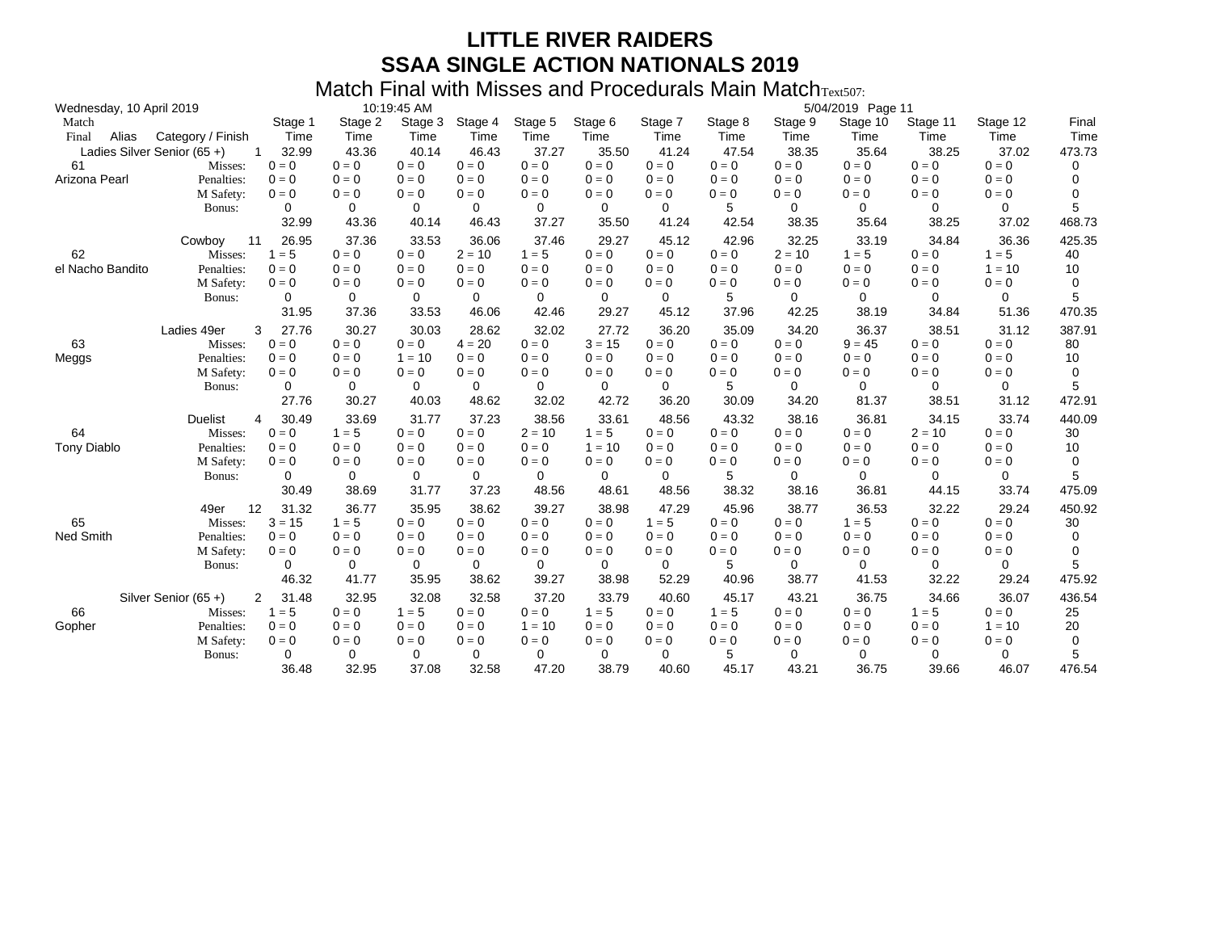# LITTLE RIVER RAIDERS

# SSAA SINGLE ACTION NATIONALS 2019

## Match Final with Misses and Procedurals Main Match

Wednesday, 10 April 2019 10:19:45 AM 5/04/2019

| Match Final | Alias | Category / Finish | | Stage 1 Time | Stage 2 Time | Stage 3 Time | Stage 4 Time | Stage 5 Time | Stage 6 Time | Stage 7 Time | Stage 8 Time | Stage 9 Time | Stage 10 Time | Stage 11 Time | Stage 12 Time | Final Time |
|---|---|---|---|---|---|---|---|---|---|---|---|---|---|---|---|---|
| | | Ladies Silver Senior (65 +) | 1 | 32.99 | 43.36 | 40.14 | 46.43 | 37.27 | 35.50 | 41.24 | 47.54 | 38.35 | 35.64 | 38.25 | 37.02 | 473.73 |
| 61 | | Misses: | | 0 = 0 | 0 = 0 | 0 = 0 | 0 = 0 | 0 = 0 | 0 = 0 | 0 = 0 | 0 = 0 | 0 = 0 | 0 = 0 | 0 = 0 | 0 = 0 | 0 |
| Arizona Pearl | | Penalties: | | 0 = 0 | 0 = 0 | 0 = 0 | 0 = 0 | 0 = 0 | 0 = 0 | 0 = 0 | 0 = 0 | 0 = 0 | 0 = 0 | 0 = 0 | 0 = 0 | 0 |
| | | M Safety: | | 0 = 0 | 0 = 0 | 0 = 0 | 0 = 0 | 0 = 0 | 0 = 0 | 0 = 0 | 0 = 0 | 0 = 0 | 0 = 0 | 0 = 0 | 0 = 0 | 0 |
| | | Bonus: | | 0 | 0 | 0 | 0 | 0 | 0 | 0 | 5 | 0 | 0 | 0 | 0 | 5 |
| | | | | 32.99 | 43.36 | 40.14 | 46.43 | 37.27 | 35.50 | 41.24 | 42.54 | 38.35 | 35.64 | 38.25 | 37.02 | 468.73 |
| | | Cowboy | 11 | 26.95 | 37.36 | 33.53 | 36.06 | 37.46 | 29.27 | 45.12 | 42.96 | 32.25 | 33.19 | 34.84 | 36.36 | 425.35 |
| 62 | | Misses: | | 1 = 5 | 0 = 0 | 0 = 0 | 2 = 10 | 1 = 5 | 0 = 0 | 0 = 0 | 0 = 0 | 2 = 10 | 1 = 5 | 0 = 0 | 1 = 5 | 40 |
| el Nacho Bandito | | Penalties: | | 0 = 0 | 0 = 0 | 0 = 0 | 0 = 0 | 0 = 0 | 0 = 0 | 0 = 0 | 0 = 0 | 0 = 0 | 0 = 0 | 0 = 0 | 1 = 10 | 10 |
| | | M Safety: | | 0 = 0 | 0 = 0 | 0 = 0 | 0 = 0 | 0 = 0 | 0 = 0 | 0 = 0 | 0 = 0 | 0 = 0 | 0 = 0 | 0 = 0 | 0 = 0 | 0 |
| | | Bonus: | | 0 | 0 | 0 | 0 | 0 | 0 | 0 | 5 | 0 | 0 | 0 | 0 | 5 |
| | | | | 31.95 | 37.36 | 33.53 | 46.06 | 42.46 | 29.27 | 45.12 | 37.96 | 42.25 | 38.19 | 34.84 | 51.36 | 470.35 |
| | | Ladies 49er | 3 | 27.76 | 30.27 | 30.03 | 28.62 | 32.02 | 27.72 | 36.20 | 35.09 | 34.20 | 36.37 | 38.51 | 31.12 | 387.91 |
| 63 | | Misses: | | 0 = 0 | 0 = 0 | 0 = 0 | 4 = 20 | 0 = 0 | 3 = 15 | 0 = 0 | 0 = 0 | 0 = 0 | 9 = 45 | 0 = 0 | 0 = 0 | 80 |
| Meggs | | Penalties: | | 0 = 0 | 0 = 0 | 1 = 10 | 0 = 0 | 0 = 0 | 0 = 0 | 0 = 0 | 0 = 0 | 0 = 0 | 0 = 0 | 0 = 0 | 0 = 0 | 10 |
| | | M Safety: | | 0 = 0 | 0 = 0 | 0 = 0 | 0 = 0 | 0 = 0 | 0 = 0 | 0 = 0 | 0 = 0 | 0 = 0 | 0 = 0 | 0 = 0 | 0 = 0 | 0 |
| | | Bonus: | | 0 | 0 | 0 | 0 | 0 | 0 | 0 | 5 | 0 | 0 | 0 | 0 | 5 |
| | | | | 27.76 | 30.27 | 40.03 | 48.62 | 32.02 | 42.72 | 36.20 | 30.09 | 34.20 | 81.37 | 38.51 | 31.12 | 472.91 |
| | | Duelist | 4 | 30.49 | 33.69 | 31.77 | 37.23 | 38.56 | 33.61 | 48.56 | 43.32 | 38.16 | 36.81 | 34.15 | 33.74 | 440.09 |
| 64 | | Misses: | | 0 = 0 | 1 = 5 | 0 = 0 | 0 = 0 | 2 = 10 | 1 = 5 | 0 = 0 | 0 = 0 | 0 = 0 | 0 = 0 | 2 = 10 | 0 = 0 | 30 |
| Tony Diablo | | Penalties: | | 0 = 0 | 0 = 0 | 0 = 0 | 0 = 0 | 0 = 0 | 1 = 10 | 0 = 0 | 0 = 0 | 0 = 0 | 0 = 0 | 0 = 0 | 0 = 0 | 10 |
| | | M Safety: | | 0 = 0 | 0 = 0 | 0 = 0 | 0 = 0 | 0 = 0 | 0 = 0 | 0 = 0 | 0 = 0 | 0 = 0 | 0 = 0 | 0 = 0 | 0 = 0 | 0 |
| | | Bonus: | | 0 | 0 | 0 | 0 | 0 | 0 | 0 | 5 | 0 | 0 | 0 | 0 | 5 |
| | | | | 30.49 | 38.69 | 31.77 | 37.23 | 48.56 | 48.61 | 48.56 | 38.32 | 38.16 | 36.81 | 44.15 | 33.74 | 475.09 |
| | | 49er | 12 | 31.32 | 36.77 | 35.95 | 38.62 | 39.27 | 38.98 | 47.29 | 45.96 | 38.77 | 36.53 | 32.22 | 29.24 | 450.92 |
| 65 | | Misses: | | 3 = 15 | 1 = 5 | 0 = 0 | 0 = 0 | 0 = 0 | 0 = 0 | 1 = 5 | 0 = 0 | 0 = 0 | 1 = 5 | 0 = 0 | 0 = 0 | 30 |
| Ned Smith | | Penalties: | | 0 = 0 | 0 = 0 | 0 = 0 | 0 = 0 | 0 = 0 | 0 = 0 | 0 = 0 | 0 = 0 | 0 = 0 | 0 = 0 | 0 = 0 | 0 = 0 | 0 |
| | | M Safety: | | 0 = 0 | 0 = 0 | 0 = 0 | 0 = 0 | 0 = 0 | 0 = 0 | 0 = 0 | 0 = 0 | 0 = 0 | 0 = 0 | 0 = 0 | 0 = 0 | 0 |
| | | Bonus: | | 0 | 0 | 0 | 0 | 0 | 0 | 0 | 5 | 0 | 0 | 0 | 0 | 5 |
| | | | | 46.32 | 41.77 | 35.95 | 38.62 | 39.27 | 38.98 | 52.29 | 40.96 | 38.77 | 41.53 | 32.22 | 29.24 | 475.92 |
| | | Silver Senior (65 +) | 2 | 31.48 | 32.95 | 32.08 | 32.58 | 37.20 | 33.79 | 40.60 | 45.17 | 43.21 | 36.75 | 34.66 | 36.07 | 436.54 |
| 66 | | Misses: | | 1 = 5 | 0 = 0 | 1 = 5 | 0 = 0 | 0 = 0 | 1 = 5 | 0 = 0 | 1 = 5 | 0 = 0 | 0 = 0 | 1 = 5 | 0 = 0 | 25 |
| Gopher | | Penalties: | | 0 = 0 | 0 = 0 | 0 = 0 | 0 = 0 | 1 = 10 | 0 = 0 | 0 = 0 | 0 = 0 | 0 = 0 | 0 = 0 | 0 = 0 | 1 = 10 | 20 |
| | | M Safety: | | 0 = 0 | 0 = 0 | 0 = 0 | 0 = 0 | 0 = 0 | 0 = 0 | 0 = 0 | 0 = 0 | 0 = 0 | 0 = 0 | 0 = 0 | 0 = 0 | 0 |
| | | Bonus: | | 0 | 0 | 0 | 0 | 0 | 0 | 0 | 5 | 0 | 0 | 0 | 0 | 5 |
| | | | | 36.48 | 32.95 | 37.08 | 32.58 | 47.20 | 38.79 | 40.60 | 45.17 | 43.21 | 36.75 | 39.66 | 46.07 | 476.54 |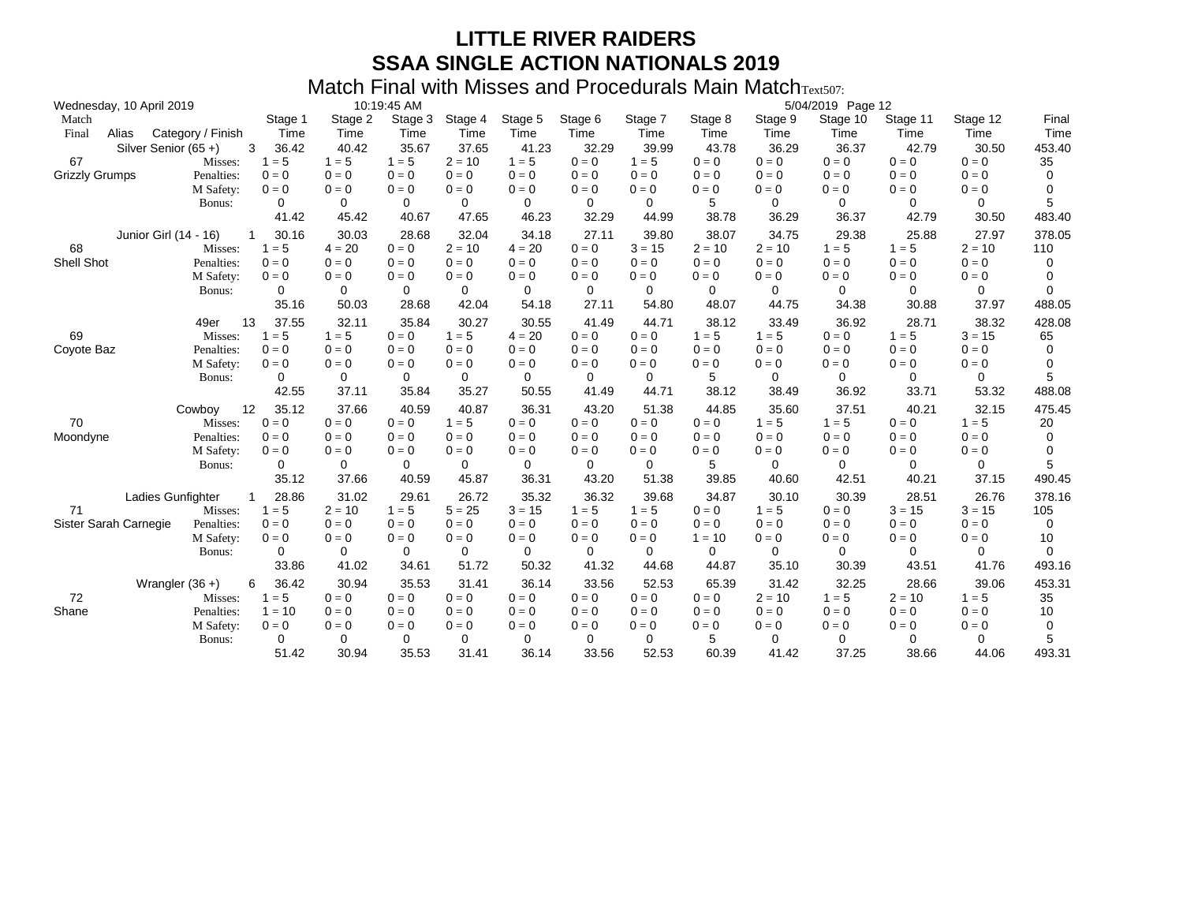# LITTLE RIVER RAIDERS
# SSAA SINGLE ACTION NATIONALS 2019
## Match Final with Misses and Procedurals Main Match

Wednesday, 10 April 2019 10:19:45 AM 5/04/2019

| Match Final | Alias | Category / Finish | | Stage 1 Time | Stage 2 Time | Stage 3 Time | Stage 4 Time | Stage 5 Time | Stage 6 Time | Stage 7 Time | Stage 8 Time | Stage 9 Time | Stage 10 Time | Stage 11 Time | Stage 12 Time | Final Time |
|---|---|---|---|---|---|---|---|---|---|---|---|---|---|---|---|---|
| | | Silver Senior (65 +) | 3 | 36.42 | 40.42 | 35.67 | 37.65 | 41.23 | 32.29 | 39.99 | 43.78 | 36.29 | 36.37 | 42.79 | 30.50 | 453.40 |
| 67 | | Misses: | | 1 = 5 | 1 = 5 | 1 = 5 | 2 = 10 | 1 = 5 | 0 = 0 | 1 = 5 | 0 = 0 | 0 = 0 | 0 = 0 | 0 = 0 | 0 = 0 | 35 |
| Grizzly Grumps | | Penalties: | | 0 = 0 | 0 = 0 | 0 = 0 | 0 = 0 | 0 = 0 | 0 = 0 | 0 = 0 | 0 = 0 | 0 = 0 | 0 = 0 | 0 = 0 | 0 = 0 | 0 |
| | | M Safety: | | 0 = 0 | 0 = 0 | 0 = 0 | 0 = 0 | 0 = 0 | 0 = 0 | 0 = 0 | 0 = 0 | 0 = 0 | 0 = 0 | 0 = 0 | 0 = 0 | 0 |
| | | Bonus: | | 0 | 0 | 0 | 0 | 0 | 0 | 0 | 5 | 0 | 0 | 0 | 0 | 5 |
| | | | | 41.42 | 45.42 | 40.67 | 47.65 | 46.23 | 32.29 | 44.99 | 38.78 | 36.29 | 36.37 | 42.79 | 30.50 | 483.40 |
| | | Junior Girl (14 - 16) | 1 | 30.16 | 30.03 | 28.68 | 32.04 | 34.18 | 27.11 | 39.80 | 38.07 | 34.75 | 29.38 | 25.88 | 27.97 | 378.05 |
| 68 | | Misses: | | 1 = 5 | 4 = 20 | 0 = 0 | 2 = 10 | 4 = 20 | 0 = 0 | 3 = 15 | 2 = 10 | 2 = 10 | 1 = 5 | 1 = 5 | 2 = 10 | 110 |
| Shell Shot | | Penalties: | | 0 = 0 | 0 = 0 | 0 = 0 | 0 = 0 | 0 = 0 | 0 = 0 | 0 = 0 | 0 = 0 | 0 = 0 | 0 = 0 | 0 = 0 | 0 = 0 | 0 |
| | | M Safety: | | 0 = 0 | 0 = 0 | 0 = 0 | 0 = 0 | 0 = 0 | 0 = 0 | 0 = 0 | 0 = 0 | 0 = 0 | 0 = 0 | 0 = 0 | 0 = 0 | 0 |
| | | Bonus: | | 0 | 0 | 0 | 0 | 0 | 0 | 0 | 0 | 0 | 0 | 0 | 0 | 0 |
| | | | | 35.16 | 50.03 | 28.68 | 42.04 | 54.18 | 27.11 | 54.80 | 48.07 | 44.75 | 34.38 | 30.88 | 37.97 | 488.05 |
| | | 49er | 13 | 37.55 | 32.11 | 35.84 | 30.27 | 30.55 | 41.49 | 44.71 | 38.12 | 33.49 | 36.92 | 28.71 | 38.32 | 428.08 |
| 69 | | Misses: | | 1 = 5 | 1 = 5 | 0 = 0 | 1 = 5 | 4 = 20 | 0 = 0 | 0 = 0 | 1 = 5 | 1 = 5 | 0 = 0 | 1 = 5 | 3 = 15 | 65 |
| Coyote Baz | | Penalties: | | 0 = 0 | 0 = 0 | 0 = 0 | 0 = 0 | 0 = 0 | 0 = 0 | 0 = 0 | 0 = 0 | 0 = 0 | 0 = 0 | 0 = 0 | 0 = 0 | 0 |
| | | M Safety: | | 0 = 0 | 0 = 0 | 0 = 0 | 0 = 0 | 0 = 0 | 0 = 0 | 0 = 0 | 0 = 0 | 0 = 0 | 0 = 0 | 0 = 0 | 0 = 0 | 0 |
| | | Bonus: | | 0 | 0 | 0 | 0 | 0 | 0 | 0 | 5 | 0 | 0 | 0 | 0 | 5 |
| | | | | 42.55 | 37.11 | 35.84 | 35.27 | 50.55 | 41.49 | 44.71 | 38.12 | 38.49 | 36.92 | 33.71 | 53.32 | 488.08 |
| | | Cowboy | 12 | 35.12 | 37.66 | 40.59 | 40.87 | 36.31 | 43.20 | 51.38 | 44.85 | 35.60 | 37.51 | 40.21 | 32.15 | 475.45 |
| 70 | | Misses: | | 0 = 0 | 0 = 0 | 0 = 0 | 1 = 5 | 0 = 0 | 0 = 0 | 0 = 0 | 0 = 0 | 1 = 5 | 1 = 5 | 0 = 0 | 1 = 5 | 20 |
| Moondyne | | Penalties: | | 0 = 0 | 0 = 0 | 0 = 0 | 0 = 0 | 0 = 0 | 0 = 0 | 0 = 0 | 0 = 0 | 0 = 0 | 0 = 0 | 0 = 0 | 0 = 0 | 0 |
| | | M Safety: | | 0 = 0 | 0 = 0 | 0 = 0 | 0 = 0 | 0 = 0 | 0 = 0 | 0 = 0 | 0 = 0 | 0 = 0 | 0 = 0 | 0 = 0 | 0 = 0 | 0 |
| | | Bonus: | | 0 | 0 | 0 | 0 | 0 | 0 | 0 | 5 | 0 | 0 | 0 | 0 | 5 |
| | | | | 35.12 | 37.66 | 40.59 | 45.87 | 36.31 | 43.20 | 51.38 | 39.85 | 40.60 | 42.51 | 40.21 | 37.15 | 490.45 |
| | | Ladies Gunfighter | 1 | 28.86 | 31.02 | 29.61 | 26.72 | 35.32 | 36.32 | 39.68 | 34.87 | 30.10 | 30.39 | 28.51 | 26.76 | 378.16 |
| 71 | | Misses: | | 1 = 5 | 2 = 10 | 1 = 5 | 5 = 25 | 3 = 15 | 1 = 5 | 1 = 5 | 0 = 0 | 1 = 5 | 0 = 0 | 3 = 15 | 3 = 15 | 105 |
| Sister Sarah Carnegie | | Penalties: | | 0 = 0 | 0 = 0 | 0 = 0 | 0 = 0 | 0 = 0 | 0 = 0 | 0 = 0 | 0 = 0 | 0 = 0 | 0 = 0 | 0 = 0 | 0 = 0 | 0 |
| | | M Safety: | | 0 = 0 | 0 = 0 | 0 = 0 | 0 = 0 | 0 = 0 | 0 = 0 | 0 = 0 | 1 = 10 | 0 = 0 | 0 = 0 | 0 = 0 | 0 = 0 | 10 |
| | | Bonus: | | 0 | 0 | 0 | 0 | 0 | 0 | 0 | 0 | 0 | 0 | 0 | 0 | 0 |
| | | | | 33.86 | 41.02 | 34.61 | 51.72 | 50.32 | 41.32 | 44.68 | 44.87 | 35.10 | 30.39 | 43.51 | 41.76 | 493.16 |
| | | Wrangler (36 +) | 6 | 36.42 | 30.94 | 35.53 | 31.41 | 36.14 | 33.56 | 52.53 | 65.39 | 31.42 | 32.25 | 28.66 | 39.06 | 453.31 |
| 72 | | Misses: | | 1 = 5 | 0 = 0 | 0 = 0 | 0 = 0 | 0 = 0 | 0 = 0 | 0 = 0 | 0 = 0 | 2 = 10 | 1 = 5 | 2 = 10 | 1 = 5 | 35 |
| Shane | | Penalties: | | 1 = 10 | 0 = 0 | 0 = 0 | 0 = 0 | 0 = 0 | 0 = 0 | 0 = 0 | 0 = 0 | 0 = 0 | 0 = 0 | 0 = 0 | 0 = 0 | 10 |
| | | M Safety: | | 0 = 0 | 0 = 0 | 0 = 0 | 0 = 0 | 0 = 0 | 0 = 0 | 0 = 0 | 0 = 0 | 0 = 0 | 0 = 0 | 0 = 0 | 0 = 0 | 0 |
| | | Bonus: | | 0 | 0 | 0 | 0 | 0 | 0 | 0 | 5 | 0 | 0 | 0 | 0 | 5 |
| | | | | 51.42 | 30.94 | 35.53 | 31.41 | 36.14 | 33.56 | 52.53 | 60.39 | 41.42 | 37.25 | 38.66 | 44.06 | 493.31 |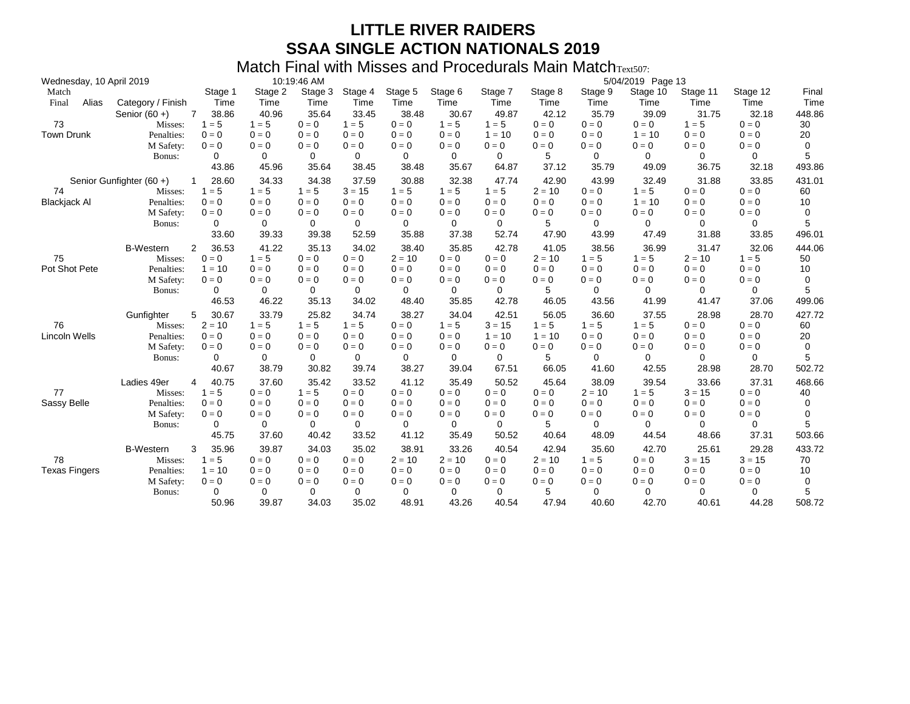# LITTLE RIVER RAIDERS

# SSAA SINGLE ACTION NATIONALS 2019

## Match Final with Misses and Procedurals Main Match

Wednesday, 10 April 2019 10:19:46 AM 5/04/2019

| Match Final | Alias | Category / Finish | | Stage 1 Time | Stage 2 Time | Stage 3 Time | Stage 4 Time | Stage 5 Time | Stage 6 Time | Stage 7 Time | Stage 8 Time | Stage 9 Time | Stage 10 Time | Stage 11 Time | Stage 12 Time | Final Time |
|---|---|---|---|---|---|---|---|---|---|---|---|---|---|---|---|---|
| | | Senior (60 +) | 7 | 38.86 | 40.96 | 35.64 | 33.45 | 38.48 | 30.67 | 49.87 | 42.12 | 35.79 | 39.09 | 31.75 | 32.18 | 448.86 |
| 73 | | Misses: | | 1 = 5 | 1 = 5 | 0 = 0 | 1 = 5 | 0 = 0 | 1 = 5 | 1 = 5 | 0 = 0 | 0 = 0 | 0 = 0 | 1 = 5 | 0 = 0 | 30 |
| Town Drunk | | Penalties: | | 0 = 0 | 0 = 0 | 0 = 0 | 0 = 0 | 0 = 0 | 0 = 0 | 1 = 10 | 0 = 0 | 0 = 0 | 1 = 10 | 0 = 0 | 0 = 0 | 20 |
| | | M Safety: | | 0 = 0 | 0 = 0 | 0 = 0 | 0 = 0 | 0 = 0 | 0 = 0 | 0 = 0 | 0 = 0 | 0 = 0 | 0 = 0 | 0 = 0 | 0 = 0 | 0 |
| | | Bonus: | | 0 | 0 | 0 | 0 | 0 | 0 | 0 | 5 | 0 | 0 | 0 | 0 | 5 |
| | | | | 43.86 | 45.96 | 35.64 | 38.45 | 38.48 | 35.67 | 64.87 | 37.12 | 35.79 | 49.09 | 36.75 | 32.18 | 493.86 |
| | | Senior Gunfighter (60 +) | 1 | 28.60 | 34.33 | 34.38 | 37.59 | 30.88 | 32.38 | 47.74 | 42.90 | 43.99 | 32.49 | 31.88 | 33.85 | 431.01 |
| 74 | | Misses: | | 1 = 5 | 1 = 5 | 1 = 5 | 3 = 15 | 1 = 5 | 1 = 5 | 1 = 5 | 2 = 10 | 0 = 0 | 1 = 5 | 0 = 0 | 0 = 0 | 60 |
| Blackjack Al | | Penalties: | | 0 = 0 | 0 = 0 | 0 = 0 | 0 = 0 | 0 = 0 | 0 = 0 | 0 = 0 | 0 = 0 | 0 = 0 | 1 = 10 | 0 = 0 | 0 = 0 | 10 |
| | | M Safety: | | 0 = 0 | 0 = 0 | 0 = 0 | 0 = 0 | 0 = 0 | 0 = 0 | 0 = 0 | 0 = 0 | 0 = 0 | 0 = 0 | 0 = 0 | 0 = 0 | 0 |
| | | Bonus: | | 0 | 0 | 0 | 0 | 0 | 0 | 0 | 5 | 0 | 0 | 0 | 0 | 5 |
| | | | | 33.60 | 39.33 | 39.38 | 52.59 | 35.88 | 37.38 | 52.74 | 47.90 | 43.99 | 47.49 | 31.88 | 33.85 | 496.01 |
| | | B-Western | 2 | 36.53 | 41.22 | 35.13 | 34.02 | 38.40 | 35.85 | 42.78 | 41.05 | 38.56 | 36.99 | 31.47 | 32.06 | 444.06 |
| 75 | | Misses: | | 0 = 0 | 1 = 5 | 0 = 0 | 0 = 0 | 2 = 10 | 0 = 0 | 0 = 0 | 2 = 10 | 1 = 5 | 1 = 5 | 2 = 10 | 1 = 5 | 50 |
| Pot Shot Pete | | Penalties: | | 1 = 10 | 0 = 0 | 0 = 0 | 0 = 0 | 0 = 0 | 0 = 0 | 0 = 0 | 0 = 0 | 0 = 0 | 0 = 0 | 0 = 0 | 0 = 0 | 10 |
| | | M Safety: | | 0 = 0 | 0 = 0 | 0 = 0 | 0 = 0 | 0 = 0 | 0 = 0 | 0 = 0 | 0 = 0 | 0 = 0 | 0 = 0 | 0 = 0 | 0 = 0 | 0 |
| | | Bonus: | | 0 | 0 | 0 | 0 | 0 | 0 | 0 | 5 | 0 | 0 | 0 | 0 | 5 |
| | | | | 46.53 | 46.22 | 35.13 | 34.02 | 48.40 | 35.85 | 42.78 | 46.05 | 43.56 | 41.99 | 41.47 | 37.06 | 499.06 |
| | | Gunfighter | 5 | 30.67 | 33.79 | 25.82 | 34.74 | 38.27 | 34.04 | 42.51 | 56.05 | 36.60 | 37.55 | 28.98 | 28.70 | 427.72 |
| 76 | | Misses: | | 2 = 10 | 1 = 5 | 1 = 5 | 1 = 5 | 0 = 0 | 1 = 5 | 3 = 15 | 1 = 5 | 1 = 5 | 1 = 5 | 0 = 0 | 0 = 0 | 60 |
| Lincoln Wells | | Penalties: | | 0 = 0 | 0 = 0 | 0 = 0 | 0 = 0 | 0 = 0 | 0 = 0 | 1 = 10 | 1 = 10 | 0 = 0 | 0 = 0 | 0 = 0 | 0 = 0 | 20 |
| | | M Safety: | | 0 = 0 | 0 = 0 | 0 = 0 | 0 = 0 | 0 = 0 | 0 = 0 | 0 = 0 | 0 = 0 | 0 = 0 | 0 = 0 | 0 = 0 | 0 = 0 | 0 |
| | | Bonus: | | 0 | 0 | 0 | 0 | 0 | 0 | 0 | 5 | 0 | 0 | 0 | 0 | 5 |
| | | | | 40.67 | 38.79 | 30.82 | 39.74 | 38.27 | 39.04 | 67.51 | 66.05 | 41.60 | 42.55 | 28.98 | 28.70 | 502.72 |
| | | Ladies 49er | 4 | 40.75 | 37.60 | 35.42 | 33.52 | 41.12 | 35.49 | 50.52 | 45.64 | 38.09 | 39.54 | 33.66 | 37.31 | 468.66 |
| 77 | | Misses: | | 1 = 5 | 0 = 0 | 1 = 5 | 0 = 0 | 0 = 0 | 0 = 0 | 0 = 0 | 0 = 0 | 2 = 10 | 1 = 5 | 3 = 15 | 0 = 0 | 40 |
| Sassy Belle | | Penalties: | | 0 = 0 | 0 = 0 | 0 = 0 | 0 = 0 | 0 = 0 | 0 = 0 | 0 = 0 | 0 = 0 | 0 = 0 | 0 = 0 | 0 = 0 | 0 = 0 | 0 |
| | | M Safety: | | 0 = 0 | 0 = 0 | 0 = 0 | 0 = 0 | 0 = 0 | 0 = 0 | 0 = 0 | 0 = 0 | 0 = 0 | 0 = 0 | 0 = 0 | 0 = 0 | 0 |
| | | Bonus: | | 0 | 0 | 0 | 0 | 0 | 0 | 0 | 5 | 0 | 0 | 0 | 0 | 5 |
| | | | | 45.75 | 37.60 | 40.42 | 33.52 | 41.12 | 35.49 | 50.52 | 40.64 | 48.09 | 44.54 | 48.66 | 37.31 | 503.66 |
| | | B-Western | 3 | 35.96 | 39.87 | 34.03 | 35.02 | 38.91 | 33.26 | 40.54 | 42.94 | 35.60 | 42.70 | 25.61 | 29.28 | 433.72 |
| 78 | | Misses: | | 1 = 5 | 0 = 0 | 0 = 0 | 0 = 0 | 2 = 10 | 2 = 10 | 0 = 0 | 2 = 10 | 1 = 5 | 0 = 0 | 3 = 15 | 3 = 15 | 70 |
| Texas Fingers | | Penalties: | | 1 = 10 | 0 = 0 | 0 = 0 | 0 = 0 | 0 = 0 | 0 = 0 | 0 = 0 | 0 = 0 | 0 = 0 | 0 = 0 | 0 = 0 | 0 = 0 | 10 |
| | | M Safety: | | 0 = 0 | 0 = 0 | 0 = 0 | 0 = 0 | 0 = 0 | 0 = 0 | 0 = 0 | 0 = 0 | 0 = 0 | 0 = 0 | 0 = 0 | 0 = 0 | 0 |
| | | Bonus: | | 0 | 0 | 0 | 0 | 0 | 0 | 0 | 5 | 0 | 0 | 0 | 0 | 5 |
| | | | | 50.96 | 39.87 | 34.03 | 35.02 | 48.91 | 43.26 | 40.54 | 47.94 | 40.60 | 42.70 | 40.61 | 44.28 | 508.72 |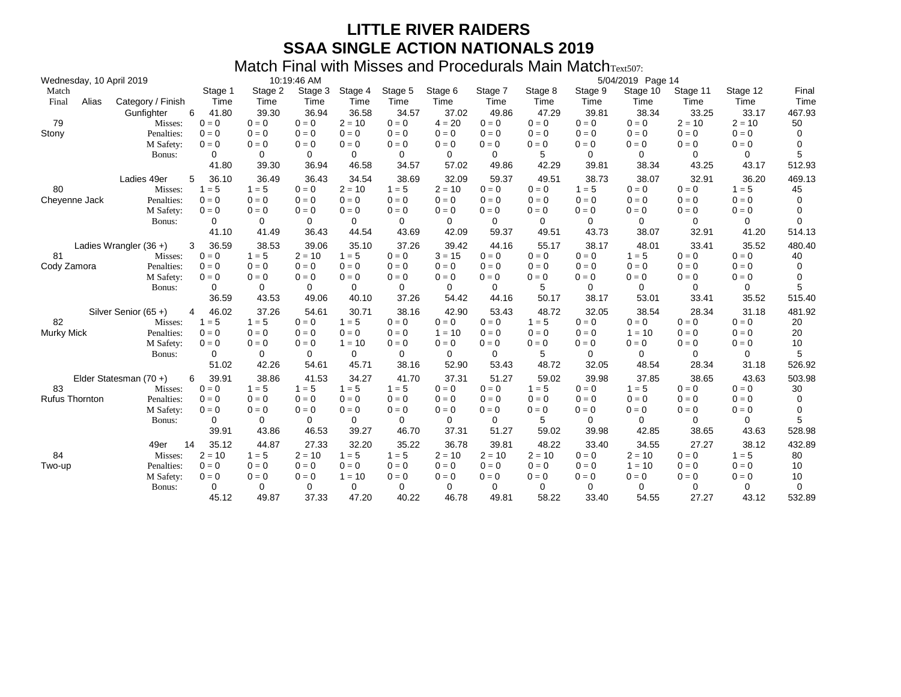# LITTLE RIVER RAIDERS

# SSAA SINGLE ACTION NATIONALS 2019

## Match Final with Misses and Procedurals Main Match

Wednesday, 10 April 2019 10:19:46 AM 5/04/2019

| Match Final | Alias | Category / Finish | | Stage 1 Time | Stage 2 Time | Stage 3 Time | Stage 4 Time | Stage 5 Time | Stage 6 Time | Stage 7 Time | Stage 8 Time | Stage 9 Time | Stage 10 Time | Stage 11 Time | Stage 12 Time | Final Time |
|---|---|---|---|---|---|---|---|---|---|---|---|---|---|---|---|---|
| | | Gunfighter | 6 | 41.80 | 39.30 | 36.94 | 36.58 | 34.57 | 37.02 | 49.86 | 47.29 | 39.81 | 38.34 | 33.25 | 33.17 | 467.93 |
| 79 | Stony | Misses: | | 0 = 0 | 0 = 0 | 0 = 0 | 2 = 10 | 0 = 0 | 4 = 20 | 0 = 0 | 0 = 0 | 0 = 0 | 0 = 0 | 2 = 10 | 2 = 10 | 50 |
| | | Penalties: | | 0 = 0 | 0 = 0 | 0 = 0 | 0 = 0 | 0 = 0 | 0 = 0 | 0 = 0 | 0 = 0 | 0 = 0 | 0 = 0 | 0 = 0 | 0 = 0 | 0 |
| | | M Safety: | | 0 = 0 | 0 = 0 | 0 = 0 | 0 = 0 | 0 = 0 | 0 = 0 | 0 = 0 | 0 = 0 | 0 = 0 | 0 = 0 | 0 = 0 | 0 = 0 | 0 |
| | | Bonus: | | 0 | 0 | 0 | 0 | 0 | 0 | 0 | 5 | 0 | 0 | 0 | 0 | 5 |
| | | | | 41.80 | 39.30 | 36.94 | 46.58 | 34.57 | 57.02 | 49.86 | 42.29 | 39.81 | 38.34 | 43.25 | 43.17 | 512.93 |
| | | Ladies 49er | 5 | 36.10 | 36.49 | 36.43 | 34.54 | 38.69 | 32.09 | 59.37 | 49.51 | 38.73 | 38.07 | 32.91 | 36.20 | 469.13 |
| 80 | Cheyenne Jack | Misses: | | 1 = 5 | 1 = 5 | 0 = 0 | 2 = 10 | 1 = 5 | 2 = 10 | 0 = 0 | 0 = 0 | 1 = 5 | 0 = 0 | 0 = 0 | 1 = 5 | 45 |
| | | Penalties: | | 0 = 0 | 0 = 0 | 0 = 0 | 0 = 0 | 0 = 0 | 0 = 0 | 0 = 0 | 0 = 0 | 0 = 0 | 0 = 0 | 0 = 0 | 0 = 0 | 0 |
| | | M Safety: | | 0 = 0 | 0 = 0 | 0 = 0 | 0 = 0 | 0 = 0 | 0 = 0 | 0 = 0 | 0 = 0 | 0 = 0 | 0 = 0 | 0 = 0 | 0 = 0 | 0 |
| | | Bonus: | | 0 | 0 | 0 | 0 | 0 | 0 | 0 | 0 | 0 | 0 | 0 | 0 | 0 |
| | | | | 41.10 | 41.49 | 36.43 | 44.54 | 43.69 | 42.09 | 59.37 | 49.51 | 43.73 | 38.07 | 32.91 | 41.20 | 514.13 |
| | | Ladies Wrangler (36 +) | 3 | 36.59 | 38.53 | 39.06 | 35.10 | 37.26 | 39.42 | 44.16 | 55.17 | 38.17 | 48.01 | 33.41 | 35.52 | 480.40 |
| 81 | Cody Zamora | Misses: | | 0 = 0 | 1 = 5 | 2 = 10 | 1 = 5 | 0 = 0 | 3 = 15 | 0 = 0 | 0 = 0 | 0 = 0 | 1 = 5 | 0 = 0 | 0 = 0 | 40 |
| | | Penalties: | | 0 = 0 | 0 = 0 | 0 = 0 | 0 = 0 | 0 = 0 | 0 = 0 | 0 = 0 | 0 = 0 | 0 = 0 | 0 = 0 | 0 = 0 | 0 = 0 | 0 |
| | | M Safety: | | 0 = 0 | 0 = 0 | 0 = 0 | 0 = 0 | 0 = 0 | 0 = 0 | 0 = 0 | 0 = 0 | 0 = 0 | 0 = 0 | 0 = 0 | 0 = 0 | 0 |
| | | Bonus: | | 0 | 0 | 0 | 0 | 0 | 0 | 0 | 5 | 0 | 0 | 0 | 0 | 5 |
| | | | | 36.59 | 43.53 | 49.06 | 40.10 | 37.26 | 54.42 | 44.16 | 50.17 | 38.17 | 53.01 | 33.41 | 35.52 | 515.40 |
| | | Silver Senior (65 +) | 4 | 46.02 | 37.26 | 54.61 | 30.71 | 38.16 | 42.90 | 53.43 | 48.72 | 32.05 | 38.54 | 28.34 | 31.18 | 481.92 |
| 82 | Murky Mick | Misses: | | 1 = 5 | 1 = 5 | 0 = 0 | 1 = 5 | 0 = 0 | 0 = 0 | 0 = 0 | 1 = 5 | 0 = 0 | 0 = 0 | 0 = 0 | 0 = 0 | 20 |
| | | Penalties: | | 0 = 0 | 0 = 0 | 0 = 0 | 0 = 0 | 0 = 0 | 1 = 10 | 0 = 0 | 0 = 0 | 0 = 0 | 1 = 10 | 0 = 0 | 0 = 0 | 20 |
| | | M Safety: | | 0 = 0 | 0 = 0 | 0 = 0 | 1 = 10 | 0 = 0 | 0 = 0 | 0 = 0 | 0 = 0 | 0 = 0 | 0 = 0 | 0 = 0 | 0 = 0 | 10 |
| | | Bonus: | | 0 | 0 | 0 | 0 | 0 | 0 | 0 | 5 | 0 | 0 | 0 | 0 | 5 |
| | | | | 51.02 | 42.26 | 54.61 | 45.71 | 38.16 | 52.90 | 53.43 | 48.72 | 32.05 | 48.54 | 28.34 | 31.18 | 526.92 |
| | | Elder Statesman (70 +) | 6 | 39.91 | 38.86 | 41.53 | 34.27 | 41.70 | 37.31 | 51.27 | 59.02 | 39.98 | 37.85 | 38.65 | 43.63 | 503.98 |
| 83 | Rufus Thornton | Misses: | | 0 = 0 | 1 = 5 | 1 = 5 | 1 = 5 | 1 = 5 | 0 = 0 | 0 = 0 | 1 = 5 | 0 = 0 | 1 = 5 | 0 = 0 | 0 = 0 | 30 |
| | | Penalties: | | 0 = 0 | 0 = 0 | 0 = 0 | 0 = 0 | 0 = 0 | 0 = 0 | 0 = 0 | 0 = 0 | 0 = 0 | 0 = 0 | 0 = 0 | 0 = 0 | 0 |
| | | M Safety: | | 0 = 0 | 0 = 0 | 0 = 0 | 0 = 0 | 0 = 0 | 0 = 0 | 0 = 0 | 0 = 0 | 0 = 0 | 0 = 0 | 0 = 0 | 0 = 0 | 0 |
| | | Bonus: | | 0 | 0 | 0 | 0 | 0 | 0 | 0 | 5 | 0 | 0 | 0 | 0 | 5 |
| | | | | 39.91 | 43.86 | 46.53 | 39.27 | 46.70 | 37.31 | 51.27 | 59.02 | 39.98 | 42.85 | 38.65 | 43.63 | 528.98 |
| | | 49er | 14 | 35.12 | 44.87 | 27.33 | 32.20 | 35.22 | 36.78 | 39.81 | 48.22 | 33.40 | 34.55 | 27.27 | 38.12 | 432.89 |
| 84 | Two-up | Misses: | | 2 = 10 | 1 = 5 | 2 = 10 | 1 = 5 | 1 = 5 | 2 = 10 | 2 = 10 | 2 = 10 | 0 = 0 | 2 = 10 | 0 = 0 | 1 = 5 | 80 |
| | | Penalties: | | 0 = 0 | 0 = 0 | 0 = 0 | 0 = 0 | 0 = 0 | 0 = 0 | 0 = 0 | 0 = 0 | 0 = 0 | 1 = 10 | 0 = 0 | 0 = 0 | 10 |
| | | M Safety: | | 0 = 0 | 0 = 0 | 0 = 0 | 1 = 10 | 0 = 0 | 0 = 0 | 0 = 0 | 0 = 0 | 0 = 0 | 0 = 0 | 0 = 0 | 0 = 0 | 10 |
| | | Bonus: | | 0 | 0 | 0 | 0 | 0 | 0 | 0 | 0 | 0 | 0 | 0 | 0 | 0 |
| | | | | 45.12 | 49.87 | 37.33 | 47.20 | 40.22 | 46.78 | 49.81 | 58.22 | 33.40 | 54.55 | 27.27 | 43.12 | 532.89 |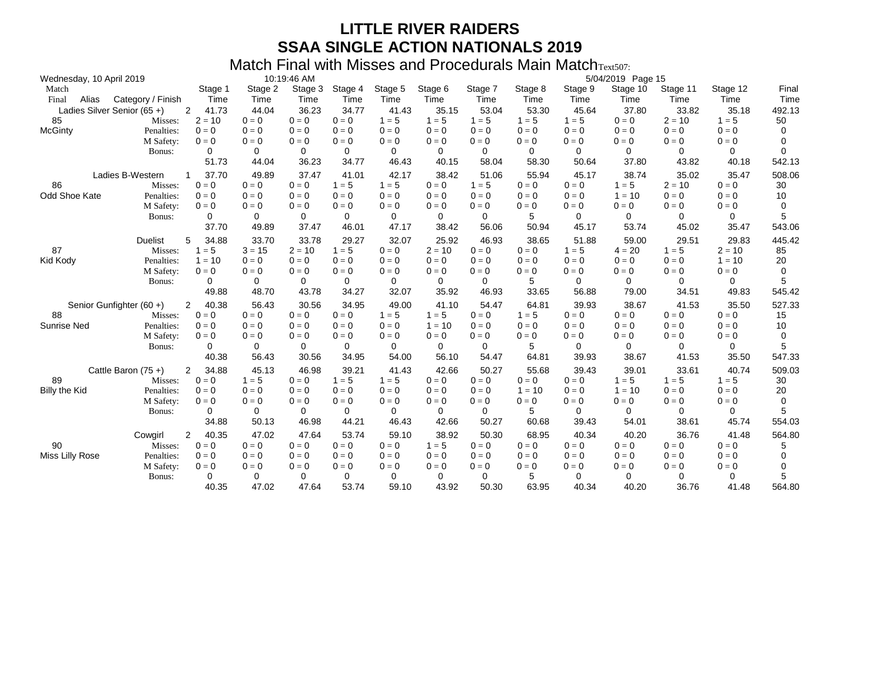# LITTLE RIVER RAIDERS

# SSAA SINGLE ACTION NATIONALS 2019

## Match Final with Misses and Procedurals Main Match

Text507:

Wednesday, 10 April 2019 10:19:46 AM 5/04/2019 Page 15

| Match Final | Alias | Category / Finish | | Stage 1 Time | Stage 2 Time | Stage 3 Time | Stage 4 Time | Stage 5 Time | Stage 6 Time | Stage 7 Time | Stage 8 Time | Stage 9 Time | Stage 10 Time | Stage 11 Time | Stage 12 Time | Final Time |
|---|---|---|---|---|---|---|---|---|---|---|---|---|---|---|---|---|
| | | Ladies Silver Senior (65 +) | 2 | 41.73 | 44.04 | 36.23 | 34.77 | 41.43 | 35.15 | 53.04 | 53.30 | 45.64 | 37.80 | 33.82 | 35.18 | 492.13 |
| 85 | | Misses: | | 2 = 10 | 0 = 0 | 0 = 0 | 0 = 0 | 1 = 5 | 1 = 5 | 1 = 5 | 1 = 5 | 1 = 5 | 0 = 0 | 2 = 10 | 1 = 5 | 50 |
| McGinty | | Penalties: | | 0 = 0 | 0 = 0 | 0 = 0 | 0 = 0 | 0 = 0 | 0 = 0 | 0 = 0 | 0 = 0 | 0 = 0 | 0 = 0 | 0 = 0 | 0 = 0 | 0 |
| | | M Safety: | | 0 = 0 | 0 = 0 | 0 = 0 | 0 = 0 | 0 = 0 | 0 = 0 | 0 = 0 | 0 = 0 | 0 = 0 | 0 = 0 | 0 = 0 | 0 = 0 | 0 |
| | | Bonus: | | 0 | 0 | 0 | 0 | 0 | 0 | 0 | 0 | 0 | 0 | 0 | 0 | 0 |
| | | | | 51.73 | 44.04 | 36.23 | 34.77 | 46.43 | 40.15 | 58.04 | 58.30 | 50.64 | 37.80 | 43.82 | 40.18 | 542.13 |
| | | Ladies B-Western | 1 | 37.70 | 49.89 | 37.47 | 41.01 | 42.17 | 38.42 | 51.06 | 55.94 | 45.17 | 38.74 | 35.02 | 35.47 | 508.06 |
| 86 | | Misses: | | 0 = 0 | 0 = 0 | 0 = 0 | 1 = 5 | 1 = 5 | 0 = 0 | 1 = 5 | 0 = 0 | 0 = 0 | 1 = 5 | 2 = 10 | 0 = 0 | 30 |
| Odd Shoe Kate | | Penalties: | | 0 = 0 | 0 = 0 | 0 = 0 | 0 = 0 | 0 = 0 | 0 = 0 | 0 = 0 | 0 = 0 | 0 = 0 | 1 = 10 | 0 = 0 | 0 = 0 | 10 |
| | | M Safety: | | 0 = 0 | 0 = 0 | 0 = 0 | 0 = 0 | 0 = 0 | 0 = 0 | 0 = 0 | 0 = 0 | 0 = 0 | 0 = 0 | 0 = 0 | 0 = 0 | 0 |
| | | Bonus: | | 0 | 0 | 0 | 0 | 0 | 0 | 0 | 5 | 0 | 0 | 0 | 0 | 5 |
| | | | | 37.70 | 49.89 | 37.47 | 46.01 | 47.17 | 38.42 | 56.06 | 50.94 | 45.17 | 53.74 | 45.02 | 35.47 | 543.06 |
| | | Duelist | 5 | 34.88 | 33.70 | 33.78 | 29.27 | 32.07 | 25.92 | 46.93 | 38.65 | 51.88 | 59.00 | 29.51 | 29.83 | 445.42 |
| 87 | | Misses: | | 1 = 5 | 3 = 15 | 2 = 10 | 1 = 5 | 0 = 0 | 2 = 10 | 0 = 0 | 0 = 0 | 1 = 5 | 4 = 20 | 1 = 5 | 2 = 10 | 85 |
| Kid Kody | | Penalties: | | 1 = 10 | 0 = 0 | 0 = 0 | 0 = 0 | 0 = 0 | 0 = 0 | 0 = 0 | 0 = 0 | 0 = 0 | 0 = 0 | 0 = 0 | 1 = 10 | 20 |
| | | M Safety: | | 0 = 0 | 0 = 0 | 0 = 0 | 0 = 0 | 0 = 0 | 0 = 0 | 0 = 0 | 0 = 0 | 0 = 0 | 0 = 0 | 0 = 0 | 0 = 0 | 0 |
| | | Bonus: | | 0 | 0 | 0 | 0 | 0 | 0 | 0 | 5 | 0 | 0 | 0 | 0 | 5 |
| | | | | 49.88 | 48.70 | 43.78 | 34.27 | 32.07 | 35.92 | 46.93 | 33.65 | 56.88 | 79.00 | 34.51 | 49.83 | 545.42 |
| | | Senior Gunfighter (60 +) | 2 | 40.38 | 56.43 | 30.56 | 34.95 | 49.00 | 41.10 | 54.47 | 64.81 | 39.93 | 38.67 | 41.53 | 35.50 | 527.33 |
| 88 | | Misses: | | 0 = 0 | 0 = 0 | 0 = 0 | 0 = 0 | 1 = 5 | 1 = 5 | 0 = 0 | 1 = 5 | 0 = 0 | 0 = 0 | 0 = 0 | 0 = 0 | 15 |
| Sunrise Ned | | Penalties: | | 0 = 0 | 0 = 0 | 0 = 0 | 0 = 0 | 0 = 0 | 1 = 10 | 0 = 0 | 0 = 0 | 0 = 0 | 0 = 0 | 0 = 0 | 0 = 0 | 10 |
| | | M Safety: | | 0 = 0 | 0 = 0 | 0 = 0 | 0 = 0 | 0 = 0 | 0 = 0 | 0 = 0 | 0 = 0 | 0 = 0 | 0 = 0 | 0 = 0 | 0 = 0 | 0 |
| | | Bonus: | | 0 | 0 | 0 | 0 | 0 | 0 | 0 | 5 | 0 | 0 | 0 | 0 | 5 |
| | | | | 40.38 | 56.43 | 30.56 | 34.95 | 54.00 | 56.10 | 54.47 | 64.81 | 39.93 | 38.67 | 41.53 | 35.50 | 547.33 |
| | | Cattle Baron (75 +) | 2 | 34.88 | 45.13 | 46.98 | 39.21 | 41.43 | 42.66 | 50.27 | 55.68 | 39.43 | 39.01 | 33.61 | 40.74 | 509.03 |
| 89 | | Misses: | | 0 = 0 | 1 = 5 | 0 = 0 | 1 = 5 | 1 = 5 | 0 = 0 | 0 = 0 | 0 = 0 | 0 = 0 | 1 = 5 | 1 = 5 | 1 = 5 | 30 |
| Billy the Kid | | Penalties: | | 0 = 0 | 0 = 0 | 0 = 0 | 0 = 0 | 0 = 0 | 0 = 0 | 0 = 0 | 1 = 10 | 0 = 0 | 1 = 10 | 0 = 0 | 0 = 0 | 20 |
| | | M Safety: | | 0 = 0 | 0 = 0 | 0 = 0 | 0 = 0 | 0 = 0 | 0 = 0 | 0 = 0 | 0 = 0 | 0 = 0 | 0 = 0 | 0 = 0 | 0 = 0 | 0 |
| | | Bonus: | | 0 | 0 | 0 | 0 | 0 | 0 | 0 | 5 | 0 | 0 | 0 | 0 | 5 |
| | | | | 34.88 | 50.13 | 46.98 | 44.21 | 46.43 | 42.66 | 50.27 | 60.68 | 39.43 | 54.01 | 38.61 | 45.74 | 554.03 |
| | | Cowgirl | 2 | 40.35 | 47.02 | 47.64 | 53.74 | 59.10 | 38.92 | 50.30 | 68.95 | 40.34 | 40.20 | 36.76 | 41.48 | 564.80 |
| 90 | | Misses: | | 0 = 0 | 0 = 0 | 0 = 0 | 0 = 0 | 0 = 0 | 1 = 5 | 0 = 0 | 0 = 0 | 0 = 0 | 0 = 0 | 0 = 0 | 0 = 0 | 5 |
| Miss Lilly Rose | | Penalties: | | 0 = 0 | 0 = 0 | 0 = 0 | 0 = 0 | 0 = 0 | 0 = 0 | 0 = 0 | 0 = 0 | 0 = 0 | 0 = 0 | 0 = 0 | 0 = 0 | 0 |
| | | M Safety: | | 0 = 0 | 0 = 0 | 0 = 0 | 0 = 0 | 0 = 0 | 0 = 0 | 0 = 0 | 0 = 0 | 0 = 0 | 0 = 0 | 0 = 0 | 0 = 0 | 0 |
| | | Bonus: | | 0 | 0 | 0 | 0 | 0 | 0 | 0 | 5 | 0 | 0 | 0 | 0 | 5 |
| | | | | 40.35 | 47.02 | 47.64 | 53.74 | 59.10 | 43.92 | 50.30 | 63.95 | 40.34 | 40.20 | 36.76 | 41.48 | 564.80 |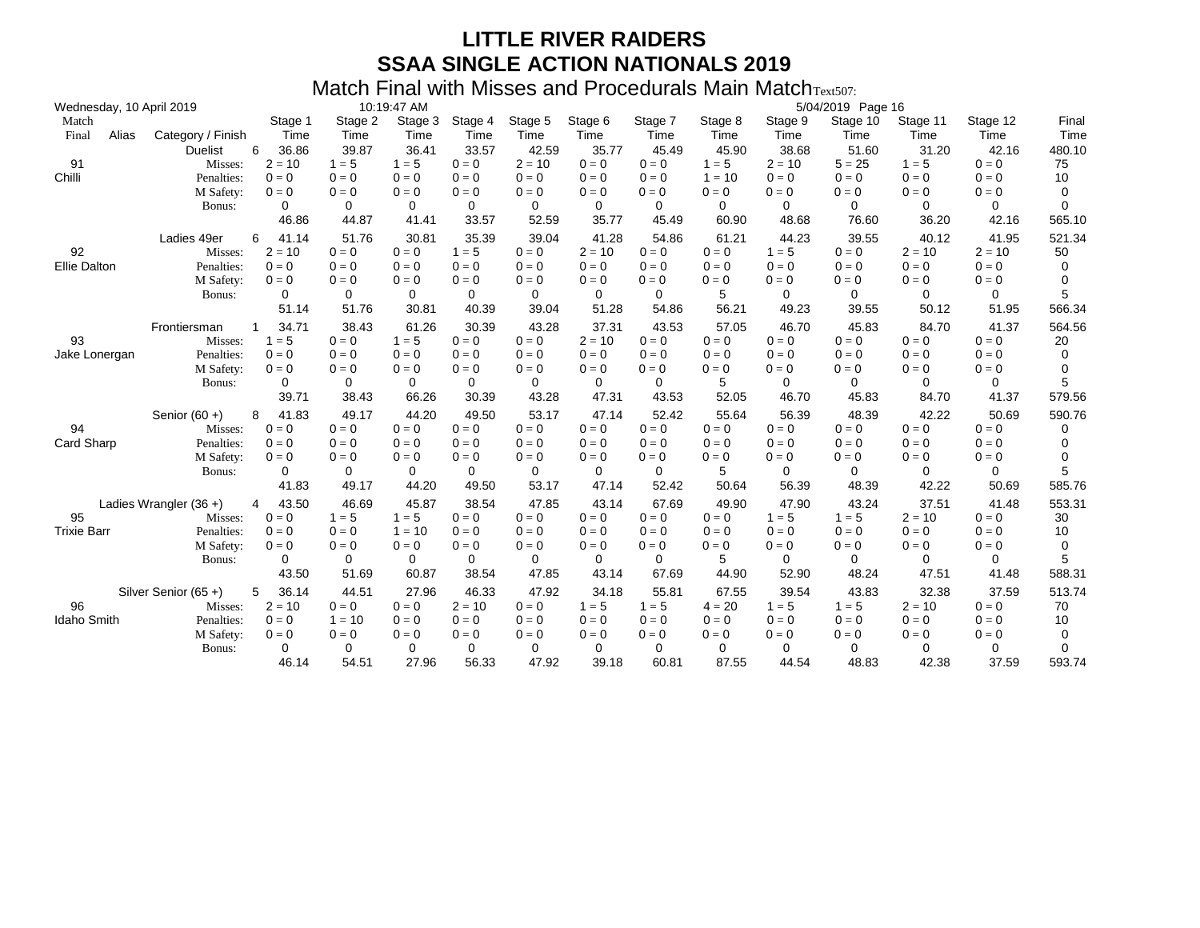# LITTLE RIVER RAIDERS
# SSAA SINGLE ACTION NATIONALS 2019
## Match Final with Misses and Procedurals Main Match

Wednesday, 10 April 2019 10:19:47 AM 5/04/2019

| Match Final | Alias | Category / Finish | | Stage 1 Time | Stage 2 Time | Stage 3 Time | Stage 4 Time | Stage 5 Time | Stage 6 Time | Stage 7 Time | Stage 8 Time | Stage 9 Time | Stage 10 Time | Stage 11 Time | Stage 12 Time | Final Time |
|---|---|---|---|---|---|---|---|---|---|---|---|---|---|---|---|---|
| | | Duelist | 6 | 36.86 | 39.87 | 36.41 | 33.57 | 42.59 | 35.77 | 45.49 | 45.90 | 38.68 | 51.60 | 31.20 | 42.16 | 480.10 |
| 91 | | Misses: | | 2 = 10 | 1 = 5 | 1 = 5 | 0 = 0 | 2 = 10 | 0 = 0 | 0 = 0 | 1 = 5 | 2 = 10 | 5 = 25 | 1 = 5 | 0 = 0 | 75 |
| Chilli | | Penalties: | | 0 = 0 | 0 = 0 | 0 = 0 | 0 = 0 | 0 = 0 | 0 = 0 | 0 = 0 | 1 = 10 | 0 = 0 | 0 = 0 | 0 = 0 | 0 = 0 | 10 |
| | | M Safety: | | 0 = 0 | 0 = 0 | 0 = 0 | 0 = 0 | 0 = 0 | 0 = 0 | 0 = 0 | 0 = 0 | 0 = 0 | 0 = 0 | 0 = 0 | 0 = 0 | 0 |
| | | Bonus: | | 0 | 0 | 0 | 0 | 0 | 0 | 0 | 0 | 0 | 0 | 0 | 0 | 0 |
| | | | | 46.86 | 44.87 | 41.41 | 33.57 | 52.59 | 35.77 | 45.49 | 60.90 | 48.68 | 76.60 | 36.20 | 42.16 | 565.10 |
| | | Ladies 49er | 6 | 41.14 | 51.76 | 30.81 | 35.39 | 39.04 | 41.28 | 54.86 | 61.21 | 44.23 | 39.55 | 40.12 | 41.95 | 521.34 |
| 92 | | Misses: | | 2 = 10 | 0 = 0 | 0 = 0 | 1 = 5 | 0 = 0 | 2 = 10 | 0 = 0 | 0 = 0 | 1 = 5 | 0 = 0 | 2 = 10 | 2 = 10 | 50 |
| Ellie Dalton | | Penalties: | | 0 = 0 | 0 = 0 | 0 = 0 | 0 = 0 | 0 = 0 | 0 = 0 | 0 = 0 | 0 = 0 | 0 = 0 | 0 = 0 | 0 = 0 | 0 = 0 | 0 |
| | | M Safety: | | 0 = 0 | 0 = 0 | 0 = 0 | 0 = 0 | 0 = 0 | 0 = 0 | 0 = 0 | 0 = 0 | 0 = 0 | 0 = 0 | 0 = 0 | 0 = 0 | 0 |
| | | Bonus: | | 0 | 0 | 0 | 0 | 0 | 0 | 0 | 5 | 0 | 0 | 0 | 0 | 5 |
| | | | | 51.14 | 51.76 | 30.81 | 40.39 | 39.04 | 51.28 | 54.86 | 56.21 | 49.23 | 39.55 | 50.12 | 51.95 | 566.34 |
| | | Frontiersman | 1 | 34.71 | 38.43 | 61.26 | 30.39 | 43.28 | 37.31 | 43.53 | 57.05 | 46.70 | 45.83 | 84.70 | 41.37 | 564.56 |
| 93 | | Misses: | | 1 = 5 | 0 = 0 | 1 = 5 | 0 = 0 | 0 = 0 | 2 = 10 | 0 = 0 | 0 = 0 | 0 = 0 | 0 = 0 | 0 = 0 | 0 = 0 | 20 |
| Jake Lonergan | | Penalties: | | 0 = 0 | 0 = 0 | 0 = 0 | 0 = 0 | 0 = 0 | 0 = 0 | 0 = 0 | 0 = 0 | 0 = 0 | 0 = 0 | 0 = 0 | 0 = 0 | 0 |
| | | M Safety: | | 0 = 0 | 0 = 0 | 0 = 0 | 0 = 0 | 0 = 0 | 0 = 0 | 0 = 0 | 0 = 0 | 0 = 0 | 0 = 0 | 0 = 0 | 0 = 0 | 0 |
| | | Bonus: | | 0 | 0 | 0 | 0 | 0 | 0 | 0 | 5 | 0 | 0 | 0 | 0 | 5 |
| | | | | 39.71 | 38.43 | 66.26 | 30.39 | 43.28 | 47.31 | 43.53 | 52.05 | 46.70 | 45.83 | 84.70 | 41.37 | 579.56 |
| | | Senior (60 +) | 8 | 41.83 | 49.17 | 44.20 | 49.50 | 53.17 | 47.14 | 52.42 | 55.64 | 56.39 | 48.39 | 42.22 | 50.69 | 590.76 |
| 94 | | Misses: | | 0 = 0 | 0 = 0 | 0 = 0 | 0 = 0 | 0 = 0 | 0 = 0 | 0 = 0 | 0 = 0 | 0 = 0 | 0 = 0 | 0 = 0 | 0 = 0 | 0 |
| Card Sharp | | Penalties: | | 0 = 0 | 0 = 0 | 0 = 0 | 0 = 0 | 0 = 0 | 0 = 0 | 0 = 0 | 0 = 0 | 0 = 0 | 0 = 0 | 0 = 0 | 0 = 0 | 0 |
| | | M Safety: | | 0 = 0 | 0 = 0 | 0 = 0 | 0 = 0 | 0 = 0 | 0 = 0 | 0 = 0 | 0 = 0 | 0 = 0 | 0 = 0 | 0 = 0 | 0 = 0 | 0 |
| | | Bonus: | | 0 | 0 | 0 | 0 | 0 | 0 | 0 | 5 | 0 | 0 | 0 | 0 | 5 |
| | | | | 41.83 | 49.17 | 44.20 | 49.50 | 53.17 | 47.14 | 52.42 | 50.64 | 56.39 | 48.39 | 42.22 | 50.69 | 585.76 |
| | | Ladies Wrangler (36 +) | 4 | 43.50 | 46.69 | 45.87 | 38.54 | 47.85 | 43.14 | 67.69 | 49.90 | 47.90 | 43.24 | 37.51 | 41.48 | 553.31 |
| 95 | | Misses: | | 0 = 0 | 1 = 5 | 1 = 5 | 0 = 0 | 0 = 0 | 0 = 0 | 0 = 0 | 0 = 0 | 1 = 5 | 1 = 5 | 2 = 10 | 0 = 0 | 30 |
| Trixie Barr | | Penalties: | | 0 = 0 | 0 = 0 | 1 = 10 | 0 = 0 | 0 = 0 | 0 = 0 | 0 = 0 | 0 = 0 | 0 = 0 | 0 = 0 | 0 = 0 | 0 = 0 | 10 |
| | | M Safety: | | 0 = 0 | 0 = 0 | 0 = 0 | 0 = 0 | 0 = 0 | 0 = 0 | 0 = 0 | 0 = 0 | 0 = 0 | 0 = 0 | 0 = 0 | 0 = 0 | 0 |
| | | Bonus: | | 0 | 0 | 0 | 0 | 0 | 0 | 0 | 5 | 0 | 0 | 0 | 0 | 5 |
| | | | | 43.50 | 51.69 | 60.87 | 38.54 | 47.85 | 43.14 | 67.69 | 44.90 | 52.90 | 48.24 | 47.51 | 41.48 | 588.31 |
| | | Silver Senior (65 +) | 5 | 36.14 | 44.51 | 27.96 | 46.33 | 47.92 | 34.18 | 55.81 | 67.55 | 39.54 | 43.83 | 32.38 | 37.59 | 513.74 |
| 96 | | Misses: | | 2 = 10 | 0 = 0 | 0 = 0 | 2 = 10 | 0 = 0 | 1 = 5 | 1 = 5 | 4 = 20 | 1 = 5 | 1 = 5 | 2 = 10 | 0 = 0 | 70 |
| Idaho Smith | | Penalties: | | 0 = 0 | 1 = 10 | 0 = 0 | 0 = 0 | 0 = 0 | 0 = 0 | 0 = 0 | 0 = 0 | 0 = 0 | 0 = 0 | 0 = 0 | 0 = 0 | 10 |
| | | M Safety: | | 0 = 0 | 0 = 0 | 0 = 0 | 0 = 0 | 0 = 0 | 0 = 0 | 0 = 0 | 0 = 0 | 0 = 0 | 0 = 0 | 0 = 0 | 0 = 0 | 0 |
| | | Bonus: | | 0 | 0 | 0 | 0 | 0 | 0 | 0 | 0 | 0 | 0 | 0 | 0 | 0 |
| | | | | 46.14 | 54.51 | 27.96 | 56.33 | 47.92 | 39.18 | 60.81 | 87.55 | 44.54 | 48.83 | 42.38 | 37.59 | 593.74 |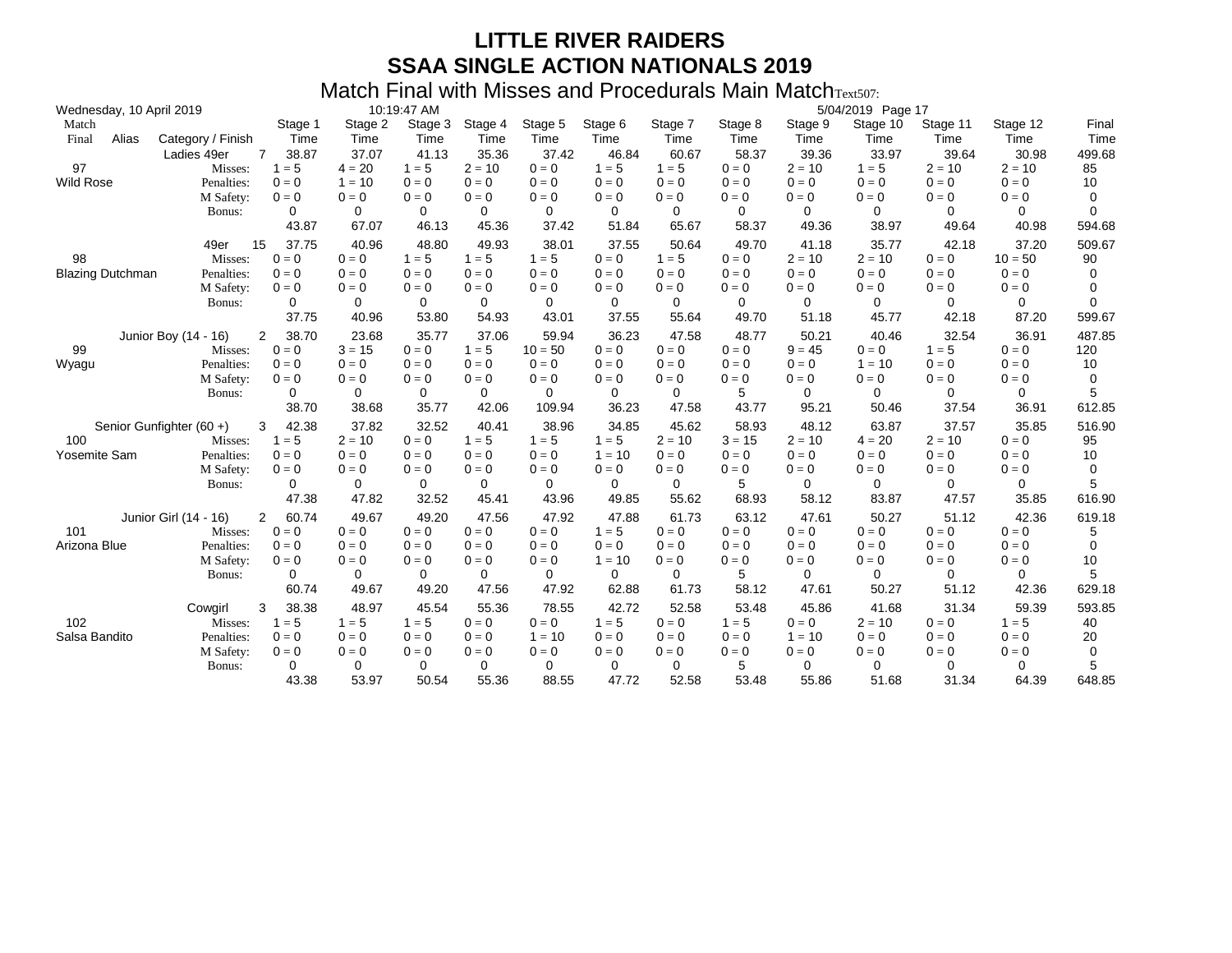# LITTLE RIVER RAIDERS

# SSAA SINGLE ACTION NATIONALS 2019

## Match Final with Misses and Procedurals Main Match

Wednesday, 10 April 2019 10:19:47 AM 5/04/2019

| Match Final | Alias | Category / Finish | | Stage 1 Time | Stage 2 Time | Stage 3 Time | Stage 4 Time | Stage 5 Time | Stage 6 Time | Stage 7 Time | Stage 8 Time | Stage 9 Time | Stage 10 Time | Stage 11 Time | Stage 12 Time | Final Time |
|---|---|---|---|---|---|---|---|---|---|---|---|---|---|---|---|---|
| | | Ladies 49er | 7 | 38.87 | 37.07 | 41.13 | 35.36 | 37.42 | 46.84 | 60.67 | 58.37 | 39.36 | 33.97 | 39.64 | 30.98 | 499.68 |
| 97 | | Misses: | | 1 = 5 | 4 = 20 | 1 = 5 | 2 = 10 | 0 = 0 | 1 = 5 | 1 = 5 | 0 = 0 | 2 = 10 | 1 = 5 | 2 = 10 | 2 = 10 | 85 |
| Wild Rose | | Penalties: | | 0 = 0 | 1 = 10 | 0 = 0 | 0 = 0 | 0 = 0 | 0 = 0 | 0 = 0 | 0 = 0 | 0 = 0 | 0 = 0 | 0 = 0 | 0 = 0 | 10 |
| | | M Safety: | | 0 = 0 | 0 = 0 | 0 = 0 | 0 = 0 | 0 = 0 | 0 = 0 | 0 = 0 | 0 = 0 | 0 = 0 | 0 = 0 | 0 = 0 | 0 = 0 | 0 |
| | | Bonus: | | 0 | 0 | 0 | 0 | 0 | 0 | 0 | 0 | 0 | 0 | 0 | 0 | 0 |
| | | | | 43.87 | 67.07 | 46.13 | 45.36 | 37.42 | 51.84 | 65.67 | 58.37 | 49.36 | 38.97 | 49.64 | 40.98 | 594.68 |
| | | 49er | 15 | 37.75 | 40.96 | 48.80 | 49.93 | 38.01 | 37.55 | 50.64 | 49.70 | 41.18 | 35.77 | 42.18 | 37.20 | 509.67 |
| 98 | | Misses: | | 0 = 0 | 0 = 0 | 1 = 5 | 1 = 5 | 1 = 5 | 0 = 0 | 1 = 5 | 0 = 0 | 2 = 10 | 2 = 10 | 0 = 0 | 10 = 50 | 90 |
| Blazing Dutchman | | Penalties: | | 0 = 0 | 0 = 0 | 0 = 0 | 0 = 0 | 0 = 0 | 0 = 0 | 0 = 0 | 0 = 0 | 0 = 0 | 0 = 0 | 0 = 0 | 0 = 0 | 0 |
| | | M Safety: | | 0 = 0 | 0 = 0 | 0 = 0 | 0 = 0 | 0 = 0 | 0 = 0 | 0 = 0 | 0 = 0 | 0 = 0 | 0 = 0 | 0 = 0 | 0 = 0 | 0 |
| | | Bonus: | | 0 | 0 | 0 | 0 | 0 | 0 | 0 | 0 | 0 | 0 | 0 | 0 | 0 |
| | | | | 37.75 | 40.96 | 53.80 | 54.93 | 43.01 | 37.55 | 55.64 | 49.70 | 51.18 | 45.77 | 42.18 | 87.20 | 599.67 |
| | | Junior Boy (14 - 16) | 2 | 38.70 | 23.68 | 35.77 | 37.06 | 59.94 | 36.23 | 47.58 | 48.77 | 50.21 | 40.46 | 32.54 | 36.91 | 487.85 |
| 99 | | Misses: | | 0 = 0 | 3 = 15 | 0 = 0 | 1 = 5 | 10 = 50 | 0 = 0 | 0 = 0 | 0 = 0 | 9 = 45 | 0 = 0 | 1 = 5 | 0 = 0 | 120 |
| Wyagu | | Penalties: | | 0 = 0 | 0 = 0 | 0 = 0 | 0 = 0 | 0 = 0 | 0 = 0 | 0 = 0 | 0 = 0 | 0 = 0 | 1 = 10 | 0 = 0 | 0 = 0 | 10 |
| | | M Safety: | | 0 = 0 | 0 = 0 | 0 = 0 | 0 = 0 | 0 = 0 | 0 = 0 | 0 = 0 | 0 = 0 | 0 = 0 | 0 = 0 | 0 = 0 | 0 = 0 | 0 |
| | | Bonus: | | 0 | 0 | 0 | 0 | 0 | 0 | 0 | 5 | 0 | 0 | 0 | 0 | 5 |
| | | | | 38.70 | 38.68 | 35.77 | 42.06 | 109.94 | 36.23 | 47.58 | 43.77 | 95.21 | 50.46 | 37.54 | 36.91 | 612.85 |
| | | Senior Gunfighter (60 +) | 3 | 42.38 | 37.82 | 32.52 | 40.41 | 38.96 | 34.85 | 45.62 | 58.93 | 48.12 | 63.87 | 37.57 | 35.85 | 516.90 |
| 100 | | Misses: | | 1 = 5 | 2 = 10 | 0 = 0 | 1 = 5 | 1 = 5 | 1 = 5 | 2 = 10 | 3 = 15 | 2 = 10 | 4 = 20 | 2 = 10 | 0 = 0 | 95 |
| Yosemite Sam | | Penalties: | | 0 = 0 | 0 = 0 | 0 = 0 | 0 = 0 | 0 = 0 | 1 = 10 | 0 = 0 | 0 = 0 | 0 = 0 | 0 = 0 | 0 = 0 | 0 = 0 | 10 |
| | | M Safety: | | 0 = 0 | 0 = 0 | 0 = 0 | 0 = 0 | 0 = 0 | 0 = 0 | 0 = 0 | 0 = 0 | 0 = 0 | 0 = 0 | 0 = 0 | 0 = 0 | 0 |
| | | Bonus: | | 0 | 0 | 0 | 0 | 0 | 0 | 0 | 5 | 0 | 0 | 0 | 0 | 5 |
| | | | | 47.38 | 47.82 | 32.52 | 45.41 | 43.96 | 49.85 | 55.62 | 68.93 | 58.12 | 83.87 | 47.57 | 35.85 | 616.90 |
| | | Junior Girl (14 - 16) | 2 | 60.74 | 49.67 | 49.20 | 47.56 | 47.92 | 47.88 | 61.73 | 63.12 | 47.61 | 50.27 | 51.12 | 42.36 | 619.18 |
| 101 | | Misses: | | 0 = 0 | 0 = 0 | 0 = 0 | 0 = 0 | 0 = 0 | 1 = 5 | 0 = 0 | 0 = 0 | 0 = 0 | 0 = 0 | 0 = 0 | 0 = 0 | 5 |
| Arizona Blue | | Penalties: | | 0 = 0 | 0 = 0 | 0 = 0 | 0 = 0 | 0 = 0 | 0 = 0 | 0 = 0 | 0 = 0 | 0 = 0 | 0 = 0 | 0 = 0 | 0 = 0 | 0 |
| | | M Safety: | | 0 = 0 | 0 = 0 | 0 = 0 | 0 = 0 | 0 = 0 | 1 = 10 | 0 = 0 | 0 = 0 | 0 = 0 | 0 = 0 | 0 = 0 | 0 = 0 | 10 |
| | | Bonus: | | 0 | 0 | 0 | 0 | 0 | 0 | 0 | 5 | 0 | 0 | 0 | 0 | 5 |
| | | | | 60.74 | 49.67 | 49.20 | 47.56 | 47.92 | 62.88 | 61.73 | 58.12 | 47.61 | 50.27 | 51.12 | 42.36 | 629.18 |
| | | Cowgirl | 3 | 38.38 | 48.97 | 45.54 | 55.36 | 78.55 | 42.72 | 52.58 | 53.48 | 45.86 | 41.68 | 31.34 | 59.39 | 593.85 |
| 102 | | Misses: | | 1 = 5 | 1 = 5 | 1 = 5 | 0 = 0 | 0 = 0 | 1 = 5 | 0 = 0 | 1 = 5 | 0 = 0 | 2 = 10 | 0 = 0 | 1 = 5 | 40 |
| Salsa Bandito | | Penalties: | | 0 = 0 | 0 = 0 | 0 = 0 | 0 = 0 | 1 = 10 | 0 = 0 | 0 = 0 | 0 = 0 | 1 = 10 | 0 = 0 | 0 = 0 | 0 = 0 | 20 |
| | | M Safety: | | 0 = 0 | 0 = 0 | 0 = 0 | 0 = 0 | 0 = 0 | 0 = 0 | 0 = 0 | 0 = 0 | 0 = 0 | 0 = 0 | 0 = 0 | 0 = 0 | 0 |
| | | Bonus: | | 0 | 0 | 0 | 0 | 0 | 0 | 0 | 5 | 0 | 0 | 0 | 0 | 5 |
| | | | | 43.38 | 53.97 | 50.54 | 55.36 | 88.55 | 47.72 | 52.58 | 53.48 | 55.86 | 51.68 | 31.34 | 64.39 | 648.85 |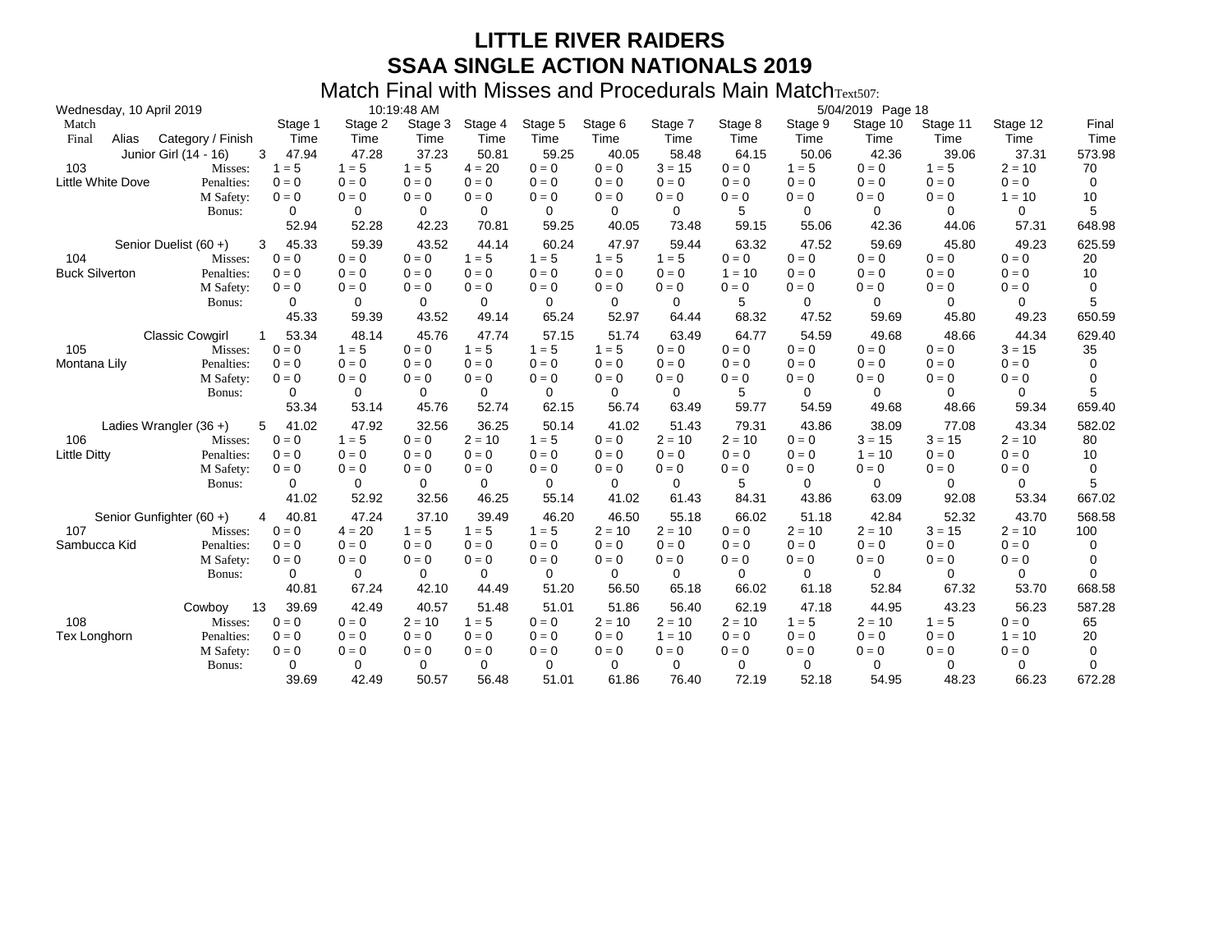# LITTLE RIVER RAIDERS
# SSAA SINGLE ACTION NATIONALS 2019
## Match Final with Misses and Procedurals Main Match

Wednesday, 10 April 2019 10:19:48 AM 5/04/2019

| Match Final | Alias | Category / Finish | | Stage 1 Time | Stage 2 Time | Stage 3 Time | Stage 4 Time | Stage 5 Time | Stage 6 Time | Stage 7 Time | Stage 8 Time | Stage 9 Time | Stage 10 Time | Stage 11 Time | Stage 12 Time | Final Time |
|---|---|---|---|---|---|---|---|---|---|---|---|---|---|---|---|---|
| | | Junior Girl (14 - 16) | 3 | 47.94 | 47.28 | 37.23 | 50.81 | 59.25 | 40.05 | 58.48 | 64.15 | 50.06 | 42.36 | 39.06 | 37.31 | 573.98 |
| 103 | | Misses: | | 1 = 5 | 1 = 5 | 1 = 5 | 4 = 20 | 0 = 0 | 0 = 0 | 3 = 15 | 0 = 0 | 1 = 5 | 0 = 0 | 1 = 5 | 2 = 10 | 70 |
| Little White Dove | | Penalties: | | 0 = 0 | 0 = 0 | 0 = 0 | 0 = 0 | 0 = 0 | 0 = 0 | 0 = 0 | 0 = 0 | 0 = 0 | 0 = 0 | 0 = 0 | 0 = 0 | 0 |
| | | M Safety: | | 0 = 0 | 0 = 0 | 0 = 0 | 0 = 0 | 0 = 0 | 0 = 0 | 0 = 0 | 0 = 0 | 0 = 0 | 0 = 0 | 0 = 0 | 1 = 10 | 10 |
| | | Bonus: | | 0 | 0 | 0 | 0 | 0 | 0 | 0 | 5 | 0 | 0 | 0 | 0 | 5 |
| | | | | 52.94 | 52.28 | 42.23 | 70.81 | 59.25 | 40.05 | 73.48 | 59.15 | 55.06 | 42.36 | 44.06 | 57.31 | 648.98 |
| | | Senior Duelist (60 +) | 3 | 45.33 | 59.39 | 43.52 | 44.14 | 60.24 | 47.97 | 59.44 | 63.32 | 47.52 | 59.69 | 45.80 | 49.23 | 625.59 |
| 104 | | Misses: | | 0 = 0 | 0 = 0 | 0 = 0 | 1 = 5 | 1 = 5 | 1 = 5 | 1 = 5 | 0 = 0 | 0 = 0 | 0 = 0 | 0 = 0 | 0 = 0 | 20 |
| Buck Silverton | | Penalties: | | 0 = 0 | 0 = 0 | 0 = 0 | 0 = 0 | 0 = 0 | 0 = 0 | 0 = 0 | 1 = 10 | 0 = 0 | 0 = 0 | 0 = 0 | 0 = 0 | 10 |
| | | M Safety: | | 0 = 0 | 0 = 0 | 0 = 0 | 0 = 0 | 0 = 0 | 0 = 0 | 0 = 0 | 0 = 0 | 0 = 0 | 0 = 0 | 0 = 0 | 0 = 0 | 0 |
| | | Bonus: | | 0 | 0 | 0 | 0 | 0 | 0 | 0 | 5 | 0 | 0 | 0 | 0 | 5 |
| | | | | 45.33 | 59.39 | 43.52 | 49.14 | 65.24 | 52.97 | 64.44 | 68.32 | 47.52 | 59.69 | 45.80 | 49.23 | 650.59 |
| | | Classic Cowgirl | 1 | 53.34 | 48.14 | 45.76 | 47.74 | 57.15 | 51.74 | 63.49 | 64.77 | 54.59 | 49.68 | 48.66 | 44.34 | 629.40 |
| 105 | | Misses: | | 0 = 0 | 1 = 5 | 0 = 0 | 1 = 5 | 1 = 5 | 1 = 5 | 0 = 0 | 0 = 0 | 0 = 0 | 0 = 0 | 0 = 0 | 3 = 15 | 35 |
| Montana Lily | | Penalties: | | 0 = 0 | 0 = 0 | 0 = 0 | 0 = 0 | 0 = 0 | 0 = 0 | 0 = 0 | 0 = 0 | 0 = 0 | 0 = 0 | 0 = 0 | 0 = 0 | 0 |
| | | M Safety: | | 0 = 0 | 0 = 0 | 0 = 0 | 0 = 0 | 0 = 0 | 0 = 0 | 0 = 0 | 0 = 0 | 0 = 0 | 0 = 0 | 0 = 0 | 0 = 0 | 0 |
| | | Bonus: | | 0 | 0 | 0 | 0 | 0 | 0 | 0 | 5 | 0 | 0 | 0 | 0 | 5 |
| | | | | 53.34 | 53.14 | 45.76 | 52.74 | 62.15 | 56.74 | 63.49 | 59.77 | 54.59 | 49.68 | 48.66 | 59.34 | 659.40 |
| | | Ladies Wrangler (36 +) | 5 | 41.02 | 47.92 | 32.56 | 36.25 | 50.14 | 41.02 | 51.43 | 79.31 | 43.86 | 38.09 | 77.08 | 43.34 | 582.02 |
| 106 | | Misses: | | 0 = 0 | 1 = 5 | 0 = 0 | 2 = 10 | 1 = 5 | 0 = 0 | 2 = 10 | 2 = 10 | 0 = 0 | 3 = 15 | 3 = 15 | 2 = 10 | 80 |
| Little Ditty | | Penalties: | | 0 = 0 | 0 = 0 | 0 = 0 | 0 = 0 | 0 = 0 | 0 = 0 | 0 = 0 | 0 = 0 | 0 = 0 | 1 = 10 | 0 = 0 | 0 = 0 | 10 |
| | | M Safety: | | 0 = 0 | 0 = 0 | 0 = 0 | 0 = 0 | 0 = 0 | 0 = 0 | 0 = 0 | 0 = 0 | 0 = 0 | 0 = 0 | 0 = 0 | 0 = 0 | 0 |
| | | Bonus: | | 0 | 0 | 0 | 0 | 0 | 0 | 0 | 5 | 0 | 0 | 0 | 0 | 5 |
| | | | | 41.02 | 52.92 | 32.56 | 46.25 | 55.14 | 41.02 | 61.43 | 84.31 | 43.86 | 63.09 | 92.08 | 53.34 | 667.02 |
| | | Senior Gunfighter (60 +) | 4 | 40.81 | 47.24 | 37.10 | 39.49 | 46.20 | 46.50 | 55.18 | 66.02 | 51.18 | 42.84 | 52.32 | 43.70 | 568.58 |
| 107 | | Misses: | | 0 = 0 | 4 = 20 | 1 = 5 | 1 = 5 | 1 = 5 | 2 = 10 | 2 = 10 | 0 = 0 | 2 = 10 | 2 = 10 | 3 = 15 | 2 = 10 | 100 |
| Sambucca Kid | | Penalties: | | 0 = 0 | 0 = 0 | 0 = 0 | 0 = 0 | 0 = 0 | 0 = 0 | 0 = 0 | 0 = 0 | 0 = 0 | 0 = 0 | 0 = 0 | 0 = 0 | 0 |
| | | M Safety: | | 0 = 0 | 0 = 0 | 0 = 0 | 0 = 0 | 0 = 0 | 0 = 0 | 0 = 0 | 0 = 0 | 0 = 0 | 0 = 0 | 0 = 0 | 0 = 0 | 0 |
| | | Bonus: | | 0 | 0 | 0 | 0 | 0 | 0 | 0 | 0 | 0 | 0 | 0 | 0 | 0 |
| | | | | 40.81 | 67.24 | 42.10 | 44.49 | 51.20 | 56.50 | 65.18 | 66.02 | 61.18 | 52.84 | 67.32 | 53.70 | 668.58 |
| | | Cowboy | 13 | 39.69 | 42.49 | 40.57 | 51.48 | 51.01 | 51.86 | 56.40 | 62.19 | 47.18 | 44.95 | 43.23 | 56.23 | 587.28 |
| 108 | | Misses: | | 0 = 0 | 0 = 0 | 2 = 10 | 1 = 5 | 0 = 0 | 2 = 10 | 2 = 10 | 2 = 10 | 1 = 5 | 2 = 10 | 1 = 5 | 0 = 0 | 65 |
| Tex Longhorn | | Penalties: | | 0 = 0 | 0 = 0 | 0 = 0 | 0 = 0 | 0 = 0 | 0 = 0 | 1 = 10 | 0 = 0 | 0 = 0 | 0 = 0 | 0 = 0 | 1 = 10 | 20 |
| | | M Safety: | | 0 = 0 | 0 = 0 | 0 = 0 | 0 = 0 | 0 = 0 | 0 = 0 | 0 = 0 | 0 = 0 | 0 = 0 | 0 = 0 | 0 = 0 | 0 = 0 | 0 |
| | | Bonus: | | 0 | 0 | 0 | 0 | 0 | 0 | 0 | 0 | 0 | 0 | 0 | 0 | 0 |
| | | | | 39.69 | 42.49 | 50.57 | 56.48 | 51.01 | 61.86 | 76.40 | 72.19 | 52.18 | 54.95 | 48.23 | 66.23 | 672.28 |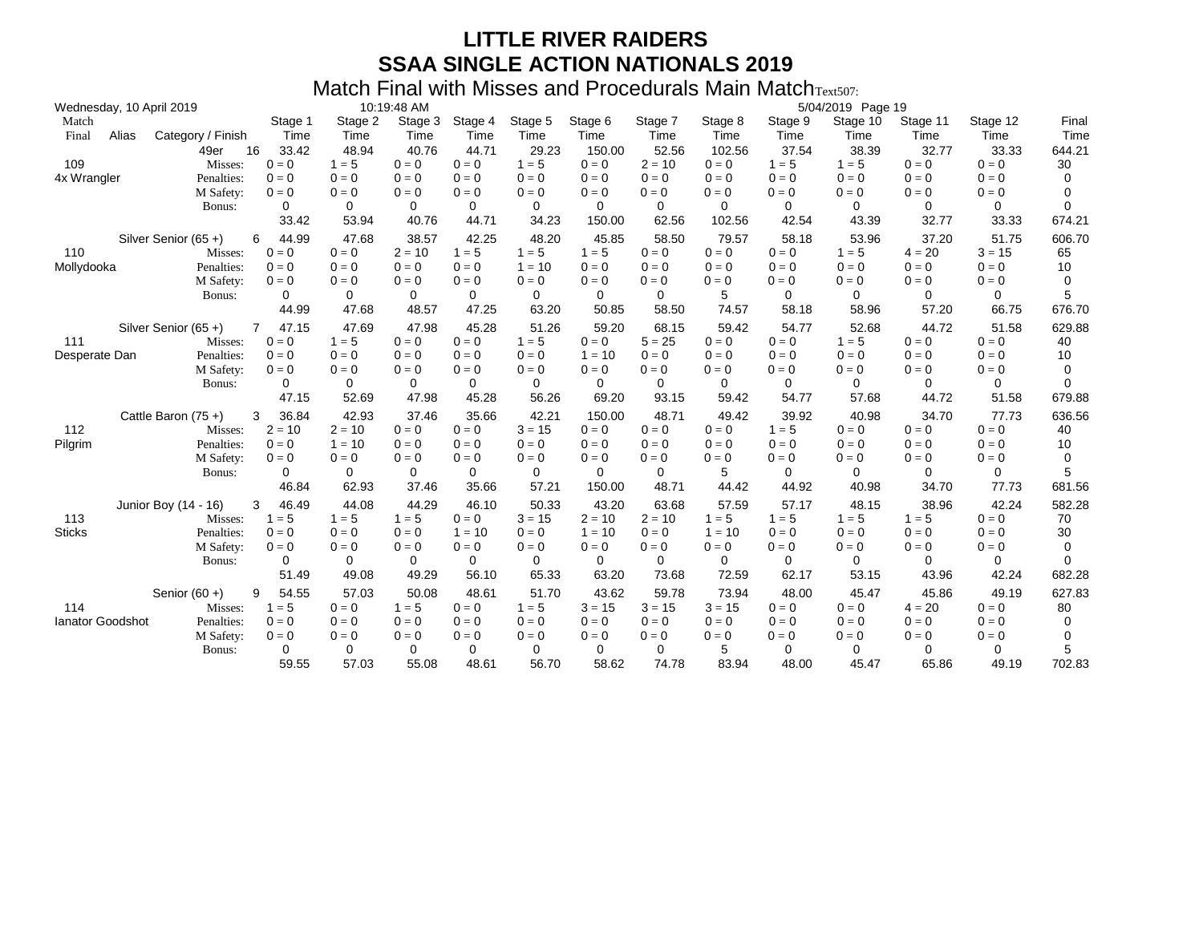# LITTLE RIVER RAIDERS

# SSAA SINGLE ACTION NATIONALS 2019

## Match Final with Misses and Procedurals Main Match

Wednesday, 10 April 2019 10:19:48 AM 5/04/2019

| Match Final | Alias | Category / Finish | | Stage 1 Time | Stage 2 Time | Stage 3 Time | Stage 4 Time | Stage 5 Time | Stage 6 Time | Stage 7 Time | Stage 8 Time | Stage 9 Time | Stage 10 Time | Stage 11 Time | Stage 12 Time | Final Time |
|---|---|---|---|---|---|---|---|---|---|---|---|---|---|---|---|---|
| | | 49er | 16 | 33.42 | 48.94 | 40.76 | 44.71 | 29.23 | 150.00 | 52.56 | 102.56 | 37.54 | 38.39 | 32.77 | 33.33 | 644.21 |
| 109 | | Misses: | | 0 = 0 | 1 = 5 | 0 = 0 | 0 = 0 | 1 = 5 | 0 = 0 | 2 = 10 | 0 = 0 | 1 = 5 | 1 = 5 | 0 = 0 | 0 = 0 | 30 |
| 4x Wrangler | | Penalties: | | 0 = 0 | 0 = 0 | 0 = 0 | 0 = 0 | 0 = 0 | 0 = 0 | 0 = 0 | 0 = 0 | 0 = 0 | 0 = 0 | 0 = 0 | 0 = 0 | 0 |
| | | M Safety: | | 0 = 0 | 0 = 0 | 0 = 0 | 0 = 0 | 0 = 0 | 0 = 0 | 0 = 0 | 0 = 0 | 0 = 0 | 0 = 0 | 0 = 0 | 0 = 0 | 0 |
| | | Bonus: | | 0 | 0 | 0 | 0 | 0 | 0 | 0 | 0 | 0 | 0 | 0 | 0 | 0 |
| | | | | 33.42 | 53.94 | 40.76 | 44.71 | 34.23 | 150.00 | 62.56 | 102.56 | 42.54 | 43.39 | 32.77 | 33.33 | 674.21 |
| | | Silver Senior (65 +) | 6 | 44.99 | 47.68 | 38.57 | 42.25 | 48.20 | 45.85 | 58.50 | 79.57 | 58.18 | 53.96 | 37.20 | 51.75 | 606.70 |
| 110 | | Misses: | | 0 = 0 | 0 = 0 | 2 = 10 | 1 = 5 | 1 = 5 | 1 = 5 | 0 = 0 | 0 = 0 | 0 = 0 | 1 = 5 | 4 = 20 | 3 = 15 | 65 |
| Mollydooka | | Penalties: | | 0 = 0 | 0 = 0 | 0 = 0 | 0 = 0 | 1 = 10 | 0 = 0 | 0 = 0 | 0 = 0 | 0 = 0 | 0 = 0 | 0 = 0 | 0 = 0 | 10 |
| | | M Safety: | | 0 = 0 | 0 = 0 | 0 = 0 | 0 = 0 | 0 = 0 | 0 = 0 | 0 = 0 | 0 = 0 | 0 = 0 | 0 = 0 | 0 = 0 | 0 = 0 | 0 |
| | | Bonus: | | 0 | 0 | 0 | 0 | 0 | 0 | 0 | 5 | 0 | 0 | 0 | 0 | 5 |
| | | | | 44.99 | 47.68 | 48.57 | 47.25 | 63.20 | 50.85 | 58.50 | 74.57 | 58.18 | 58.96 | 57.20 | 66.75 | 676.70 |
| | | Silver Senior (65 +) | 7 | 47.15 | 47.69 | 47.98 | 45.28 | 51.26 | 59.20 | 68.15 | 59.42 | 54.77 | 52.68 | 44.72 | 51.58 | 629.88 |
| 111 | | Misses: | | 0 = 0 | 1 = 5 | 0 = 0 | 0 = 0 | 1 = 5 | 0 = 0 | 5 = 25 | 0 = 0 | 0 = 0 | 1 = 5 | 0 = 0 | 0 = 0 | 40 |
| Desperate Dan | | Penalties: | | 0 = 0 | 0 = 0 | 0 = 0 | 0 = 0 | 0 = 0 | 1 = 10 | 0 = 0 | 0 = 0 | 0 = 0 | 0 = 0 | 0 = 0 | 0 = 0 | 10 |
| | | M Safety: | | 0 = 0 | 0 = 0 | 0 = 0 | 0 = 0 | 0 = 0 | 0 = 0 | 0 = 0 | 0 = 0 | 0 = 0 | 0 = 0 | 0 = 0 | 0 = 0 | 0 |
| | | Bonus: | | 0 | 0 | 0 | 0 | 0 | 0 | 0 | 0 | 0 | 0 | 0 | 0 | 0 |
| | | | | 47.15 | 52.69 | 47.98 | 45.28 | 56.26 | 69.20 | 93.15 | 59.42 | 54.77 | 57.68 | 44.72 | 51.58 | 679.88 |
| | | Cattle Baron (75 +) | 3 | 36.84 | 42.93 | 37.46 | 35.66 | 42.21 | 150.00 | 48.71 | 49.42 | 39.92 | 40.98 | 34.70 | 77.73 | 636.56 |
| 112 | | Misses: | | 2 = 10 | 2 = 10 | 0 = 0 | 0 = 0 | 3 = 15 | 0 = 0 | 0 = 0 | 0 = 0 | 1 = 5 | 0 = 0 | 0 = 0 | 0 = 0 | 40 |
| Pilgrim | | Penalties: | | 0 = 0 | 1 = 10 | 0 = 0 | 0 = 0 | 0 = 0 | 0 = 0 | 0 = 0 | 0 = 0 | 0 = 0 | 0 = 0 | 0 = 0 | 0 = 0 | 10 |
| | | M Safety: | | 0 = 0 | 0 = 0 | 0 = 0 | 0 = 0 | 0 = 0 | 0 = 0 | 0 = 0 | 0 = 0 | 0 = 0 | 0 = 0 | 0 = 0 | 0 = 0 | 0 |
| | | Bonus: | | 0 | 0 | 0 | 0 | 0 | 0 | 0 | 5 | 0 | 0 | 0 | 0 | 5 |
| | | | | 46.84 | 62.93 | 37.46 | 35.66 | 57.21 | 150.00 | 48.71 | 44.42 | 44.92 | 40.98 | 34.70 | 77.73 | 681.56 |
| | | Junior Boy (14 - 16) | 3 | 46.49 | 44.08 | 44.29 | 46.10 | 50.33 | 43.20 | 63.68 | 57.59 | 57.17 | 48.15 | 38.96 | 42.24 | 582.28 |
| 113 | | Misses: | | 1 = 5 | 1 = 5 | 1 = 5 | 0 = 0 | 3 = 15 | 2 = 10 | 2 = 10 | 1 = 5 | 1 = 5 | 1 = 5 | 1 = 5 | 0 = 0 | 70 |
| Sticks | | Penalties: | | 0 = 0 | 0 = 0 | 0 = 0 | 1 = 10 | 0 = 0 | 1 = 10 | 0 = 0 | 1 = 10 | 0 = 0 | 0 = 0 | 0 = 0 | 0 = 0 | 30 |
| | | M Safety: | | 0 = 0 | 0 = 0 | 0 = 0 | 0 = 0 | 0 = 0 | 0 = 0 | 0 = 0 | 0 = 0 | 0 = 0 | 0 = 0 | 0 = 0 | 0 = 0 | 0 |
| | | Bonus: | | 0 | 0 | 0 | 0 | 0 | 0 | 0 | 0 | 0 | 0 | 0 | 0 | 0 |
| | | | | 51.49 | 49.08 | 49.29 | 56.10 | 65.33 | 63.20 | 73.68 | 72.59 | 62.17 | 53.15 | 43.96 | 42.24 | 682.28 |
| | | Senior (60 +) | 9 | 54.55 | 57.03 | 50.08 | 48.61 | 51.70 | 43.62 | 59.78 | 73.94 | 48.00 | 45.47 | 45.86 | 49.19 | 627.83 |
| 114 | | Misses: | | 1 = 5 | 0 = 0 | 1 = 5 | 0 = 0 | 1 = 5 | 3 = 15 | 3 = 15 | 3 = 15 | 0 = 0 | 0 = 0 | 4 = 20 | 0 = 0 | 80 |
| Ianator Goodshot | | Penalties: | | 0 = 0 | 0 = 0 | 0 = 0 | 0 = 0 | 0 = 0 | 0 = 0 | 0 = 0 | 0 = 0 | 0 = 0 | 0 = 0 | 0 = 0 | 0 = 0 | 0 |
| | | M Safety: | | 0 = 0 | 0 = 0 | 0 = 0 | 0 = 0 | 0 = 0 | 0 = 0 | 0 = 0 | 0 = 0 | 0 = 0 | 0 = 0 | 0 = 0 | 0 = 0 | 0 |
| | | Bonus: | | 0 | 0 | 0 | 0 | 0 | 0 | 0 | 5 | 0 | 0 | 0 | 0 | 5 |
| | | | | 59.55 | 57.03 | 55.08 | 48.61 | 56.70 | 58.62 | 74.78 | 83.94 | 48.00 | 45.47 | 65.86 | 49.19 | 702.83 |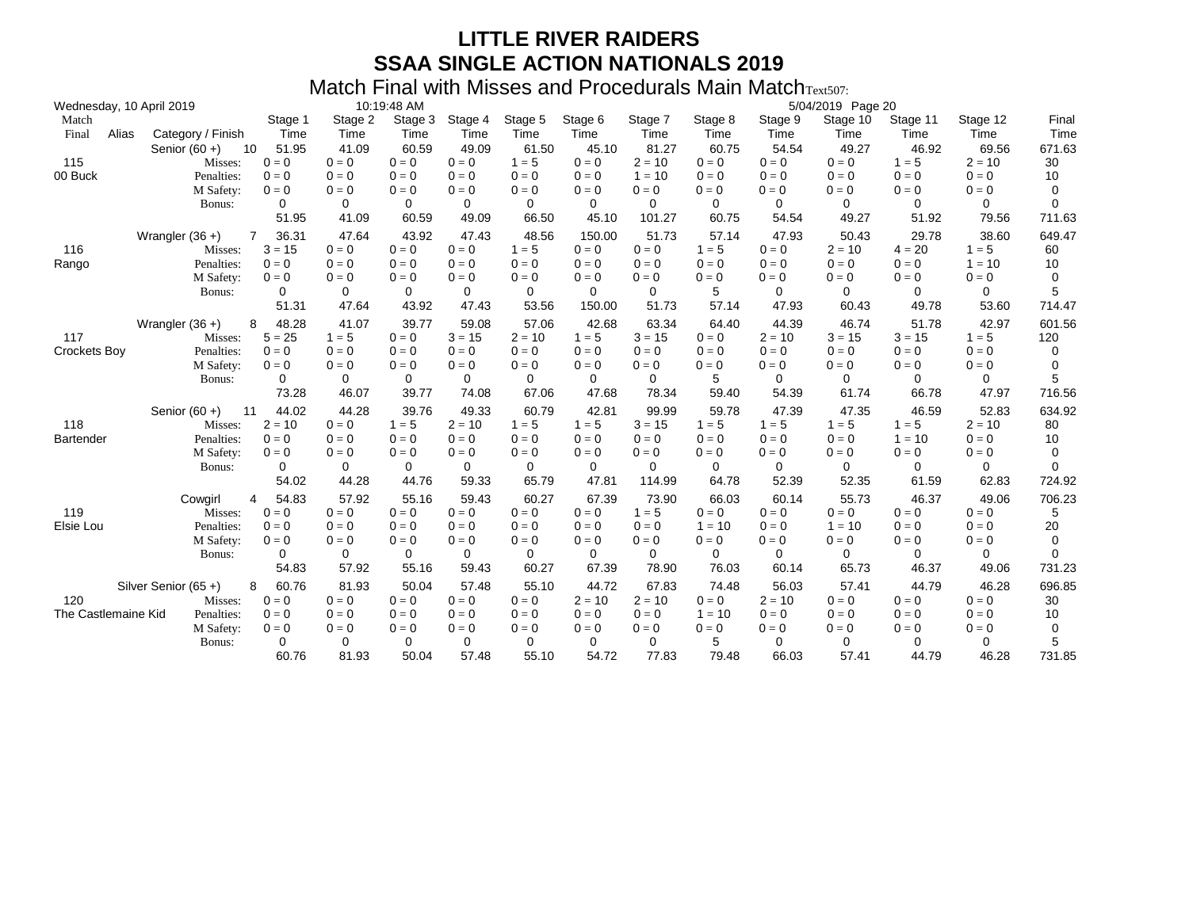# LITTLE RIVER RAIDERS

# SSAA SINGLE ACTION NATIONALS 2019

## Match Final with Misses and Procedurals Main Match

Wednesday, 10 April 2019 10:19:48 AM 5/04/2019

| Match Final | Alias | Category / Finish | | Stage 1 Time | Stage 2 Time | Stage 3 Time | Stage 4 Time | Stage 5 Time | Stage 6 Time | Stage 7 Time | Stage 8 Time | Stage 9 Time | Stage 10 Time | Stage 11 Time | Stage 12 Time | Final Time |
|---|---|---|---|---|---|---|---|---|---|---|---|---|---|---|---|---|
| | | Senior (60 +) | 10 | 51.95 | 41.09 | 60.59 | 49.09 | 61.50 | 45.10 | 81.27 | 60.75 | 54.54 | 49.27 | 46.92 | 69.56 | 671.63 |
| 115 | | Misses: | | 0 = 0 | 0 = 0 | 0 = 0 | 0 = 0 | 1 = 5 | 0 = 0 | 2 = 10 | 0 = 0 | 0 = 0 | 0 = 0 | 1 = 5 | 2 = 10 | 30 |
| 00 Buck | | Penalties: | | 0 = 0 | 0 = 0 | 0 = 0 | 0 = 0 | 0 = 0 | 0 = 0 | 1 = 10 | 0 = 0 | 0 = 0 | 0 = 0 | 0 = 0 | 0 = 0 | 10 |
| | | M Safety: | | 0 = 0 | 0 = 0 | 0 = 0 | 0 = 0 | 0 = 0 | 0 = 0 | 0 = 0 | 0 = 0 | 0 = 0 | 0 = 0 | 0 = 0 | 0 = 0 | 0 |
| | | Bonus: | | 0 | 0 | 0 | 0 | 0 | 0 | 0 | 0 | 0 | 0 | 0 | 0 | 0 |
| | | | | 51.95 | 41.09 | 60.59 | 49.09 | 66.50 | 45.10 | 101.27 | 60.75 | 54.54 | 49.27 | 51.92 | 79.56 | 711.63 |
| | | Wrangler (36 +) | 7 | 36.31 | 47.64 | 43.92 | 47.43 | 48.56 | 150.00 | 51.73 | 57.14 | 47.93 | 50.43 | 29.78 | 38.60 | 649.47 |
| 116 | | Misses: | | 3 = 15 | 0 = 0 | 0 = 0 | 0 = 0 | 1 = 5 | 0 = 0 | 0 = 0 | 1 = 5 | 0 = 0 | 2 = 10 | 4 = 20 | 1 = 5 | 60 |
| Rango | | Penalties: | | 0 = 0 | 0 = 0 | 0 = 0 | 0 = 0 | 0 = 0 | 0 = 0 | 0 = 0 | 0 = 0 | 0 = 0 | 0 = 0 | 0 = 0 | 1 = 10 | 10 |
| | | M Safety: | | 0 = 0 | 0 = 0 | 0 = 0 | 0 = 0 | 0 = 0 | 0 = 0 | 0 = 0 | 0 = 0 | 0 = 0 | 0 = 0 | 0 = 0 | 0 = 0 | 0 |
| | | Bonus: | | 0 | 0 | 0 | 0 | 0 | 0 | 0 | 5 | 0 | 0 | 0 | 0 | 5 |
| | | | | 51.31 | 47.64 | 43.92 | 47.43 | 53.56 | 150.00 | 51.73 | 57.14 | 47.93 | 60.43 | 49.78 | 53.60 | 714.47 |
| | | Wrangler (36 +) | 8 | 48.28 | 41.07 | 39.77 | 59.08 | 57.06 | 42.68 | 63.34 | 64.40 | 44.39 | 46.74 | 51.78 | 42.97 | 601.56 |
| 117 | | Misses: | | 5 = 25 | 1 = 5 | 0 = 0 | 3 = 15 | 2 = 10 | 1 = 5 | 3 = 15 | 0 = 0 | 2 = 10 | 3 = 15 | 3 = 15 | 1 = 5 | 120 |
| Crockets Boy | | Penalties: | | 0 = 0 | 0 = 0 | 0 = 0 | 0 = 0 | 0 = 0 | 0 = 0 | 0 = 0 | 0 = 0 | 0 = 0 | 0 = 0 | 0 = 0 | 0 = 0 | 0 |
| | | M Safety: | | 0 = 0 | 0 = 0 | 0 = 0 | 0 = 0 | 0 = 0 | 0 = 0 | 0 = 0 | 0 = 0 | 0 = 0 | 0 = 0 | 0 = 0 | 0 = 0 | 0 |
| | | Bonus: | | 0 | 0 | 0 | 0 | 0 | 0 | 0 | 5 | 0 | 0 | 0 | 0 | 5 |
| | | | | 73.28 | 46.07 | 39.77 | 74.08 | 67.06 | 47.68 | 78.34 | 59.40 | 54.39 | 61.74 | 66.78 | 47.97 | 716.56 |
| | | Senior (60 +) | 11 | 44.02 | 44.28 | 39.76 | 49.33 | 60.79 | 42.81 | 99.99 | 59.78 | 47.39 | 47.35 | 46.59 | 52.83 | 634.92 |
| 118 | | Misses: | | 2 = 10 | 0 = 0 | 1 = 5 | 2 = 10 | 1 = 5 | 1 = 5 | 3 = 15 | 1 = 5 | 1 = 5 | 1 = 5 | 1 = 5 | 2 = 10 | 80 |
| Bartender | | Penalties: | | 0 = 0 | 0 = 0 | 0 = 0 | 0 = 0 | 0 = 0 | 0 = 0 | 0 = 0 | 0 = 0 | 0 = 0 | 0 = 0 | 1 = 10 | 0 = 0 | 10 |
| | | M Safety: | | 0 = 0 | 0 = 0 | 0 = 0 | 0 = 0 | 0 = 0 | 0 = 0 | 0 = 0 | 0 = 0 | 0 = 0 | 0 = 0 | 0 = 0 | 0 = 0 | 0 |
| | | Bonus: | | 0 | 0 | 0 | 0 | 0 | 0 | 0 | 0 | 0 | 0 | 0 | 0 | 0 |
| | | | | 54.02 | 44.28 | 44.76 | 59.33 | 65.79 | 47.81 | 114.99 | 64.78 | 52.39 | 52.35 | 61.59 | 62.83 | 724.92 |
| | | Cowgirl | 4 | 54.83 | 57.92 | 55.16 | 59.43 | 60.27 | 67.39 | 73.90 | 66.03 | 60.14 | 55.73 | 46.37 | 49.06 | 706.23 |
| 119 | | Misses: | | 0 = 0 | 0 = 0 | 0 = 0 | 0 = 0 | 0 = 0 | 0 = 0 | 1 = 5 | 0 = 0 | 0 = 0 | 0 = 0 | 0 = 0 | 0 = 0 | 5 |
| Elsie Lou | | Penalties: | | 0 = 0 | 0 = 0 | 0 = 0 | 0 = 0 | 0 = 0 | 0 = 0 | 0 = 0 | 1 = 10 | 0 = 0 | 1 = 10 | 0 = 0 | 0 = 0 | 20 |
| | | M Safety: | | 0 = 0 | 0 = 0 | 0 = 0 | 0 = 0 | 0 = 0 | 0 = 0 | 0 = 0 | 0 = 0 | 0 = 0 | 0 = 0 | 0 = 0 | 0 = 0 | 0 |
| | | Bonus: | | 0 | 0 | 0 | 0 | 0 | 0 | 0 | 0 | 0 | 0 | 0 | 0 | 0 |
| | | | | 54.83 | 57.92 | 55.16 | 59.43 | 60.27 | 67.39 | 78.90 | 76.03 | 60.14 | 65.73 | 46.37 | 49.06 | 731.23 |
| | | Silver Senior (65 +) | 8 | 60.76 | 81.93 | 50.04 | 57.48 | 55.10 | 44.72 | 67.83 | 74.48 | 56.03 | 57.41 | 44.79 | 46.28 | 696.85 |
| 120 | | Misses: | | 0 = 0 | 0 = 0 | 0 = 0 | 0 = 0 | 0 = 0 | 2 = 10 | 2 = 10 | 0 = 0 | 2 = 10 | 0 = 0 | 0 = 0 | 0 = 0 | 30 |
| The Castlemaine Kid | | Penalties: | | 0 = 0 | 0 = 0 | 0 = 0 | 0 = 0 | 0 = 0 | 0 = 0 | 0 = 0 | 1 = 10 | 0 = 0 | 0 = 0 | 0 = 0 | 0 = 0 | 10 |
| | | M Safety: | | 0 = 0 | 0 = 0 | 0 = 0 | 0 = 0 | 0 = 0 | 0 = 0 | 0 = 0 | 0 = 0 | 0 = 0 | 0 = 0 | 0 = 0 | 0 = 0 | 0 |
| | | Bonus: | | 0 | 0 | 0 | 0 | 0 | 0 | 0 | 5 | 0 | 0 | 0 | 0 | 5 |
| | | | | 60.76 | 81.93 | 50.04 | 57.48 | 55.10 | 54.72 | 77.83 | 79.48 | 66.03 | 57.41 | 44.79 | 46.28 | 731.85 |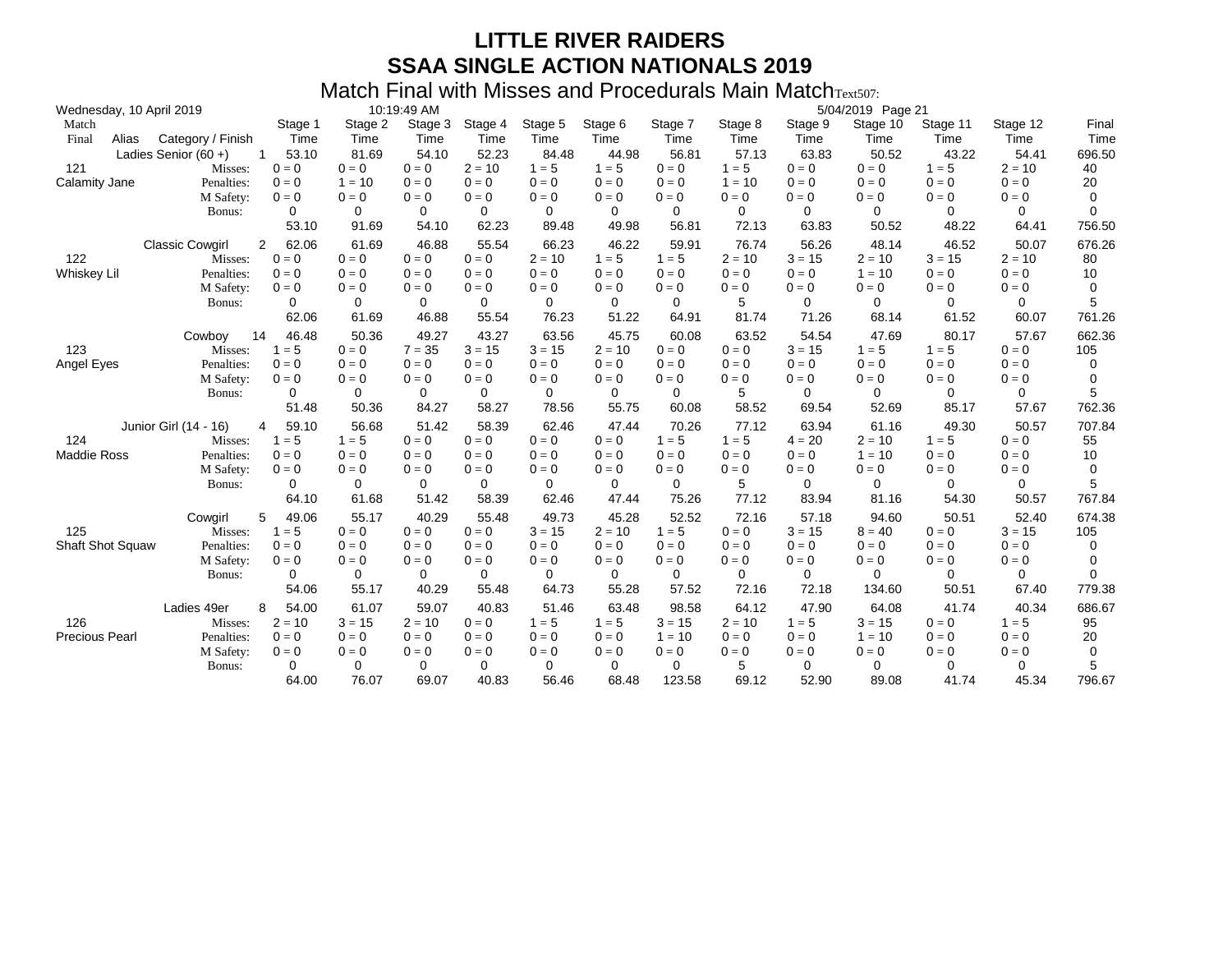# LITTLE RIVER RAIDERS
## SSAA SINGLE ACTION NATIONALS 2019
### Match Final with Misses and Procedurals Main Match

Wednesday, 10 April 2019 10:19:49 AM 5/04/2019

| Match Final | Alias | Category / Finish | Stage 1 Time | Stage 2 Time | Stage 3 Time | Stage 4 Time | Stage 5 Time | Stage 6 Time | Stage 7 Time | Stage 8 Time | Stage 9 Time | Stage 10 Time | Stage 11 Time | Stage 12 Time | Final Time |
|---|---|---|---|---|---|---|---|---|---|---|---|---|---|---|---|
| | | Ladies Senior (60 +) 1 | 53.10 | 81.69 | 54.10 | 52.23 | 84.48 | 44.98 | 56.81 | 57.13 | 63.83 | 50.52 | 43.22 | 54.41 | 696.50 |
| 121 | | Misses: | 0 = 0 | 0 = 0 | 0 = 0 | 2 = 10 | 1 = 5 | 1 = 5 | 0 = 0 | 1 = 5 | 0 = 0 | 0 = 0 | 1 = 5 | 2 = 10 | 40 |
| Calamity Jane | | Penalties: | 0 = 0 | 1 = 10 | 0 = 0 | 0 = 0 | 0 = 0 | 0 = 0 | 0 = 0 | 1 = 10 | 0 = 0 | 0 = 0 | 0 = 0 | 0 = 0 | 20 |
| | | M Safety: | 0 = 0 | 0 = 0 | 0 = 0 | 0 = 0 | 0 = 0 | 0 = 0 | 0 = 0 | 0 = 0 | 0 = 0 | 0 = 0 | 0 = 0 | 0 = 0 | 0 |
| | | Bonus: | 0 | 0 | 0 | 0 | 0 | 0 | 0 | 0 | 0 | 0 | 0 | 0 | 0 |
| | | | 53.10 | 91.69 | 54.10 | 62.23 | 89.48 | 49.98 | 56.81 | 72.13 | 63.83 | 50.52 | 48.22 | 64.41 | 756.50 |
| | | Classic Cowgirl 2 | 62.06 | 61.69 | 46.88 | 55.54 | 66.23 | 46.22 | 59.91 | 76.74 | 56.26 | 48.14 | 46.52 | 50.07 | 676.26 |
| 122 | | Misses: | 0 = 0 | 0 = 0 | 0 = 0 | 0 = 0 | 2 = 10 | 1 = 5 | 1 = 5 | 2 = 10 | 3 = 15 | 2 = 10 | 3 = 15 | 2 = 10 | 80 |
| Whiskey Lil | | Penalties: | 0 = 0 | 0 = 0 | 0 = 0 | 0 = 0 | 0 = 0 | 0 = 0 | 0 = 0 | 0 = 0 | 0 = 0 | 1 = 10 | 0 = 0 | 0 = 0 | 10 |
| | | M Safety: | 0 = 0 | 0 = 0 | 0 = 0 | 0 = 0 | 0 = 0 | 0 = 0 | 0 = 0 | 0 = 0 | 0 = 0 | 0 = 0 | 0 = 0 | 0 = 0 | 0 |
| | | Bonus: | 0 | 0 | 0 | 0 | 0 | 0 | 0 | 5 | 0 | 0 | 0 | 0 | 5 |
| | | | 62.06 | 61.69 | 46.88 | 55.54 | 76.23 | 51.22 | 64.91 | 81.74 | 71.26 | 68.14 | 61.52 | 60.07 | 761.26 |
| | | Cowboy 14 | 46.48 | 50.36 | 49.27 | 43.27 | 63.56 | 45.75 | 60.08 | 63.52 | 54.54 | 47.69 | 80.17 | 57.67 | 662.36 |
| 123 | | Misses: | 1 = 5 | 0 = 0 | 7 = 35 | 3 = 15 | 3 = 15 | 2 = 10 | 0 = 0 | 0 = 0 | 3 = 15 | 1 = 5 | 1 = 5 | 0 = 0 | 105 |
| Angel Eyes | | Penalties: | 0 = 0 | 0 = 0 | 0 = 0 | 0 = 0 | 0 = 0 | 0 = 0 | 0 = 0 | 0 = 0 | 0 = 0 | 0 = 0 | 0 = 0 | 0 = 0 | 0 |
| | | M Safety: | 0 = 0 | 0 = 0 | 0 = 0 | 0 = 0 | 0 = 0 | 0 = 0 | 0 = 0 | 0 = 0 | 0 = 0 | 0 = 0 | 0 = 0 | 0 = 0 | 0 |
| | | Bonus: | 0 | 0 | 0 | 0 | 0 | 0 | 0 | 5 | 0 | 0 | 0 | 0 | 5 |
| | | | 51.48 | 50.36 | 84.27 | 58.27 | 78.56 | 55.75 | 60.08 | 58.52 | 69.54 | 52.69 | 85.17 | 57.67 | 762.36 |
| | | Junior Girl (14 - 16) 4 | 59.10 | 56.68 | 51.42 | 58.39 | 62.46 | 47.44 | 70.26 | 77.12 | 63.94 | 61.16 | 49.30 | 50.57 | 707.84 |
| 124 | | Misses: | 1 = 5 | 1 = 5 | 0 = 0 | 0 = 0 | 0 = 0 | 0 = 0 | 1 = 5 | 1 = 5 | 4 = 20 | 2 = 10 | 1 = 5 | 0 = 0 | 55 |
| Maddie Ross | | Penalties: | 0 = 0 | 0 = 0 | 0 = 0 | 0 = 0 | 0 = 0 | 0 = 0 | 0 = 0 | 0 = 0 | 0 = 0 | 1 = 10 | 0 = 0 | 0 = 0 | 10 |
| | | M Safety: | 0 = 0 | 0 = 0 | 0 = 0 | 0 = 0 | 0 = 0 | 0 = 0 | 0 = 0 | 0 = 0 | 0 = 0 | 0 = 0 | 0 = 0 | 0 = 0 | 0 |
| | | Bonus: | 0 | 0 | 0 | 0 | 0 | 0 | 0 | 5 | 0 | 0 | 0 | 0 | 5 |
| | | | 64.10 | 61.68 | 51.42 | 58.39 | 62.46 | 47.44 | 75.26 | 77.12 | 83.94 | 81.16 | 54.30 | 50.57 | 767.84 |
| | | Cowgirl 5 | 49.06 | 55.17 | 40.29 | 55.48 | 49.73 | 45.28 | 52.52 | 72.16 | 57.18 | 94.60 | 50.51 | 52.40 | 674.38 |
| 125 | | Misses: | 1 = 5 | 0 = 0 | 0 = 0 | 0 = 0 | 3 = 15 | 2 = 10 | 1 = 5 | 0 = 0 | 3 = 15 | 8 = 40 | 0 = 0 | 3 = 15 | 105 |
| Shaft Shot Squaw | | Penalties: | 0 = 0 | 0 = 0 | 0 = 0 | 0 = 0 | 0 = 0 | 0 = 0 | 0 = 0 | 0 = 0 | 0 = 0 | 0 = 0 | 0 = 0 | 0 = 0 | 0 |
| | | M Safety: | 0 = 0 | 0 = 0 | 0 = 0 | 0 = 0 | 0 = 0 | 0 = 0 | 0 = 0 | 0 = 0 | 0 = 0 | 0 = 0 | 0 = 0 | 0 = 0 | 0 |
| | | Bonus: | 0 | 0 | 0 | 0 | 0 | 0 | 0 | 0 | 0 | 0 | 0 | 0 | 0 |
| | | | 54.06 | 55.17 | 40.29 | 55.48 | 64.73 | 55.28 | 57.52 | 72.16 | 72.18 | 134.60 | 50.51 | 67.40 | 779.38 |
| | | Ladies 49er 8 | 54.00 | 61.07 | 59.07 | 40.83 | 51.46 | 63.48 | 98.58 | 64.12 | 47.90 | 64.08 | 41.74 | 40.34 | 686.67 |
| 126 | | Misses: | 2 = 10 | 3 = 15 | 2 = 10 | 0 = 0 | 1 = 5 | 1 = 5 | 3 = 15 | 2 = 10 | 1 = 5 | 3 = 15 | 0 = 0 | 1 = 5 | 95 |
| Precious Pearl | | Penalties: | 0 = 0 | 0 = 0 | 0 = 0 | 0 = 0 | 0 = 0 | 0 = 0 | 1 = 10 | 0 = 0 | 0 = 0 | 1 = 10 | 0 = 0 | 0 = 0 | 20 |
| | | M Safety: | 0 = 0 | 0 = 0 | 0 = 0 | 0 = 0 | 0 = 0 | 0 = 0 | 0 = 0 | 0 = 0 | 0 = 0 | 0 = 0 | 0 = 0 | 0 = 0 | 0 |
| | | Bonus: | 0 | 0 | 0 | 0 | 0 | 0 | 0 | 5 | 0 | 0 | 0 | 0 | 5 |
| | | | 64.00 | 76.07 | 69.07 | 40.83 | 56.46 | 68.48 | 123.58 | 69.12 | 52.90 | 89.08 | 41.74 | 45.34 | 796.67 |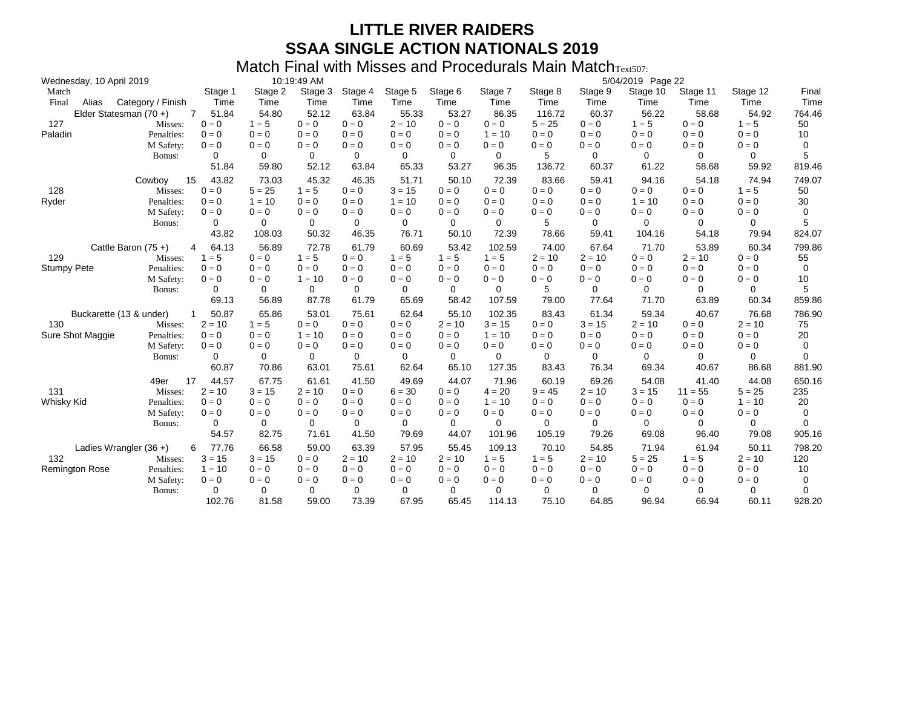# LITTLE RIVER RAIDERS
## SSAA SINGLE ACTION NATIONALS 2019
### Match Final with Misses and Procedurals Main Match

Wednesday, 10 April 2019 10:19:49 AM 5/04/2019

| Match Final | Alias | Category / Finish | | Stage 1 Time | Stage 2 Time | Stage 3 Time | Stage 4 Time | Stage 5 Time | Stage 6 Time | Stage 7 Time | Stage 8 Time | Stage 9 Time | Stage 10 Time | Stage 11 Time | Stage 12 Time | Final Time |
|---|---|---|---|---|---|---|---|---|---|---|---|---|---|---|---|---|
| | | Elder Statesman (70 +) | 7 | 51.84 | 54.80 | 52.12 | 63.84 | 55.33 | 53.27 | 86.35 | 116.72 | 60.37 | 56.22 | 58.68 | 54.92 | 764.46 |
| 127 | | Misses: | | 0 = 0 | 1 = 5 | 0 = 0 | 0 = 0 | 2 = 10 | 0 = 0 | 0 = 0 | 5 = 25 | 0 = 0 | 1 = 5 | 0 = 0 | 1 = 5 | 50 |
| Paladin | | Penalties: | | 0 = 0 | 0 = 0 | 0 = 0 | 0 = 0 | 0 = 0 | 0 = 0 | 1 = 10 | 0 = 0 | 0 = 0 | 0 = 0 | 0 = 0 | 0 = 0 | 10 |
| | | M Safety: | | 0 = 0 | 0 = 0 | 0 = 0 | 0 = 0 | 0 = 0 | 0 = 0 | 0 = 0 | 0 = 0 | 0 = 0 | 0 = 0 | 0 = 0 | 0 = 0 | 0 |
| | | Bonus: | | 0 | 0 | 0 | 0 | 0 | 0 | 0 | 5 | 0 | 0 | 0 | 0 | 5 |
| | | | | 51.84 | 59.80 | 52.12 | 63.84 | 65.33 | 53.27 | 96.35 | 136.72 | 60.37 | 61.22 | 58.68 | 59.92 | 819.46 |
| | | Cowboy | 15 | 43.82 | 73.03 | 45.32 | 46.35 | 51.71 | 50.10 | 72.39 | 83.66 | 59.41 | 94.16 | 54.18 | 74.94 | 749.07 |
| 128 | | Misses: | | 0 = 0 | 5 = 25 | 1 = 5 | 0 = 0 | 3 = 15 | 0 = 0 | 0 = 0 | 0 = 0 | 0 = 0 | 0 = 0 | 0 = 0 | 1 = 5 | 50 |
| Ryder | | Penalties: | | 0 = 0 | 1 = 10 | 0 = 0 | 0 = 0 | 1 = 10 | 0 = 0 | 0 = 0 | 0 = 0 | 0 = 0 | 1 = 10 | 0 = 0 | 0 = 0 | 30 |
| | | M Safety: | | 0 = 0 | 0 = 0 | 0 = 0 | 0 = 0 | 0 = 0 | 0 = 0 | 0 = 0 | 0 = 0 | 0 = 0 | 0 = 0 | 0 = 0 | 0 = 0 | 0 |
| | | Bonus: | | 0 | 0 | 0 | 0 | 0 | 0 | 0 | 5 | 0 | 0 | 0 | 0 | 5 |
| | | | | 43.82 | 108.03 | 50.32 | 46.35 | 76.71 | 50.10 | 72.39 | 78.66 | 59.41 | 104.16 | 54.18 | 79.94 | 824.07 |
| | | Cattle Baron (75 +) | 4 | 64.13 | 56.89 | 72.78 | 61.79 | 60.69 | 53.42 | 102.59 | 74.00 | 67.64 | 71.70 | 53.89 | 60.34 | 799.86 |
| 129 | | Misses: | | 1 = 5 | 0 = 0 | 1 = 5 | 0 = 0 | 1 = 5 | 1 = 5 | 1 = 5 | 2 = 10 | 2 = 10 | 0 = 0 | 2 = 10 | 0 = 0 | 55 |
| Stumpy Pete | | Penalties: | | 0 = 0 | 0 = 0 | 0 = 0 | 0 = 0 | 0 = 0 | 0 = 0 | 0 = 0 | 0 = 0 | 0 = 0 | 0 = 0 | 0 = 0 | 0 = 0 | 0 |
| | | M Safety: | | 0 = 0 | 0 = 0 | 1 = 10 | 0 = 0 | 0 = 0 | 0 = 0 | 0 = 0 | 0 = 0 | 0 = 0 | 0 = 0 | 0 = 0 | 0 = 0 | 10 |
| | | Bonus: | | 0 | 0 | 0 | 0 | 0 | 0 | 0 | 5 | 0 | 0 | 0 | 0 | 5 |
| | | | | 69.13 | 56.89 | 87.78 | 61.79 | 65.69 | 58.42 | 107.59 | 79.00 | 77.64 | 71.70 | 63.89 | 60.34 | 859.86 |
| | | Buckarette (13 & under) | 1 | 50.87 | 65.86 | 53.01 | 75.61 | 62.64 | 55.10 | 102.35 | 83.43 | 61.34 | 59.34 | 40.67 | 76.68 | 786.90 |
| 130 | | Misses: | | 2 = 10 | 1 = 5 | 0 = 0 | 0 = 0 | 0 = 0 | 2 = 10 | 3 = 15 | 0 = 0 | 3 = 15 | 2 = 10 | 0 = 0 | 2 = 10 | 75 |
| Sure Shot Maggie | | Penalties: | | 0 = 0 | 0 = 0 | 1 = 10 | 0 = 0 | 0 = 0 | 0 = 0 | 1 = 10 | 0 = 0 | 0 = 0 | 0 = 0 | 0 = 0 | 0 = 0 | 20 |
| | | M Safety: | | 0 = 0 | 0 = 0 | 0 = 0 | 0 = 0 | 0 = 0 | 0 = 0 | 0 = 0 | 0 = 0 | 0 = 0 | 0 = 0 | 0 = 0 | 0 = 0 | 0 |
| | | Bonus: | | 0 | 0 | 0 | 0 | 0 | 0 | 0 | 0 | 0 | 0 | 0 | 0 | 0 |
| | | | | 60.87 | 70.86 | 63.01 | 75.61 | 62.64 | 65.10 | 127.35 | 83.43 | 76.34 | 69.34 | 40.67 | 86.68 | 881.90 |
| | | 49er | 17 | 44.57 | 67.75 | 61.61 | 41.50 | 49.69 | 44.07 | 71.96 | 60.19 | 69.26 | 54.08 | 41.40 | 44.08 | 650.16 |
| 131 | | Misses: | | 2 = 10 | 3 = 15 | 2 = 10 | 0 = 0 | 6 = 30 | 0 = 0 | 4 = 20 | 9 = 45 | 2 = 10 | 3 = 15 | 11 = 55 | 5 = 25 | 235 |
| Whisky Kid | | Penalties: | | 0 = 0 | 0 = 0 | 0 = 0 | 0 = 0 | 0 = 0 | 0 = 0 | 1 = 10 | 0 = 0 | 0 = 0 | 0 = 0 | 0 = 0 | 1 = 10 | 20 |
| | | M Safety: | | 0 = 0 | 0 = 0 | 0 = 0 | 0 = 0 | 0 = 0 | 0 = 0 | 0 = 0 | 0 = 0 | 0 = 0 | 0 = 0 | 0 = 0 | 0 = 0 | 0 |
| | | Bonus: | | 0 | 0 | 0 | 0 | 0 | 0 | 0 | 0 | 0 | 0 | 0 | 0 | 0 |
| | | | | 54.57 | 82.75 | 71.61 | 41.50 | 79.69 | 44.07 | 101.96 | 105.19 | 79.26 | 69.08 | 96.40 | 79.08 | 905.16 |
| | | Ladies Wrangler (36 +) | 6 | 77.76 | 66.58 | 59.00 | 63.39 | 57.95 | 55.45 | 109.13 | 70.10 | 54.85 | 71.94 | 61.94 | 50.11 | 798.20 |
| 132 | | Misses: | | 3 = 15 | 3 = 15 | 0 = 0 | 2 = 10 | 2 = 10 | 2 = 10 | 1 = 5 | 1 = 5 | 2 = 10 | 5 = 25 | 1 = 5 | 2 = 10 | 120 |
| Remington Rose | | Penalties: | | 1 = 10 | 0 = 0 | 0 = 0 | 0 = 0 | 0 = 0 | 0 = 0 | 0 = 0 | 0 = 0 | 0 = 0 | 0 = 0 | 0 = 0 | 0 = 0 | 10 |
| | | M Safety: | | 0 = 0 | 0 = 0 | 0 = 0 | 0 = 0 | 0 = 0 | 0 = 0 | 0 = 0 | 0 = 0 | 0 = 0 | 0 = 0 | 0 = 0 | 0 = 0 | 0 |
| | | Bonus: | | 0 | 0 | 0 | 0 | 0 | 0 | 0 | 0 | 0 | 0 | 0 | 0 | 0 |
| | | | | 102.76 | 81.58 | 59.00 | 73.39 | 67.95 | 65.45 | 114.13 | 75.10 | 64.85 | 96.94 | 66.94 | 60.11 | 928.20 |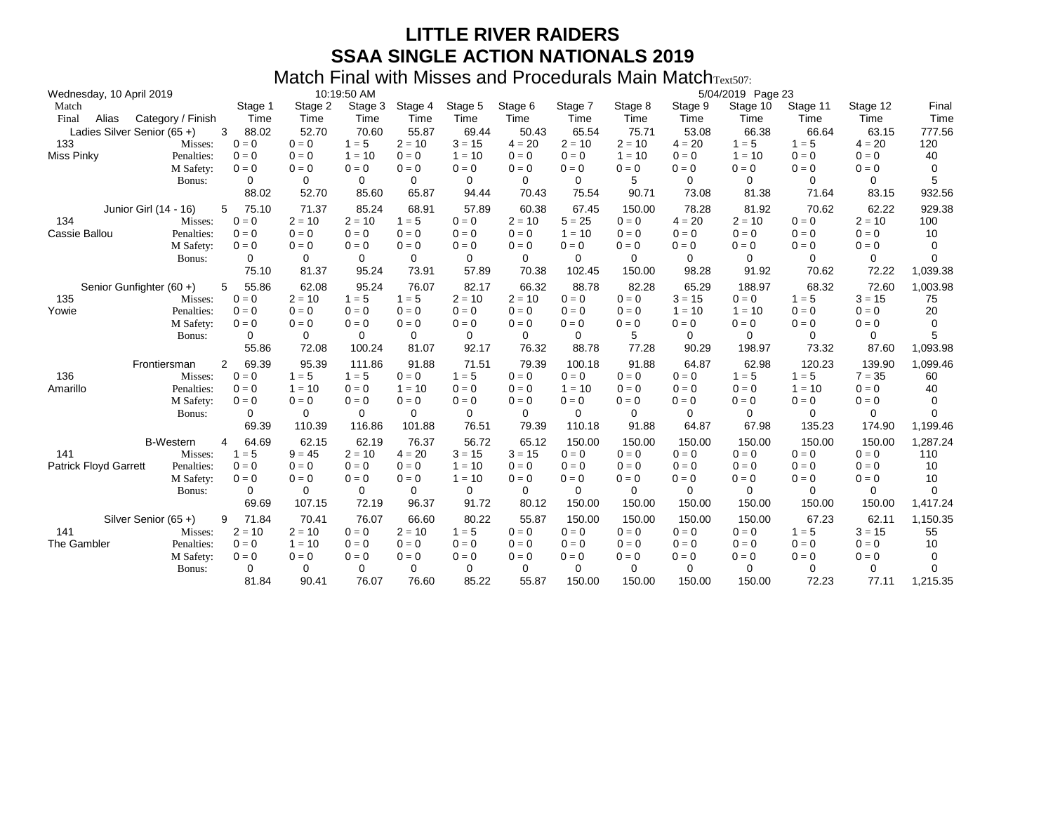# LITTLE RIVER RAIDERS

# SSAA SINGLE ACTION NATIONALS 2019

## Match Final with Misses and Procedurals Main Match

Wednesday, 10 April 2019 10:19:50 AM

| Match Final | Alias | Category / Finish | | Stage 1 Time | Stage 2 Time | Stage 3 Time | Stage 4 Time | Stage 5 Time | Stage 6 Time | Stage 7 Time | Stage 8 Time | Stage 9 Time | Stage 10 Time | Stage 11 Time | Stage 12 Time | Final Time |
|---|---|---|---|---|---|---|---|---|---|---|---|---|---|---|---|---|
| | | Ladies Silver Senior (65 +) | 3 | 88.02 | 52.70 | 70.60 | 55.87 | 69.44 | 50.43 | 65.54 | 75.71 | 53.08 | 66.38 | 66.64 | 63.15 | 777.56 |
| 133 | | Misses: | | 0 = 0 | 0 = 0 | 1 = 5 | 2 = 10 | 3 = 15 | 4 = 20 | 2 = 10 | 2 = 10 | 4 = 20 | 1 = 5 | 1 = 5 | 4 = 20 | 120 |
| | Miss Pinky | Penalties: | | 0 = 0 | 0 = 0 | 1 = 10 | 0 = 0 | 1 = 10 | 0 = 0 | 0 = 0 | 1 = 10 | 0 = 0 | 1 = 10 | 0 = 0 | 0 = 0 | 40 |
| | | M Safety: | | 0 = 0 | 0 = 0 | 0 = 0 | 0 = 0 | 0 = 0 | 0 = 0 | 0 = 0 | 0 = 0 | 0 = 0 | 0 = 0 | 0 = 0 | 0 = 0 | 0 |
| | | Bonus: | | 0 | 0 | 0 | 0 | 0 | 0 | 0 | 5 | 0 | 0 | 0 | 0 | 5 |
| | | | | 88.02 | 52.70 | 85.60 | 65.87 | 94.44 | 70.43 | 75.54 | 90.71 | 73.08 | 81.38 | 71.64 | 83.15 | 932.56 |
| | | Junior Girl (14 - 16) | 5 | 75.10 | 71.37 | 85.24 | 68.91 | 57.89 | 60.38 | 67.45 | 150.00 | 78.28 | 81.92 | 70.62 | 62.22 | 929.38 |
| 134 | | Misses: | | 0 = 0 | 2 = 10 | 2 = 10 | 1 = 5 | 0 = 0 | 2 = 10 | 5 = 25 | 0 = 0 | 4 = 20 | 2 = 10 | 0 = 0 | 2 = 10 | 100 |
| | Cassie Ballou | Penalties: | | 0 = 0 | 0 = 0 | 0 = 0 | 0 = 0 | 0 = 0 | 0 = 0 | 1 = 10 | 0 = 0 | 0 = 0 | 0 = 0 | 0 = 0 | 0 = 0 | 10 |
| | | M Safety: | | 0 = 0 | 0 = 0 | 0 = 0 | 0 = 0 | 0 = 0 | 0 = 0 | 0 = 0 | 0 = 0 | 0 = 0 | 0 = 0 | 0 = 0 | 0 = 0 | 0 |
| | | Bonus: | | 0 | 0 | 0 | 0 | 0 | 0 | 0 | 0 | 0 | 0 | 0 | 0 | 0 |
| | | | | 75.10 | 81.37 | 95.24 | 73.91 | 57.89 | 70.38 | 102.45 | 150.00 | 98.28 | 91.92 | 70.62 | 72.22 | 1,039.38 |
| | | Senior Gunfighter (60 +) | 5 | 55.86 | 62.08 | 95.24 | 76.07 | 82.17 | 66.32 | 88.78 | 82.28 | 65.29 | 188.97 | 68.32 | 72.60 | 1,003.98 |
| 135 | | Misses: | | 0 = 0 | 2 = 10 | 1 = 5 | 1 = 5 | 2 = 10 | 2 = 10 | 0 = 0 | 0 = 0 | 3 = 15 | 0 = 0 | 1 = 5 | 3 = 15 | 75 |
| | Yowie | Penalties: | | 0 = 0 | 0 = 0 | 0 = 0 | 0 = 0 | 0 = 0 | 0 = 0 | 0 = 0 | 0 = 0 | 1 = 10 | 1 = 10 | 0 = 0 | 0 = 0 | 20 |
| | | M Safety: | | 0 = 0 | 0 = 0 | 0 = 0 | 0 = 0 | 0 = 0 | 0 = 0 | 0 = 0 | 0 = 0 | 0 = 0 | 0 = 0 | 0 = 0 | 0 = 0 | 0 |
| | | Bonus: | | 0 | 0 | 0 | 0 | 0 | 0 | 0 | 5 | 0 | 0 | 0 | 0 | 5 |
| | | | | 55.86 | 72.08 | 100.24 | 81.07 | 92.17 | 76.32 | 88.78 | 77.28 | 90.29 | 198.97 | 73.32 | 87.60 | 1,093.98 |
| | | Frontiersman | 2 | 69.39 | 95.39 | 111.86 | 91.88 | 71.51 | 79.39 | 100.18 | 91.88 | 64.87 | 62.98 | 120.23 | 139.90 | 1,099.46 |
| 136 | | Misses: | | 0 = 0 | 1 = 5 | 1 = 5 | 0 = 0 | 1 = 5 | 0 = 0 | 0 = 0 | 0 = 0 | 0 = 0 | 1 = 5 | 1 = 5 | 7 = 35 | 60 |
| | Amarillo | Penalties: | | 0 = 0 | 1 = 10 | 0 = 0 | 1 = 10 | 0 = 0 | 0 = 0 | 1 = 10 | 0 = 0 | 0 = 0 | 0 = 0 | 1 = 10 | 0 = 0 | 40 |
| | | M Safety: | | 0 = 0 | 0 = 0 | 0 = 0 | 0 = 0 | 0 = 0 | 0 = 0 | 0 = 0 | 0 = 0 | 0 = 0 | 0 = 0 | 0 = 0 | 0 = 0 | 0 |
| | | Bonus: | | 0 | 0 | 0 | 0 | 0 | 0 | 0 | 0 | 0 | 0 | 0 | 0 | 0 |
| | | | | 69.39 | 110.39 | 116.86 | 101.88 | 76.51 | 79.39 | 110.18 | 91.88 | 64.87 | 67.98 | 135.23 | 174.90 | 1,199.46 |
| | | B-Western | 4 | 64.69 | 62.15 | 62.19 | 76.37 | 56.72 | 65.12 | 150.00 | 150.00 | 150.00 | 150.00 | 150.00 | 150.00 | 1,287.24 |
| 141 | | Misses: | | 1 = 5 | 9 = 45 | 2 = 10 | 4 = 20 | 3 = 15 | 3 = 15 | 0 = 0 | 0 = 0 | 0 = 0 | 0 = 0 | 0 = 0 | 0 = 0 | 110 |
| | Patrick Floyd Garrett | Penalties: | | 0 = 0 | 0 = 0 | 0 = 0 | 0 = 0 | 1 = 10 | 0 = 0 | 0 = 0 | 0 = 0 | 0 = 0 | 0 = 0 | 0 = 0 | 0 = 0 | 10 |
| | | M Safety: | | 0 = 0 | 0 = 0 | 0 = 0 | 0 = 0 | 1 = 10 | 0 = 0 | 0 = 0 | 0 = 0 | 0 = 0 | 0 = 0 | 0 = 0 | 0 = 0 | 10 |
| | | Bonus: | | 0 | 0 | 0 | 0 | 0 | 0 | 0 | 0 | 0 | 0 | 0 | 0 | 0 |
| | | | | 69.69 | 107.15 | 72.19 | 96.37 | 91.72 | 80.12 | 150.00 | 150.00 | 150.00 | 150.00 | 150.00 | 150.00 | 1,417.24 |
| | | Silver Senior (65 +) | 9 | 71.84 | 70.41 | 76.07 | 66.60 | 80.22 | 55.87 | 150.00 | 150.00 | 150.00 | 150.00 | 67.23 | 62.11 | 1,150.35 |
| 141 | | Misses: | | 2 = 10 | 2 = 10 | 0 = 0 | 2 = 10 | 1 = 5 | 0 = 0 | 0 = 0 | 0 = 0 | 0 = 0 | 0 = 0 | 1 = 5 | 3 = 15 | 55 |
| | The Gambler | Penalties: | | 0 = 0 | 1 = 10 | 0 = 0 | 0 = 0 | 0 = 0 | 0 = 0 | 0 = 0 | 0 = 0 | 0 = 0 | 0 = 0 | 0 = 0 | 0 = 0 | 10 |
| | | M Safety: | | 0 = 0 | 0 = 0 | 0 = 0 | 0 = 0 | 0 = 0 | 0 = 0 | 0 = 0 | 0 = 0 | 0 = 0 | 0 = 0 | 0 = 0 | 0 = 0 | 0 |
| | | Bonus: | | 0 | 0 | 0 | 0 | 0 | 0 | 0 | 0 | 0 | 0 | 0 | 0 | 0 |
| | | | | 81.84 | 90.41 | 76.07 | 76.60 | 85.22 | 55.87 | 150.00 | 150.00 | 150.00 | 150.00 | 72.23 | 77.11 | 1,215.35 |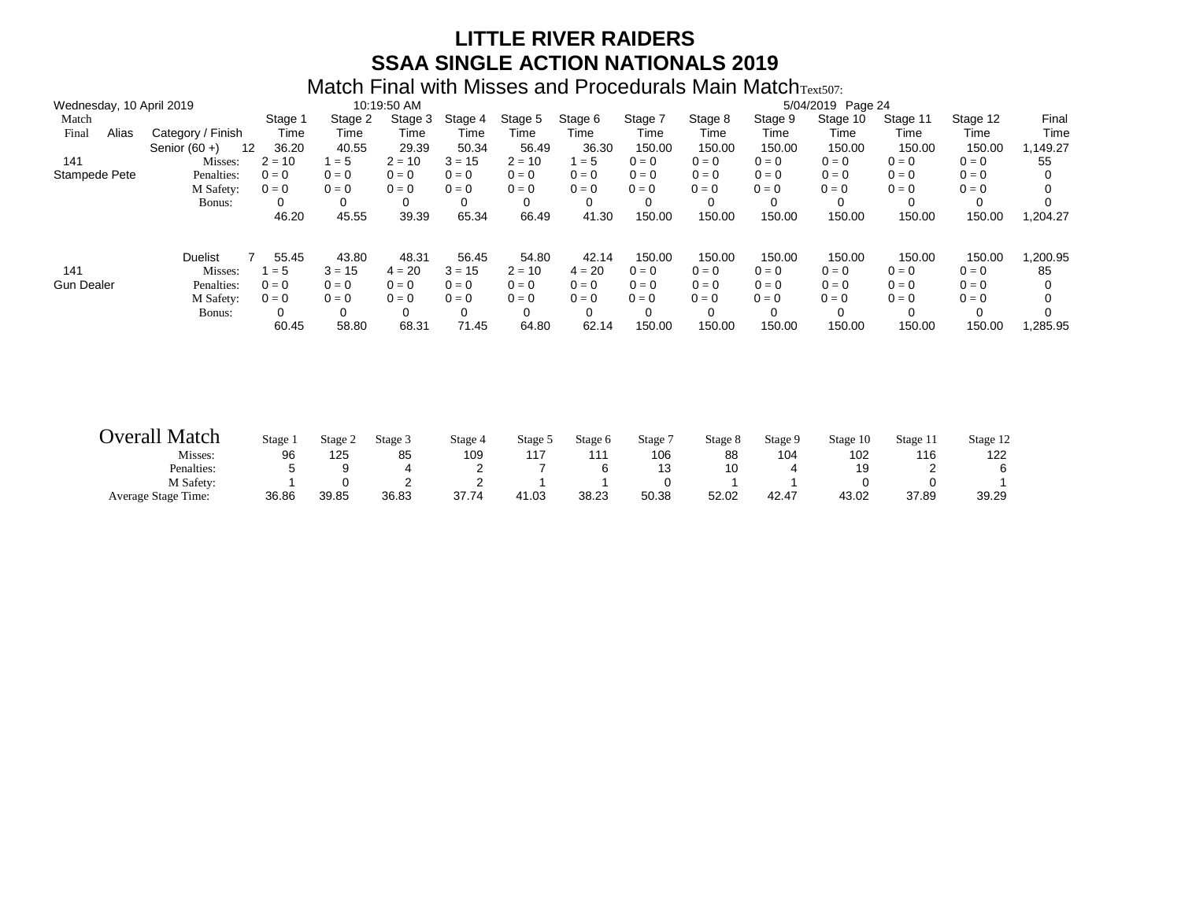# LITTLE RIVER RAIDERS
# SSAA SINGLE ACTION NATIONALS 2019
## Match Final with Misses and Procedurals Main Match

Wednesday, 10 April 2019 10:19:50 AM

| Match Final | Alias | Category / Finish | Stage 1 Time | Stage 2 Time | Stage 3 Time | Stage 4 Time | Stage 5 Time | Stage 6 Time | Stage 7 Time | Stage 8 Time | Stage 9 Time | Stage 10 Time | Stage 11 Time | Stage 12 Time | Final Time |
|---|---|---|---|---|---|---|---|---|---|---|---|---|---|---|---|
| | | Senior (60 +) 12 | 36.20 | 40.55 | 29.39 | 50.34 | 56.49 | 36.30 | 150.00 | 150.00 | 150.00 | 150.00 | 150.00 | 150.00 | 1,149.27 |
| 141 | | Misses: | 2 = 10 | 1 = 5 | 2 = 10 | 3 = 15 | 2 = 10 | 1 = 5 | 0 = 0 | 0 = 0 | 0 = 0 | 0 = 0 | 0 = 0 | 0 = 0 | 55 |
| Stampede Pete | | Penalties: | 0 = 0 | 0 = 0 | 0 = 0 | 0 = 0 | 0 = 0 | 0 = 0 | 0 = 0 | 0 = 0 | 0 = 0 | 0 = 0 | 0 = 0 | 0 = 0 | 0 |
| | | M Safety: | 0 = 0 | 0 = 0 | 0 = 0 | 0 = 0 | 0 = 0 | 0 = 0 | 0 = 0 | 0 = 0 | 0 = 0 | 0 = 0 | 0 = 0 | 0 = 0 | 0 |
| | | Bonus: | 0 | 0 | 0 | 0 | 0 | 0 | 0 | 0 | 0 | 0 | 0 | 0 | 0 |
| | | | 46.20 | 45.55 | 39.39 | 65.34 | 66.49 | 41.30 | 150.00 | 150.00 | 150.00 | 150.00 | 150.00 | 150.00 | 1,204.27 |
| | | Duelist 7 | 55.45 | 43.80 | 48.31 | 56.45 | 54.80 | 42.14 | 150.00 | 150.00 | 150.00 | 150.00 | 150.00 | 150.00 | 1,200.95 |
| 141 | | Misses: | 1 = 5 | 3 = 15 | 4 = 20 | 3 = 15 | 2 = 10 | 4 = 20 | 0 = 0 | 0 = 0 | 0 = 0 | 0 = 0 | 0 = 0 | 0 = 0 | 85 |
| Gun Dealer | | Penalties: | 0 = 0 | 0 = 0 | 0 = 0 | 0 = 0 | 0 = 0 | 0 = 0 | 0 = 0 | 0 = 0 | 0 = 0 | 0 = 0 | 0 = 0 | 0 = 0 | 0 |
| | | M Safety: | 0 = 0 | 0 = 0 | 0 = 0 | 0 = 0 | 0 = 0 | 0 = 0 | 0 = 0 | 0 = 0 | 0 = 0 | 0 = 0 | 0 = 0 | 0 = 0 | 0 |
| | | Bonus: | 0 | 0 | 0 | 0 | 0 | 0 | 0 | 0 | 0 | 0 | 0 | 0 | 0 |
| | | | 60.45 | 58.80 | 68.31 | 71.45 | 64.80 | 62.14 | 150.00 | 150.00 | 150.00 | 150.00 | 150.00 | 150.00 | 1,285.95 |

## Overall Match

| | Stage 1 | Stage 2 | Stage 3 | Stage 4 | Stage 5 | Stage 6 | Stage 7 | Stage 8 | Stage 9 | Stage 10 | Stage 11 | Stage 12 |
|---|---|---|---|---|---|---|---|---|---|---|---|---|
| Misses: | 96 | 125 | 85 | 109 | 117 | 111 | 106 | 88 | 104 | 102 | 116 | 122 |
| Penalties: | 5 | 9 | 4 | 2 | 7 | 6 | 13 | 10 | 4 | 19 | 2 | 6 |
| M Safety: | 1 | 0 | 2 | 2 | 1 | 1 | 0 | 1 | 1 | 0 | 0 | 1 |
| Average Stage Time: | 36.86 | 39.85 | 36.83 | 37.74 | 41.03 | 38.23 | 50.38 | 52.02 | 42.47 | 43.02 | 37.89 | 39.29 |